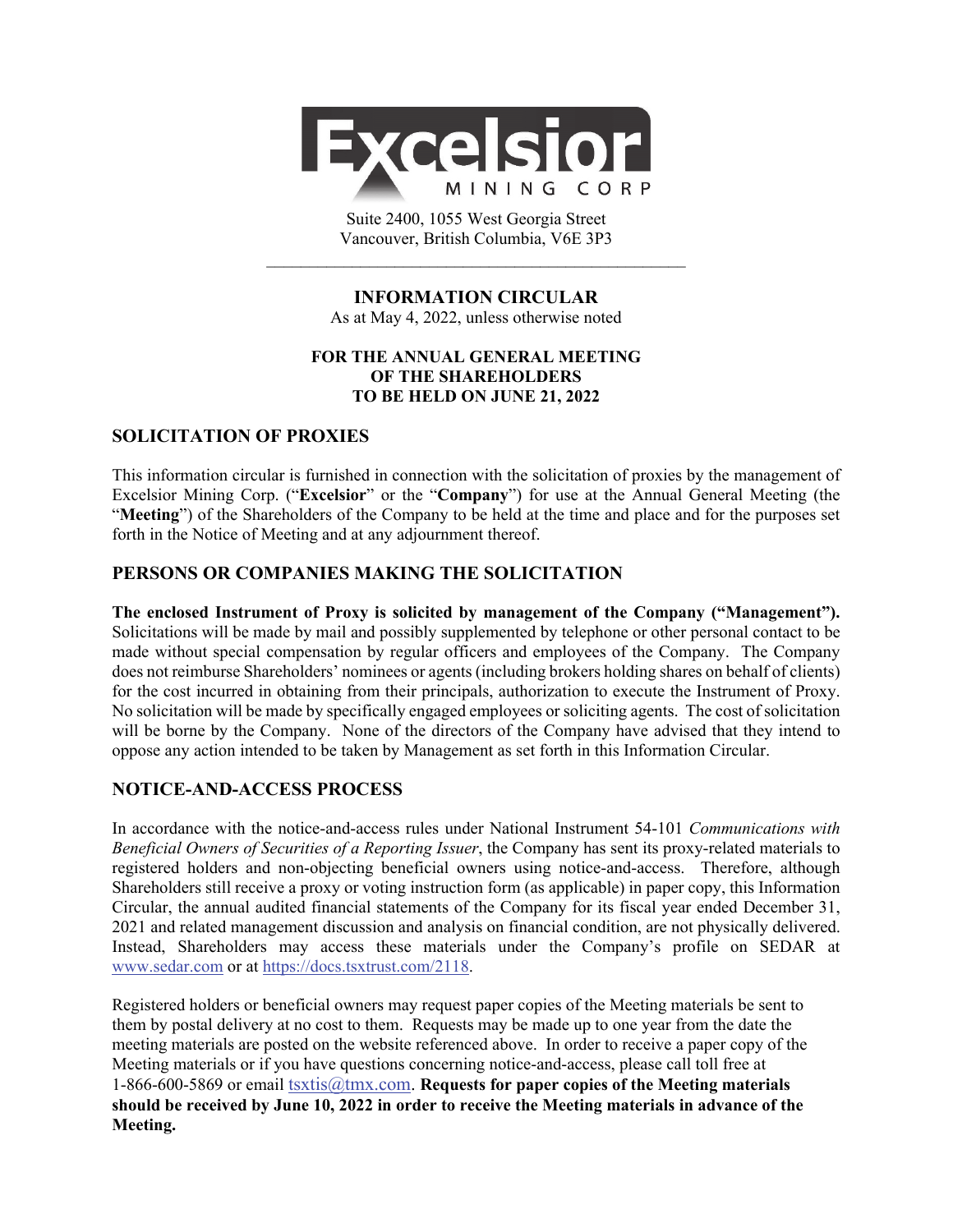Suite 2400, 1055 West Georgia Street
Vancouver, British Columbia, V6E 3P3

# INFORMATION CIRCULAR

As at May 4, 2022, unless otherwise noted

**FOR THE ANNUAL GENERAL MEETING
OF THE SHAREHOLDERS
TO BE HELD ON JUNE 21, 2022**

## SOLICITATION OF PROXIES

This information circular is furnished in connection with the solicitation of proxies by the management of Excelsior Mining Corp. ("**Excelsior**" or the "**Company**") for use at the Annual General Meeting (the "**Meeting**") of the Shareholders of the Company to be held at the time and place and for the purposes set forth in the Notice of Meeting and at any adjournment thereof.

## PERSONS OR COMPANIES MAKING THE SOLICITATION

**The enclosed Instrument of Proxy is solicited by management of the Company ("Management").** Solicitations will be made by mail and possibly supplemented by telephone or other personal contact to be made without special compensation by regular officers and employees of the Company. The Company does not reimburse Shareholders' nominees or agents (including brokers holding shares on behalf of clients) for the cost incurred in obtaining from their principals, authorization to execute the Instrument of Proxy. No solicitation will be made by specifically engaged employees or soliciting agents. The cost of solicitation will be borne by the Company. None of the directors of the Company have advised that they intend to oppose any action intended to be taken by Management as set forth in this Information Circular.

## NOTICE-AND-ACCESS PROCESS

In accordance with the notice-and-access rules under National Instrument 54-101 *Communications with Beneficial Owners of Securities of a Reporting Issuer*, the Company has sent its proxy-related materials to registered holders and non-objecting beneficial owners using notice-and-access. Therefore, although Shareholders still receive a proxy or voting instruction form (as applicable) in paper copy, this Information Circular, the annual audited financial statements of the Company for its fiscal year ended December 31, 2021 and related management discussion and analysis on financial condition, are not physically delivered. Instead, Shareholders may access these materials under the Company's profile on SEDAR at www.sedar.com or at https://docs.tsxtrust.com/2118.

Registered holders or beneficial owners may request paper copies of the Meeting materials be sent to them by postal delivery at no cost to them. Requests may be made up to one year from the date the meeting materials are posted on the website referenced above. In order to receive a paper copy of the Meeting materials or if you have questions concerning notice-and-access, please call toll free at 1-866-600-5869 or email tsxtis@tmx.com. **Requests for paper copies of the Meeting materials should be received by June 10, 2022 in order to receive the Meeting materials in advance of the Meeting.**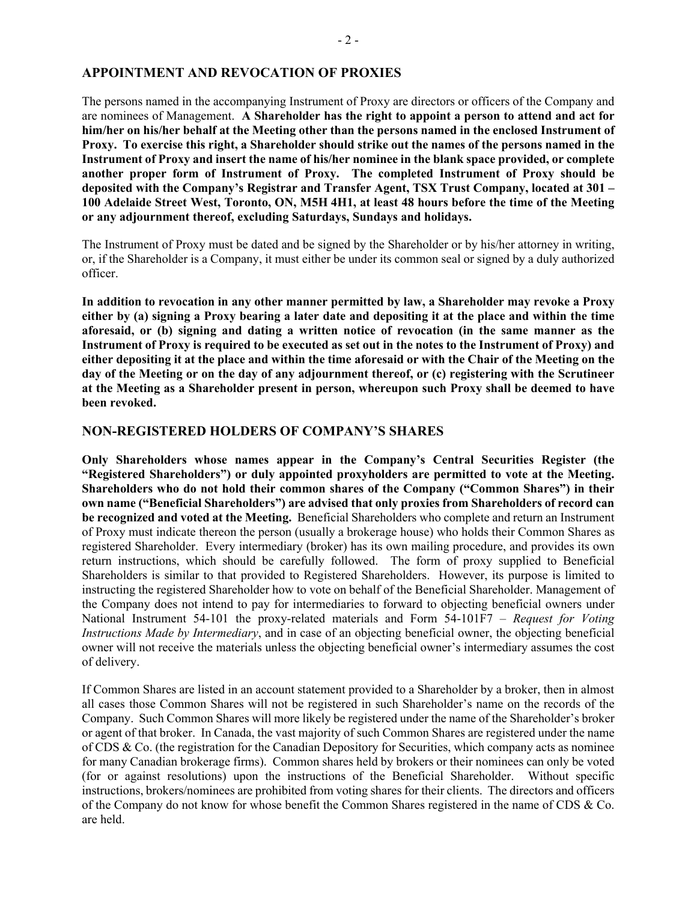## APPOINTMENT AND REVOCATION OF PROXIES

The persons named in the accompanying Instrument of Proxy are directors or officers of the Company and are nominees of Management. **A Shareholder has the right to appoint a person to attend and act for him/her on his/her behalf at the Meeting other than the persons named in the enclosed Instrument of Proxy. To exercise this right, a Shareholder should strike out the names of the persons named in the Instrument of Proxy and insert the name of his/her nominee in the blank space provided, or complete another proper form of Instrument of Proxy. The completed Instrument of Proxy should be deposited with the Company's Registrar and Transfer Agent, TSX Trust Company, located at 301 – 100 Adelaide Street West, Toronto, ON, M5H 4H1, at least 48 hours before the time of the Meeting or any adjournment thereof, excluding Saturdays, Sundays and holidays.**

The Instrument of Proxy must be dated and be signed by the Shareholder or by his/her attorney in writing, or, if the Shareholder is a Company, it must either be under its common seal or signed by a duly authorized officer.

**In addition to revocation in any other manner permitted by law, a Shareholder may revoke a Proxy either by (a) signing a Proxy bearing a later date and depositing it at the place and within the time aforesaid, or (b) signing and dating a written notice of revocation (in the same manner as the Instrument of Proxy is required to be executed as set out in the notes to the Instrument of Proxy) and either depositing it at the place and within the time aforesaid or with the Chair of the Meeting on the day of the Meeting or on the day of any adjournment thereof, or (c) registering with the Scrutineer at the Meeting as a Shareholder present in person, whereupon such Proxy shall be deemed to have been revoked.**

## NON-REGISTERED HOLDERS OF COMPANY'S SHARES

**Only Shareholders whose names appear in the Company's Central Securities Register (the "Registered Shareholders") or duly appointed proxyholders are permitted to vote at the Meeting. Shareholders who do not hold their common shares of the Company ("Common Shares") in their own name ("Beneficial Shareholders") are advised that only proxies from Shareholders of record can be recognized and voted at the Meeting.** Beneficial Shareholders who complete and return an Instrument of Proxy must indicate thereon the person (usually a brokerage house) who holds their Common Shares as registered Shareholder. Every intermediary (broker) has its own mailing procedure, and provides its own return instructions, which should be carefully followed. The form of proxy supplied to Beneficial Shareholders is similar to that provided to Registered Shareholders. However, its purpose is limited to instructing the registered Shareholder how to vote on behalf of the Beneficial Shareholder. Management of the Company does not intend to pay for intermediaries to forward to objecting beneficial owners under National Instrument 54-101 the proxy-related materials and Form 54-101F7 – *Request for Voting Instructions Made by Intermediary*, and in case of an objecting beneficial owner, the objecting beneficial owner will not receive the materials unless the objecting beneficial owner's intermediary assumes the cost of delivery.

If Common Shares are listed in an account statement provided to a Shareholder by a broker, then in almost all cases those Common Shares will not be registered in such Shareholder's name on the records of the Company. Such Common Shares will more likely be registered under the name of the Shareholder's broker or agent of that broker. In Canada, the vast majority of such Common Shares are registered under the name of CDS & Co. (the registration for the Canadian Depository for Securities, which company acts as nominee for many Canadian brokerage firms). Common shares held by brokers or their nominees can only be voted (for or against resolutions) upon the instructions of the Beneficial Shareholder. Without specific instructions, brokers/nominees are prohibited from voting shares for their clients. The directors and officers of the Company do not know for whose benefit the Common Shares registered in the name of CDS & Co. are held.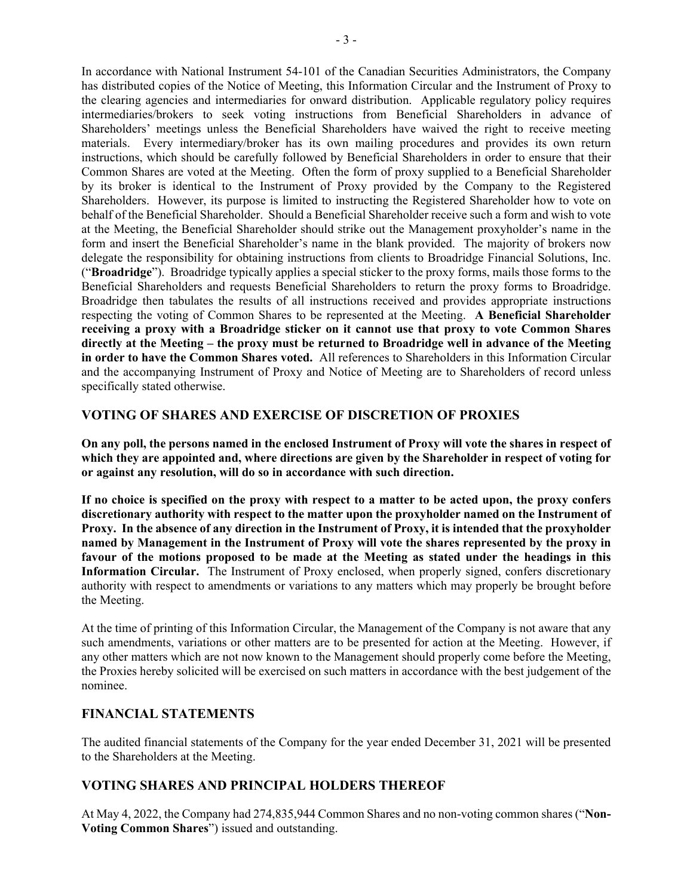In accordance with National Instrument 54-101 of the Canadian Securities Administrators, the Company has distributed copies of the Notice of Meeting, this Information Circular and the Instrument of Proxy to the clearing agencies and intermediaries for onward distribution. Applicable regulatory policy requires intermediaries/brokers to seek voting instructions from Beneficial Shareholders in advance of Shareholders' meetings unless the Beneficial Shareholders have waived the right to receive meeting materials. Every intermediary/broker has its own mailing procedures and provides its own return instructions, which should be carefully followed by Beneficial Shareholders in order to ensure that their Common Shares are voted at the Meeting. Often the form of proxy supplied to a Beneficial Shareholder by its broker is identical to the Instrument of Proxy provided by the Company to the Registered Shareholders. However, its purpose is limited to instructing the Registered Shareholder how to vote on behalf of the Beneficial Shareholder. Should a Beneficial Shareholder receive such a form and wish to vote at the Meeting, the Beneficial Shareholder should strike out the Management proxyholder's name in the form and insert the Beneficial Shareholder's name in the blank provided. The majority of brokers now delegate the responsibility for obtaining instructions from clients to Broadridge Financial Solutions, Inc. ("**Broadridge**"). Broadridge typically applies a special sticker to the proxy forms, mails those forms to the Beneficial Shareholders and requests Beneficial Shareholders to return the proxy forms to Broadridge. Broadridge then tabulates the results of all instructions received and provides appropriate instructions respecting the voting of Common Shares to be represented at the Meeting. **A Beneficial Shareholder receiving a proxy with a Broadridge sticker on it cannot use that proxy to vote Common Shares directly at the Meeting – the proxy must be returned to Broadridge well in advance of the Meeting in order to have the Common Shares voted.** All references to Shareholders in this Information Circular and the accompanying Instrument of Proxy and Notice of Meeting are to Shareholders of record unless specifically stated otherwise.

## VOTING OF SHARES AND EXERCISE OF DISCRETION OF PROXIES

**On any poll, the persons named in the enclosed Instrument of Proxy will vote the shares in respect of which they are appointed and, where directions are given by the Shareholder in respect of voting for or against any resolution, will do so in accordance with such direction.**

**If no choice is specified on the proxy with respect to a matter to be acted upon, the proxy confers discretionary authority with respect to the matter upon the proxyholder named on the Instrument of Proxy. In the absence of any direction in the Instrument of Proxy, it is intended that the proxyholder named by Management in the Instrument of Proxy will vote the shares represented by the proxy in favour of the motions proposed to be made at the Meeting as stated under the headings in this Information Circular.** The Instrument of Proxy enclosed, when properly signed, confers discretionary authority with respect to amendments or variations to any matters which may properly be brought before the Meeting.

At the time of printing of this Information Circular, the Management of the Company is not aware that any such amendments, variations or other matters are to be presented for action at the Meeting. However, if any other matters which are not now known to the Management should properly come before the Meeting, the Proxies hereby solicited will be exercised on such matters in accordance with the best judgement of the nominee.

## FINANCIAL STATEMENTS

The audited financial statements of the Company for the year ended December 31, 2021 will be presented to the Shareholders at the Meeting.

## VOTING SHARES AND PRINCIPAL HOLDERS THEREOF

At May 4, 2022, the Company had 274,835,944 Common Shares and no non-voting common shares ("**Non-Voting Common Shares**") issued and outstanding.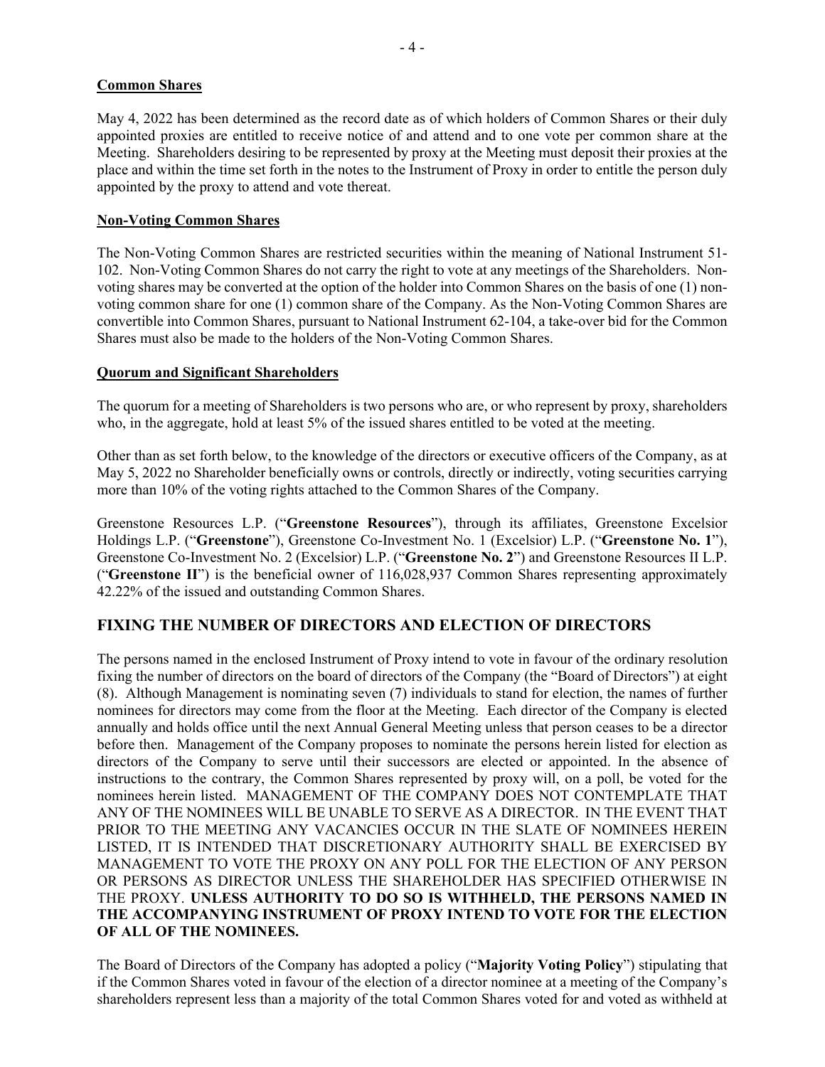**Common Shares**

May 4, 2022 has been determined as the record date as of which holders of Common Shares or their duly appointed proxies are entitled to receive notice of and attend and to one vote per common share at the Meeting. Shareholders desiring to be represented by proxy at the Meeting must deposit their proxies at the place and within the time set forth in the notes to the Instrument of Proxy in order to entitle the person duly appointed by the proxy to attend and vote thereat.

**Non-Voting Common Shares**

The Non-Voting Common Shares are restricted securities within the meaning of National Instrument 51-102. Non-Voting Common Shares do not carry the right to vote at any meetings of the Shareholders. Non-voting shares may be converted at the option of the holder into Common Shares on the basis of one (1) non-voting common share for one (1) common share of the Company. As the Non-Voting Common Shares are convertible into Common Shares, pursuant to National Instrument 62-104, a take-over bid for the Common Shares must also be made to the holders of the Non-Voting Common Shares.

**Quorum and Significant Shareholders**

The quorum for a meeting of Shareholders is two persons who are, or who represent by proxy, shareholders who, in the aggregate, hold at least 5% of the issued shares entitled to be voted at the meeting.

Other than as set forth below, to the knowledge of the directors or executive officers of the Company, as at May 5, 2022 no Shareholder beneficially owns or controls, directly or indirectly, voting securities carrying more than 10% of the voting rights attached to the Common Shares of the Company.

Greenstone Resources L.P. ("**Greenstone Resources**"), through its affiliates, Greenstone Excelsior Holdings L.P. ("**Greenstone**"), Greenstone Co-Investment No. 1 (Excelsior) L.P. ("**Greenstone No. 1**"), Greenstone Co-Investment No. 2 (Excelsior) L.P. ("**Greenstone No. 2**") and Greenstone Resources II L.P. ("**Greenstone II**") is the beneficial owner of 116,028,937 Common Shares representing approximately 42.22% of the issued and outstanding Common Shares.

## FIXING THE NUMBER OF DIRECTORS AND ELECTION OF DIRECTORS

The persons named in the enclosed Instrument of Proxy intend to vote in favour of the ordinary resolution fixing the number of directors on the board of directors of the Company (the "Board of Directors") at eight (8). Although Management is nominating seven (7) individuals to stand for election, the names of further nominees for directors may come from the floor at the Meeting. Each director of the Company is elected annually and holds office until the next Annual General Meeting unless that person ceases to be a director before then. Management of the Company proposes to nominate the persons herein listed for election as directors of the Company to serve until their successors are elected or appointed. In the absence of instructions to the contrary, the Common Shares represented by proxy will, on a poll, be voted for the nominees herein listed. MANAGEMENT OF THE COMPANY DOES NOT CONTEMPLATE THAT ANY OF THE NOMINEES WILL BE UNABLE TO SERVE AS A DIRECTOR. IN THE EVENT THAT PRIOR TO THE MEETING ANY VACANCIES OCCUR IN THE SLATE OF NOMINEES HEREIN LISTED, IT IS INTENDED THAT DISCRETIONARY AUTHORITY SHALL BE EXERCISED BY MANAGEMENT TO VOTE THE PROXY ON ANY POLL FOR THE ELECTION OF ANY PERSON OR PERSONS AS DIRECTOR UNLESS THE SHAREHOLDER HAS SPECIFIED OTHERWISE IN THE PROXY. **UNLESS AUTHORITY TO DO SO IS WITHHELD, THE PERSONS NAMED IN THE ACCOMPANYING INSTRUMENT OF PROXY INTEND TO VOTE FOR THE ELECTION OF ALL OF THE NOMINEES.**

The Board of Directors of the Company has adopted a policy ("**Majority Voting Policy**") stipulating that if the Common Shares voted in favour of the election of a director nominee at a meeting of the Company's shareholders represent less than a majority of the total Common Shares voted for and voted as withheld at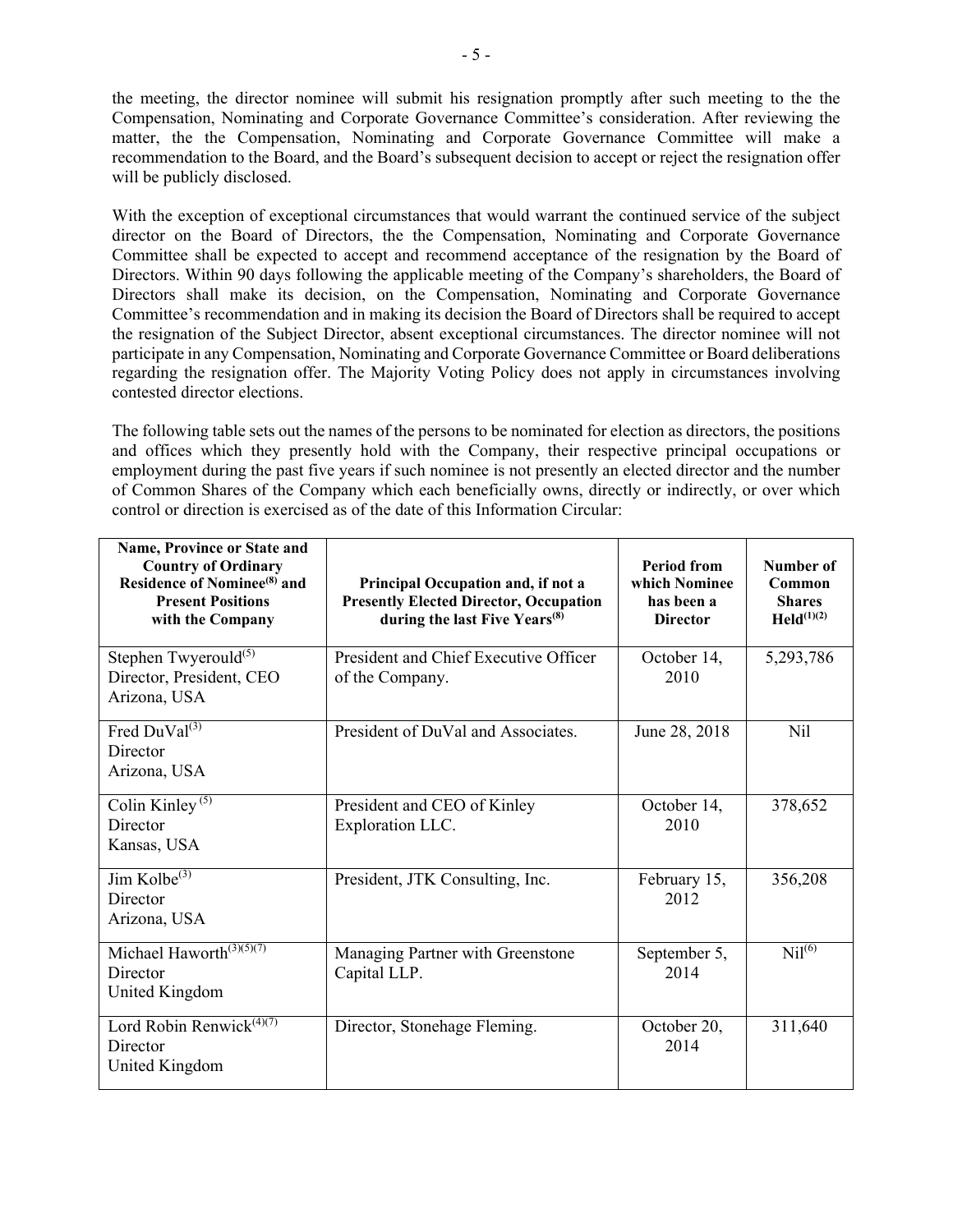the meeting, the director nominee will submit his resignation promptly after such meeting to the the Compensation, Nominating and Corporate Governance Committee's consideration. After reviewing the matter, the the Compensation, Nominating and Corporate Governance Committee will make a recommendation to the Board, and the Board's subsequent decision to accept or reject the resignation offer will be publicly disclosed.

With the exception of exceptional circumstances that would warrant the continued service of the subject director on the Board of Directors, the the Compensation, Nominating and Corporate Governance Committee shall be expected to accept and recommend acceptance of the resignation by the Board of Directors. Within 90 days following the applicable meeting of the Company's shareholders, the Board of Directors shall make its decision, on the Compensation, Nominating and Corporate Governance Committee's recommendation and in making its decision the Board of Directors shall be required to accept the resignation of the Subject Director, absent exceptional circumstances. The director nominee will not participate in any Compensation, Nominating and Corporate Governance Committee or Board deliberations regarding the resignation offer. The Majority Voting Policy does not apply in circumstances involving contested director elections.

The following table sets out the names of the persons to be nominated for election as directors, the positions and offices which they presently hold with the Company, their respective principal occupations or employment during the past five years if such nominee is not presently an elected director and the number of Common Shares of the Company which each beneficially owns, directly or indirectly, or over which control or direction is exercised as of the date of this Information Circular:

| **Name, Province or State and Country of Ordinary Residence of Nominee[8] and Present Positions with the Company** | **Principal Occupation and, if not a Presently Elected Director, Occupation during the last Five Years[8]** | **Period from which Nominee has been a Director** | **Number of Common Shares Held[1][2]** |
|---|---|---|---|
| Stephen Twyerould[5]<br>Director, President, CEO<br>Arizona, USA | President and Chief Executive Officer of the Company. | October 14, 2010 | 5,293,786 |
| Fred DuVal[3]<br>Director<br>Arizona, USA | President of DuVal and Associates. | June 28, 2018 | Nil |
| Colin Kinley [5]<br>Director<br>Kansas, USA | President and CEO of Kinley Exploration LLC. | October 14, 2010 | 378,652 |
| Jim Kolbe[3]<br>Director<br>Arizona, USA | President, JTK Consulting, Inc. | February 15, 2012 | 356,208 |
| Michael Haworth[3][5][7]<br>Director<br>United Kingdom | Managing Partner with Greenstone Capital LLP. | September 5, 2014 | Nil[6] |
| Lord Robin Renwick[4][7]<br>Director<br>United Kingdom | Director, Stonehage Fleming. | October 20, 2014 | 311,640 |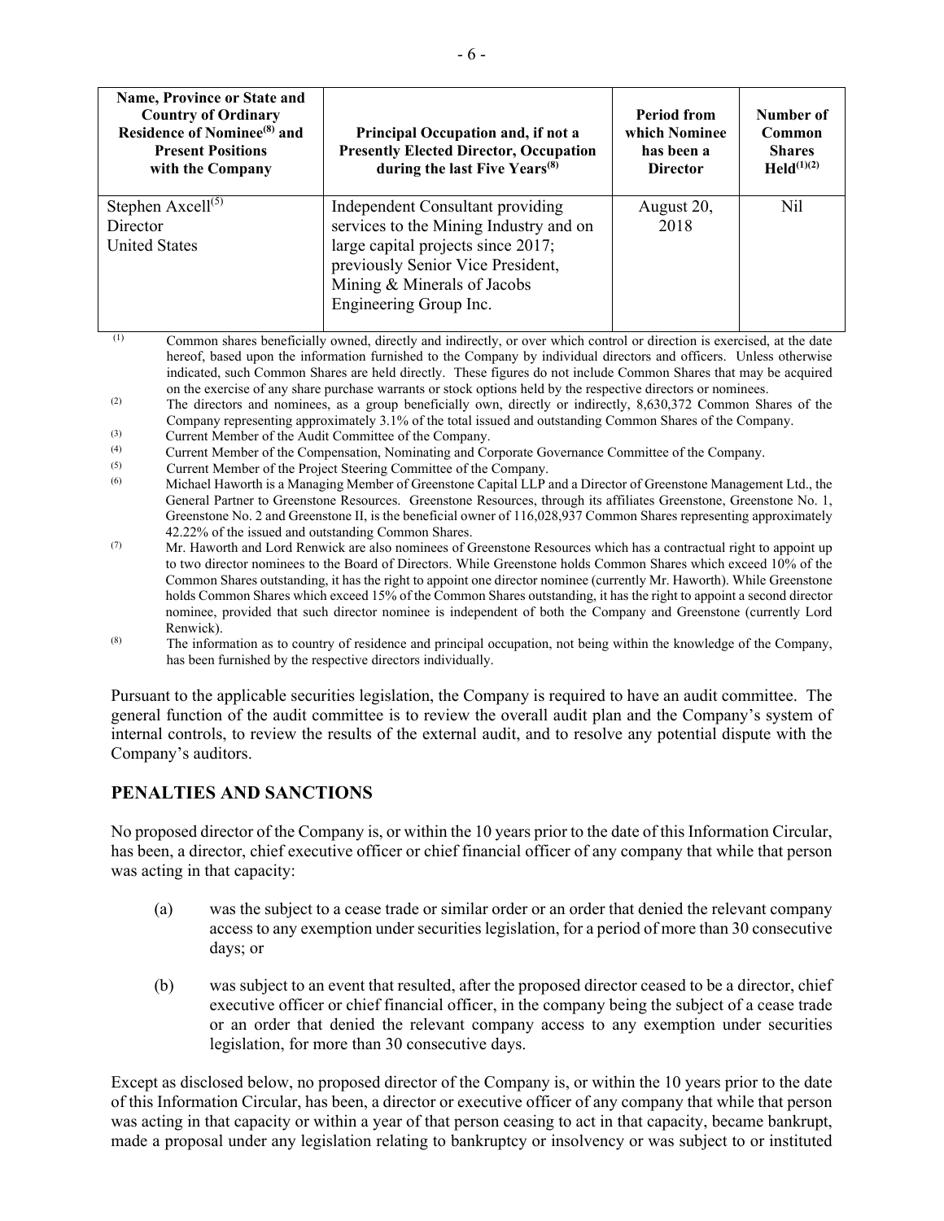| Name, Province or State and Country of Ordinary Residence of Nominee[8] and Present Positions with the Company | Principal Occupation and, if not a Presently Elected Director, Occupation during the last Five Years[8] | Period from which Nominee has been a Director | Number of Common Shares Held[(1)(2)] |
|---|---|---|---|
| Stephen Axcell[5]<br>Director<br>United States | Independent Consultant providing services to the Mining Industry and on large capital projects since 2017; previously Senior Vice President, Mining & Minerals of Jacobs Engineering Group Inc. | August 20, 2018 | Nil |

(1) Common shares beneficially owned, directly and indirectly, or over which control or direction is exercised, at the date hereof, based upon the information furnished to the Company by individual directors and officers. Unless otherwise indicated, such Common Shares are held directly. These figures do not include Common Shares that may be acquired on the exercise of any share purchase warrants or stock options held by the respective directors or nominees.

(2) The directors and nominees, as a group beneficially own, directly or indirectly, 8,630,372 Common Shares of the Company representing approximately 3.1% of the total issued and outstanding Common Shares of the Company.

(3) Current Member of the Audit Committee of the Company.

(4) Current Member of the Compensation, Nominating and Corporate Governance Committee of the Company.

(5) Current Member of the Project Steering Committee of the Company.

(6) Michael Haworth is a Managing Member of Greenstone Capital LLP and a Director of Greenstone Management Ltd., the General Partner to Greenstone Resources. Greenstone Resources, through its affiliates Greenstone, Greenstone No. 1, Greenstone No. 2 and Greenstone II, is the beneficial owner of 116,028,937 Common Shares representing approximately 42.22% of the issued and outstanding Common Shares.

(7) Mr. Haworth and Lord Renwick are also nominees of Greenstone Resources which has a contractual right to appoint up to two director nominees to the Board of Directors. While Greenstone holds Common Shares which exceed 10% of the Common Shares outstanding, it has the right to appoint one director nominee (currently Mr. Haworth). While Greenstone holds Common Shares which exceed 15% of the Common Shares outstanding, it has the right to appoint a second director nominee, provided that such director nominee is independent of both the Company and Greenstone (currently Lord Renwick).

(8) The information as to country of residence and principal occupation, not being within the knowledge of the Company, has been furnished by the respective directors individually.

Pursuant to the applicable securities legislation, the Company is required to have an audit committee. The general function of the audit committee is to review the overall audit plan and the Company's system of internal controls, to review the results of the external audit, and to resolve any potential dispute with the Company's auditors.

## PENALTIES AND SANCTIONS

No proposed director of the Company is, or within the 10 years prior to the date of this Information Circular, has been, a director, chief executive officer or chief financial officer of any company that while that person was acting in that capacity:

(a) was the subject to a cease trade or similar order or an order that denied the relevant company access to any exemption under securities legislation, for a period of more than 30 consecutive days; or

(b) was subject to an event that resulted, after the proposed director ceased to be a director, chief executive officer or chief financial officer, in the company being the subject of a cease trade or an order that denied the relevant company access to any exemption under securities legislation, for more than 30 consecutive days.

Except as disclosed below, no proposed director of the Company is, or within the 10 years prior to the date of this Information Circular, has been, a director or executive officer of any company that while that person was acting in that capacity or within a year of that person ceasing to act in that capacity, became bankrupt, made a proposal under any legislation relating to bankruptcy or insolvency or was subject to or instituted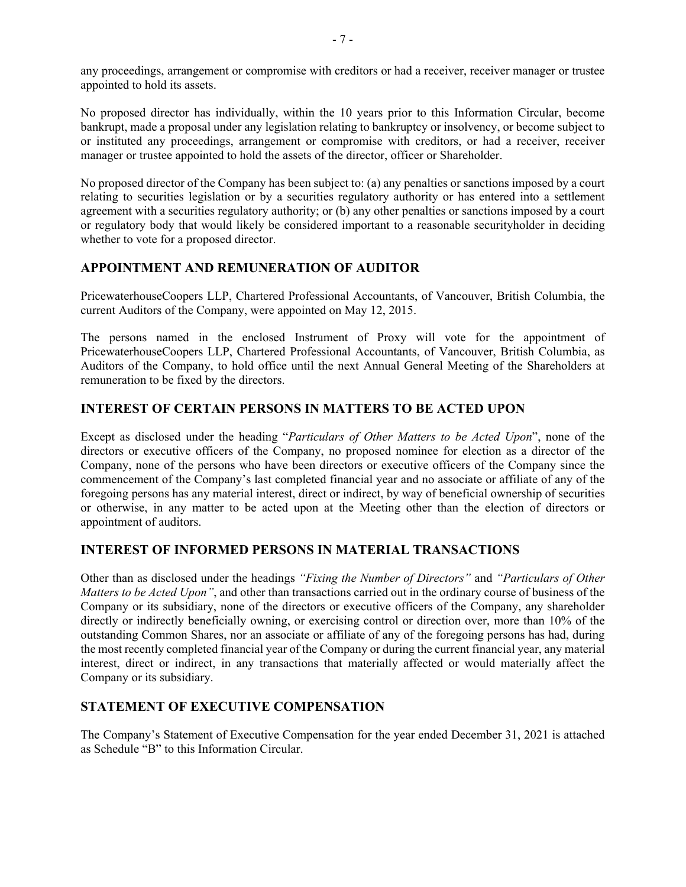any proceedings, arrangement or compromise with creditors or had a receiver, receiver manager or trustee appointed to hold its assets.

No proposed director has individually, within the 10 years prior to this Information Circular, become bankrupt, made a proposal under any legislation relating to bankruptcy or insolvency, or become subject to or instituted any proceedings, arrangement or compromise with creditors, or had a receiver, receiver manager or trustee appointed to hold the assets of the director, officer or Shareholder.

No proposed director of the Company has been subject to: (a) any penalties or sanctions imposed by a court relating to securities legislation or by a securities regulatory authority or has entered into a settlement agreement with a securities regulatory authority; or (b) any other penalties or sanctions imposed by a court or regulatory body that would likely be considered important to a reasonable securityholder in deciding whether to vote for a proposed director.

## APPOINTMENT AND REMUNERATION OF AUDITOR

PricewaterhouseCoopers LLP, Chartered Professional Accountants, of Vancouver, British Columbia, the current Auditors of the Company, were appointed on May 12, 2015.

The persons named in the enclosed Instrument of Proxy will vote for the appointment of PricewaterhouseCoopers LLP, Chartered Professional Accountants, of Vancouver, British Columbia, as Auditors of the Company, to hold office until the next Annual General Meeting of the Shareholders at remuneration to be fixed by the directors.

## INTEREST OF CERTAIN PERSONS IN MATTERS TO BE ACTED UPON

Except as disclosed under the heading "*Particulars of Other Matters to be Acted Upon*", none of the directors or executive officers of the Company, no proposed nominee for election as a director of the Company, none of the persons who have been directors or executive officers of the Company since the commencement of the Company's last completed financial year and no associate or affiliate of any of the foregoing persons has any material interest, direct or indirect, by way of beneficial ownership of securities or otherwise, in any matter to be acted upon at the Meeting other than the election of directors or appointment of auditors.

## INTEREST OF INFORMED PERSONS IN MATERIAL TRANSACTIONS

Other than as disclosed under the headings *"Fixing the Number of Directors"* and *"Particulars of Other Matters to be Acted Upon"*, and other than transactions carried out in the ordinary course of business of the Company or its subsidiary, none of the directors or executive officers of the Company, any shareholder directly or indirectly beneficially owning, or exercising control or direction over, more than 10% of the outstanding Common Shares, nor an associate or affiliate of any of the foregoing persons has had, during the most recently completed financial year of the Company or during the current financial year, any material interest, direct or indirect, in any transactions that materially affected or would materially affect the Company or its subsidiary.

## STATEMENT OF EXECUTIVE COMPENSATION

The Company's Statement of Executive Compensation for the year ended December 31, 2021 is attached as Schedule "B" to this Information Circular.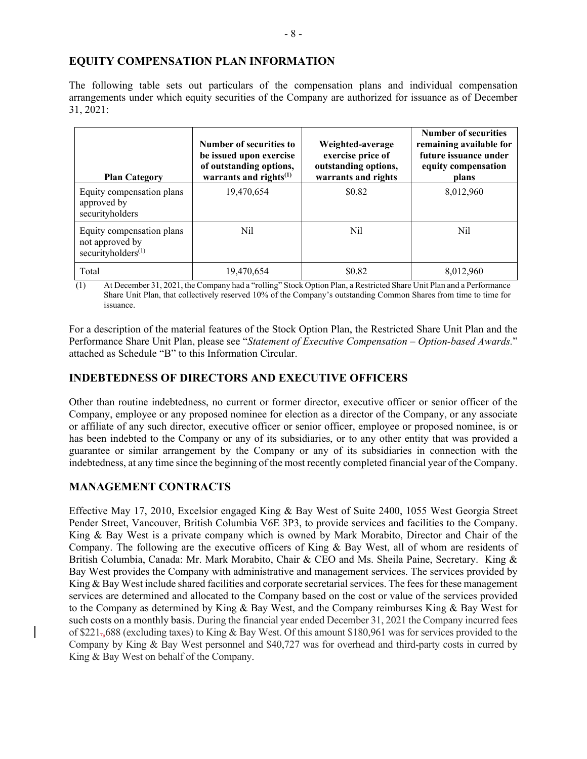## EQUITY COMPENSATION PLAN INFORMATION

The following table sets out particulars of the compensation plans and individual compensation arrangements under which equity securities of the Company are authorized for issuance as of December 31, 2021:

| Plan Category | Number of securities to be issued upon exercise of outstanding options, warrants and rights[(1)] | Weighted-average exercise price of outstanding options, warrants and rights | Number of securities remaining available for future issuance under equity compensation plans |
|---|---|---|---|
| Equity compensation plans approved by securityholders | 19,470,654 | $0.82 | 8,012,960 |
| Equity compensation plans not approved by securityholders[(1)] | Nil | Nil | Nil |
| Total | 19,470,654 | $0.82 | 8,012,960 |

(1) At December 31, 2021, the Company had a "rolling" Stock Option Plan, a Restricted Share Unit Plan and a Performance Share Unit Plan, that collectively reserved 10% of the Company's outstanding Common Shares from time to time for issuance.

For a description of the material features of the Stock Option Plan, the Restricted Share Unit Plan and the Performance Share Unit Plan, please see "*Statement of Executive Compensation – Option-based Awards.*" attached as Schedule "B" to this Information Circular.

## INDEBTEDNESS OF DIRECTORS AND EXECUTIVE OFFICERS

Other than routine indebtedness, no current or former director, executive officer or senior officer of the Company, employee or any proposed nominee for election as a director of the Company, or any associate or affiliate of any such director, executive officer or senior officer, employee or proposed nominee, is or has been indebted to the Company or any of its subsidiaries, or to any other entity that was provided a guarantee or similar arrangement by the Company or any of its subsidiaries in connection with the indebtedness, at any time since the beginning of the most recently completed financial year of the Company.

## MANAGEMENT CONTRACTS

Effective May 17, 2010, Excelsior engaged King & Bay West of Suite 2400, 1055 West Georgia Street Pender Street, Vancouver, British Columbia V6E 3P3, to provide services and facilities to the Company. King & Bay West is a private company which is owned by Mark Morabito, Director and Chair of the Company. The following are the executive officers of King & Bay West, all of whom are residents of British Columbia, Canada: Mr. Mark Morabito, Chair & CEO and Ms. Sheila Paine, Secretary. King & Bay West provides the Company with administrative and management services. The services provided by King & Bay West include shared facilities and corporate secretarial services. The fees for these management services are determined and allocated to the Company based on the cost or value of the services provided to the Company as determined by King & Bay West, and the Company reimburses King & Bay West for such costs on a monthly basis. During the financial year ended December 31, 2021 the Company incurred fees of $221,688 (excluding taxes) to King & Bay West. Of this amount $180,961 was for services provided to the Company by King & Bay West personnel and $40,727 was for overhead and third-party costs in curred by King & Bay West on behalf of the Company.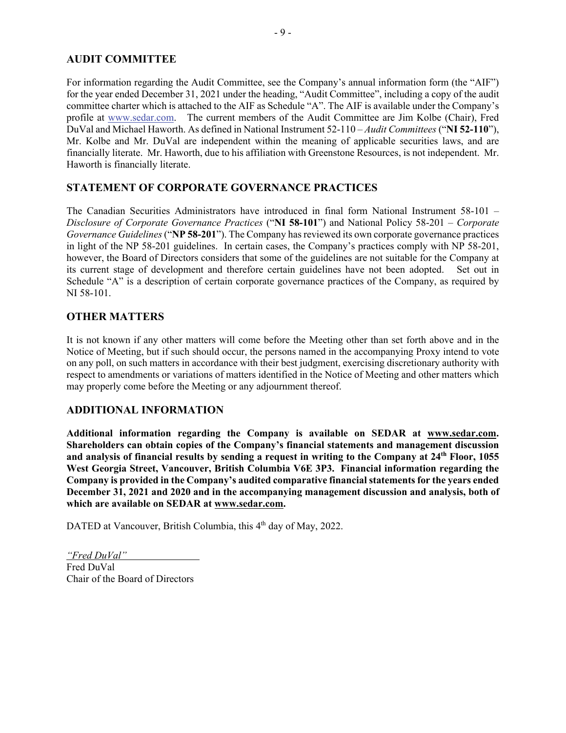## AUDIT COMMITTEE

For information regarding the Audit Committee, see the Company's annual information form (the "AIF") for the year ended December 31, 2021 under the heading, "Audit Committee", including a copy of the audit committee charter which is attached to the AIF as Schedule "A". The AIF is available under the Company's profile at www.sedar.com. The current members of the Audit Committee are Jim Kolbe (Chair), Fred DuVal and Michael Haworth. As defined in National Instrument 52-110 – *Audit Committees* ("**NI 52-110**"), Mr. Kolbe and Mr. DuVal are independent within the meaning of applicable securities laws, and are financially literate. Mr. Haworth, due to his affiliation with Greenstone Resources, is not independent. Mr. Haworth is financially literate.

## STATEMENT OF CORPORATE GOVERNANCE PRACTICES

The Canadian Securities Administrators have introduced in final form National Instrument 58-101 – *Disclosure of Corporate Governance Practices* ("**NI 58-101**") and National Policy 58-201 – *Corporate Governance Guidelines* ("**NP 58-201**"). The Company has reviewed its own corporate governance practices in light of the NP 58-201 guidelines. In certain cases, the Company's practices comply with NP 58-201, however, the Board of Directors considers that some of the guidelines are not suitable for the Company at its current stage of development and therefore certain guidelines have not been adopted. Set out in Schedule "A" is a description of certain corporate governance practices of the Company, as required by NI 58-101.

## OTHER MATTERS

It is not known if any other matters will come before the Meeting other than set forth above and in the Notice of Meeting, but if such should occur, the persons named in the accompanying Proxy intend to vote on any poll, on such matters in accordance with their best judgment, exercising discretionary authority with respect to amendments or variations of matters identified in the Notice of Meeting and other matters which may properly come before the Meeting or any adjournment thereof.

## ADDITIONAL INFORMATION

**Additional information regarding the Company is available on SEDAR at www.sedar.com. Shareholders can obtain copies of the Company's financial statements and management discussion and analysis of financial results by sending a request in writing to the Company at 24th Floor, 1055 West Georgia Street, Vancouver, British Columbia V6E 3P3. Financial information regarding the Company is provided in the Company's audited comparative financial statements for the years ended December 31, 2021 and 2020 and in the accompanying management discussion and analysis, both of which are available on SEDAR at www.sedar.com.**

DATED at Vancouver, British Columbia, this 4th day of May, 2022.

*"Fred DuVal"*
Fred DuVal
Chair of the Board of Directors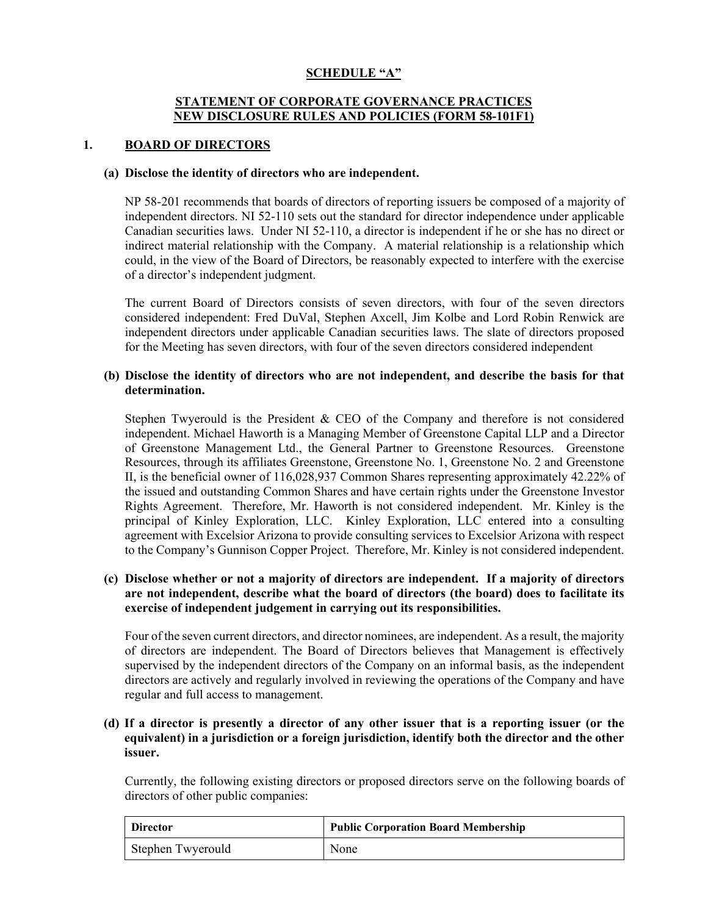# SCHEDULE "A"

## STATEMENT OF CORPORATE GOVERNANCE PRACTICES
## NEW DISCLOSURE RULES AND POLICIES (FORM 58-101F1)

## 1. BOARD OF DIRECTORS

### (a) Disclose the identity of directors who are independent.

NP 58-201 recommends that boards of directors of reporting issuers be composed of a majority of independent directors. NI 52-110 sets out the standard for director independence under applicable Canadian securities laws. Under NI 52-110, a director is independent if he or she has no direct or indirect material relationship with the Company. A material relationship is a relationship which could, in the view of the Board of Directors, be reasonably expected to interfere with the exercise of a director's independent judgment.

The current Board of Directors consists of seven directors, with four of the seven directors considered independent: Fred DuVal, Stephen Axcell, Jim Kolbe and Lord Robin Renwick are independent directors under applicable Canadian securities laws. The slate of directors proposed for the Meeting has seven directors, with four of the seven directors considered independent

### (b) Disclose the identity of directors who are not independent, and describe the basis for that determination.

Stephen Twyerould is the President & CEO of the Company and therefore is not considered independent. Michael Haworth is a Managing Member of Greenstone Capital LLP and a Director of Greenstone Management Ltd., the General Partner to Greenstone Resources. Greenstone Resources, through its affiliates Greenstone, Greenstone No. 1, Greenstone No. 2 and Greenstone II, is the beneficial owner of 116,028,937 Common Shares representing approximately 42.22% of the issued and outstanding Common Shares and have certain rights under the Greenstone Investor Rights Agreement. Therefore, Mr. Haworth is not considered independent. Mr. Kinley is the principal of Kinley Exploration, LLC. Kinley Exploration, LLC entered into a consulting agreement with Excelsior Arizona to provide consulting services to Excelsior Arizona with respect to the Company's Gunnison Copper Project. Therefore, Mr. Kinley is not considered independent.

### (c) Disclose whether or not a majority of directors are independent. If a majority of directors are not independent, describe what the board of directors (the board) does to facilitate its exercise of independent judgement in carrying out its responsibilities.

Four of the seven current directors, and director nominees, are independent. As a result, the majority of directors are independent. The Board of Directors believes that Management is effectively supervised by the independent directors of the Company on an informal basis, as the independent directors are actively and regularly involved in reviewing the operations of the Company and have regular and full access to management.

### (d) If a director is presently a director of any other issuer that is a reporting issuer (or the equivalent) in a jurisdiction or a foreign jurisdiction, identify both the director and the other issuer.

Currently, the following existing directors or proposed directors serve on the following boards of directors of other public companies:

| Director | Public Corporation Board Membership |
|---|---|
| Stephen Twyerould | None |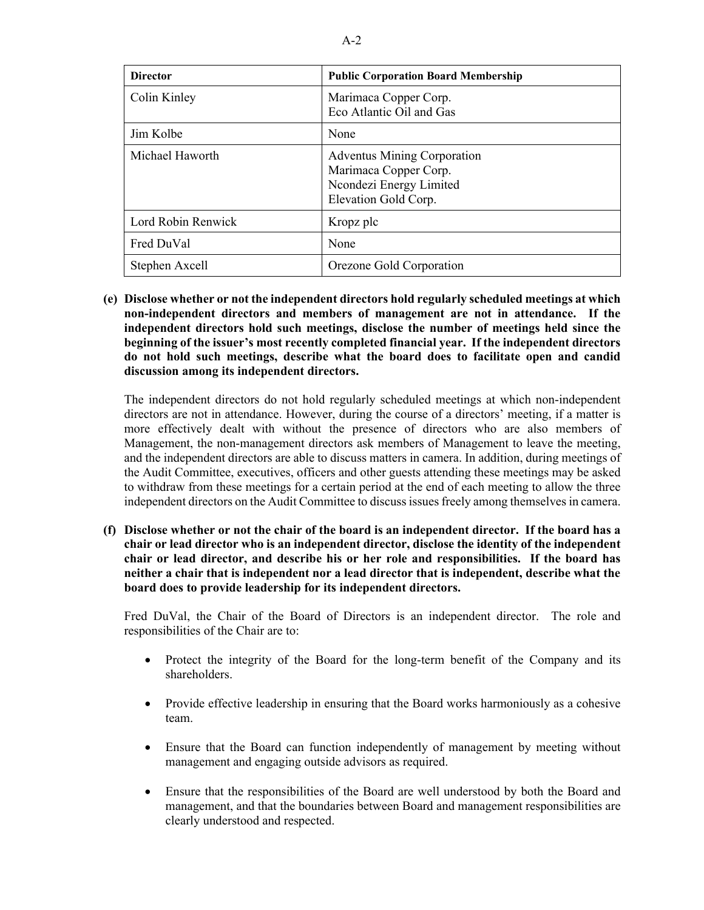| Director | Public Corporation Board Membership |
|---|---|
| Colin Kinley | Marimaca Copper Corp.<br>Eco Atlantic Oil and Gas |
| Jim Kolbe | None |
| Michael Haworth | Adventus Mining Corporation<br>Marimaca Copper Corp.<br>Ncondezi Energy Limited<br>Elevation Gold Corp. |
| Lord Robin Renwick | Kropz plc |
| Fred DuVal | None |
| Stephen Axcell | Orezone Gold Corporation |

**(e) Disclose whether or not the independent directors hold regularly scheduled meetings at which non-independent directors and members of management are not in attendance. If the independent directors hold such meetings, disclose the number of meetings held since the beginning of the issuer's most recently completed financial year. If the independent directors do not hold such meetings, describe what the board does to facilitate open and candid discussion among its independent directors.**

The independent directors do not hold regularly scheduled meetings at which non-independent directors are not in attendance. However, during the course of a directors' meeting, if a matter is more effectively dealt with without the presence of directors who are also members of Management, the non-management directors ask members of Management to leave the meeting, and the independent directors are able to discuss matters in camera. In addition, during meetings of the Audit Committee, executives, officers and other guests attending these meetings may be asked to withdraw from these meetings for a certain period at the end of each meeting to allow the three independent directors on the Audit Committee to discuss issues freely among themselves in camera.

**(f) Disclose whether or not the chair of the board is an independent director. If the board has a chair or lead director who is an independent director, disclose the identity of the independent chair or lead director, and describe his or her role and responsibilities. If the board has neither a chair that is independent nor a lead director that is independent, describe what the board does to provide leadership for its independent directors.**

Fred DuVal, the Chair of the Board of Directors is an independent director. The role and responsibilities of the Chair are to:

- Protect the integrity of the Board for the long-term benefit of the Company and its shareholders.
- Provide effective leadership in ensuring that the Board works harmoniously as a cohesive team.
- Ensure that the Board can function independently of management by meeting without management and engaging outside advisors as required.
- Ensure that the responsibilities of the Board are well understood by both the Board and management, and that the boundaries between Board and management responsibilities are clearly understood and respected.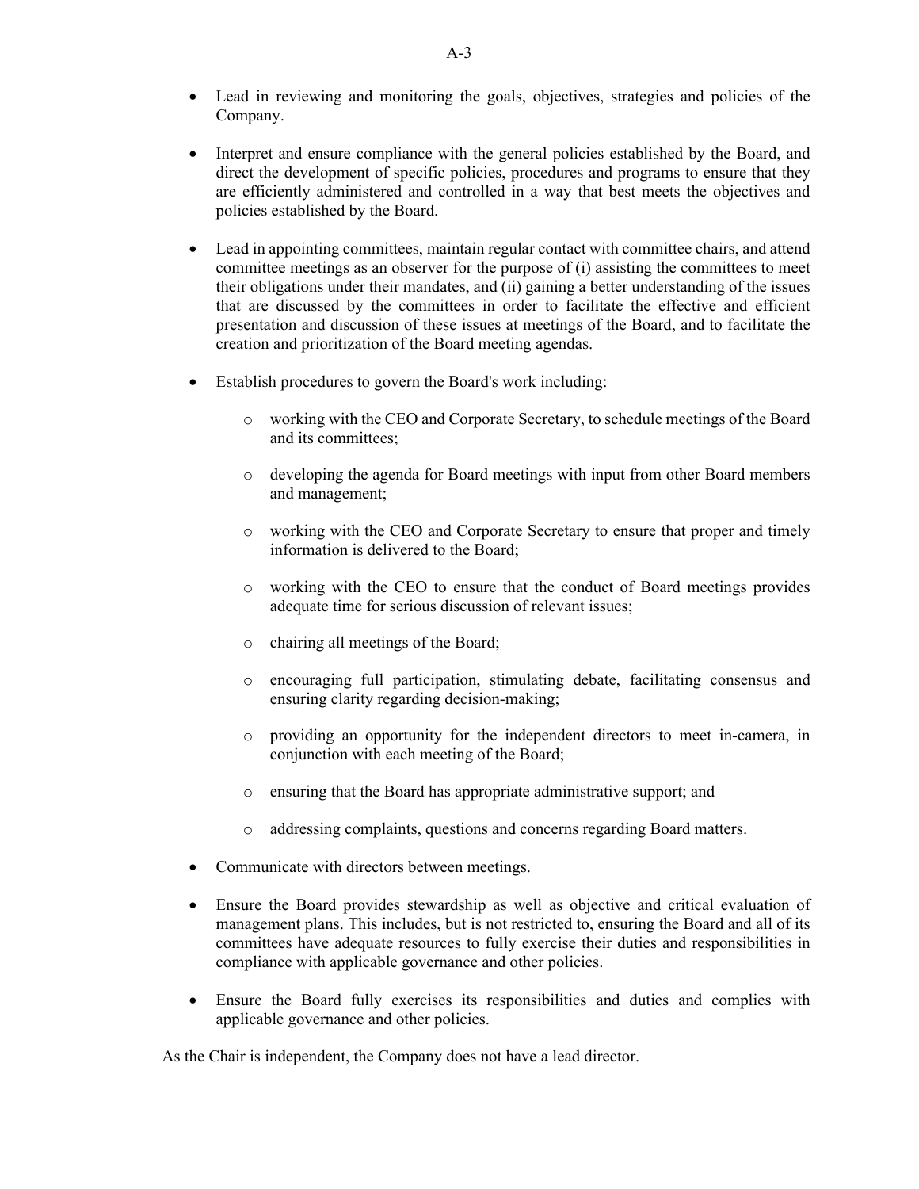- Lead in reviewing and monitoring the goals, objectives, strategies and policies of the Company.

- Interpret and ensure compliance with the general policies established by the Board, and direct the development of specific policies, procedures and programs to ensure that they are efficiently administered and controlled in a way that best meets the objectives and policies established by the Board.

- Lead in appointing committees, maintain regular contact with committee chairs, and attend committee meetings as an observer for the purpose of (i) assisting the committees to meet their obligations under their mandates, and (ii) gaining a better understanding of the issues that are discussed by the committees in order to facilitate the effective and efficient presentation and discussion of these issues at meetings of the Board, and to facilitate the creation and prioritization of the Board meeting agendas.

- Establish procedures to govern the Board's work including:

  - working with the CEO and Corporate Secretary, to schedule meetings of the Board and its committees;

  - developing the agenda for Board meetings with input from other Board members and management;

  - working with the CEO and Corporate Secretary to ensure that proper and timely information is delivered to the Board;

  - working with the CEO to ensure that the conduct of Board meetings provides adequate time for serious discussion of relevant issues;

  - chairing all meetings of the Board;

  - encouraging full participation, stimulating debate, facilitating consensus and ensuring clarity regarding decision-making;

  - providing an opportunity for the independent directors to meet in-camera, in conjunction with each meeting of the Board;

  - ensuring that the Board has appropriate administrative support; and

  - addressing complaints, questions and concerns regarding Board matters.

- Communicate with directors between meetings.

- Ensure the Board provides stewardship as well as objective and critical evaluation of management plans. This includes, but is not restricted to, ensuring the Board and all of its committees have adequate resources to fully exercise their duties and responsibilities in compliance with applicable governance and other policies.

- Ensure the Board fully exercises its responsibilities and duties and complies with applicable governance and other policies.

As the Chair is independent, the Company does not have a lead director.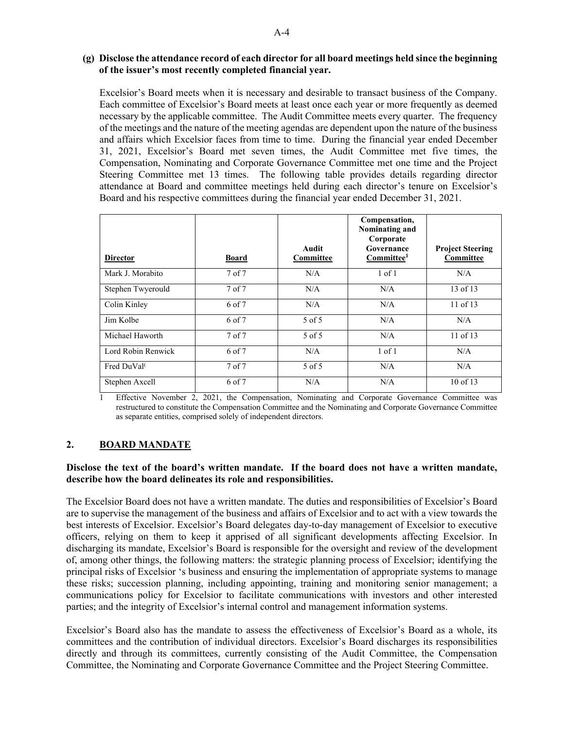**(g) Disclose the attendance record of each director for all board meetings held since the beginning of the issuer's most recently completed financial year.**

Excelsior's Board meets when it is necessary and desirable to transact business of the Company. Each committee of Excelsior's Board meets at least once each year or more frequently as deemed necessary by the applicable committee. The Audit Committee meets every quarter. The frequency of the meetings and the nature of the meeting agendas are dependent upon the nature of the business and affairs which Excelsior faces from time to time. During the financial year ended December 31, 2021, Excelsior's Board met seven times, the Audit Committee met five times, the Compensation, Nominating and Corporate Governance Committee met one time and the Project Steering Committee met 13 times. The following table provides details regarding director attendance at Board and committee meetings held during each director's tenure on Excelsior's Board and his respective committees during the financial year ended December 31, 2021.

| Director | Board | Audit Committee | Compensation, Nominating and Corporate Governance Committee[1] | Project Steering Committee |
|---|---|---|---|---|
| Mark J. Morabito | 7 of 7 | N/A | 1 of 1 | N/A |
| Stephen Twyerould | 7 of 7 | N/A | N/A | 13 of 13 |
| Colin Kinley | 6 of 7 | N/A | N/A | 11 of 13 |
| Jim Kolbe | 6 of 7 | 5 of 5 | N/A | N/A |
| Michael Haworth | 7 of 7 | 5 of 5 | N/A | 11 of 13 |
| Lord Robin Renwick | 6 of 7 | N/A | 1 of 1 | N/A |
| Fred DuVal( | 7 of 7 | 5 of 5 | N/A | N/A |
| Stephen Axcell | 6 of 7 | N/A | N/A | 10 of 13 |

1 Effective November 2, 2021, the Compensation, Nominating and Corporate Governance Committee was restructured to constitute the Compensation Committee and the Nominating and Corporate Governance Committee as separate entities, comprised solely of independent directors.

## 2. BOARD MANDATE

**Disclose the text of the board's written mandate. If the board does not have a written mandate, describe how the board delineates its role and responsibilities.**

The Excelsior Board does not have a written mandate. The duties and responsibilities of Excelsior's Board are to supervise the management of the business and affairs of Excelsior and to act with a view towards the best interests of Excelsior. Excelsior's Board delegates day-to-day management of Excelsior to executive officers, relying on them to keep it apprised of all significant developments affecting Excelsior. In discharging its mandate, Excelsior's Board is responsible for the oversight and review of the development of, among other things, the following matters: the strategic planning process of Excelsior; identifying the principal risks of Excelsior 's business and ensuring the implementation of appropriate systems to manage these risks; succession planning, including appointing, training and monitoring senior management; a communications policy for Excelsior to facilitate communications with investors and other interested parties; and the integrity of Excelsior's internal control and management information systems.

Excelsior's Board also has the mandate to assess the effectiveness of Excelsior's Board as a whole, its committees and the contribution of individual directors. Excelsior's Board discharges its responsibilities directly and through its committees, currently consisting of the Audit Committee, the Compensation Committee, the Nominating and Corporate Governance Committee and the Project Steering Committee.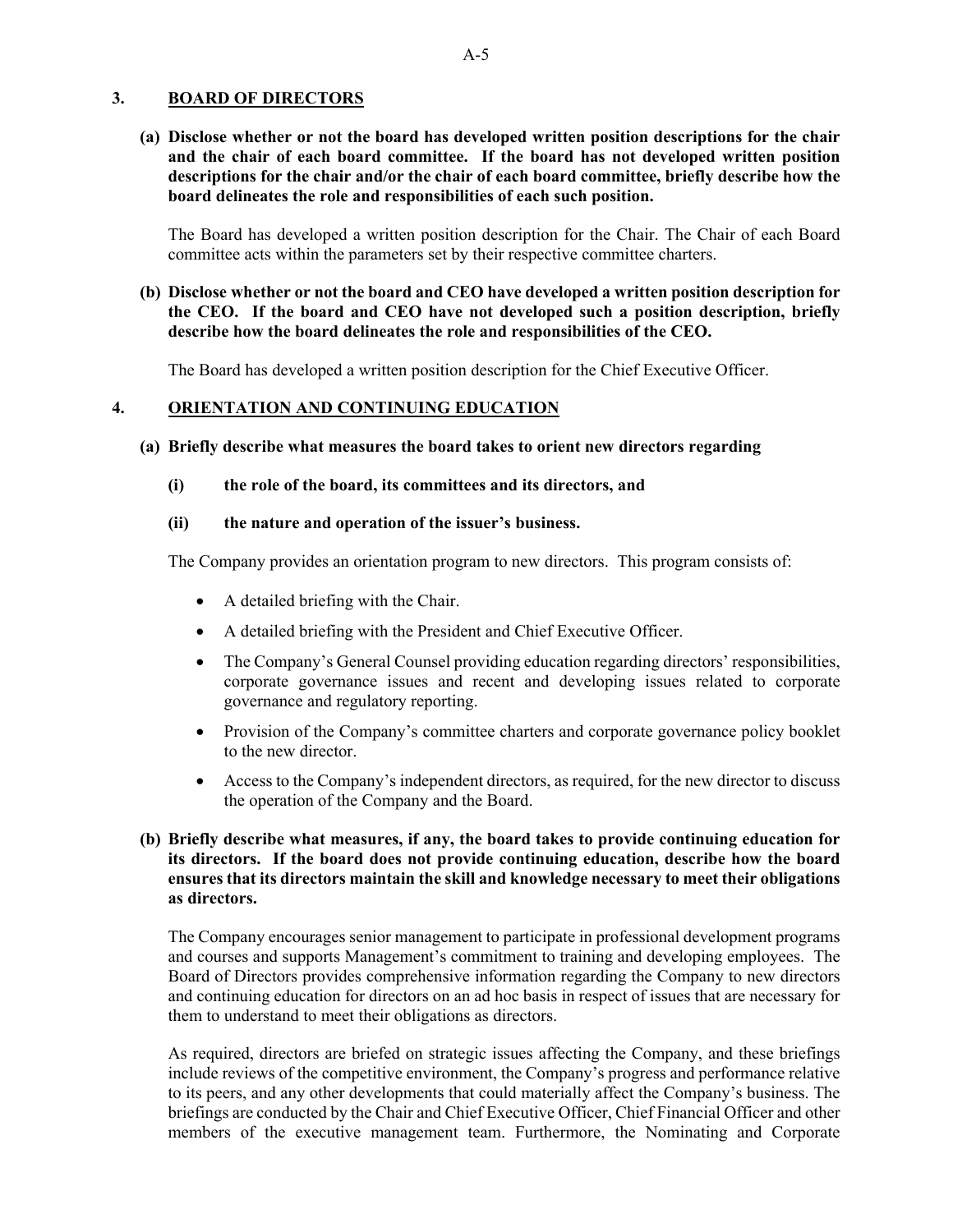## 3. BOARD OF DIRECTORS

**(a) Disclose whether or not the board has developed written position descriptions for the chair and the chair of each board committee. If the board has not developed written position descriptions for the chair and/or the chair of each board committee, briefly describe how the board delineates the role and responsibilities of each such position.**

The Board has developed a written position description for the Chair. The Chair of each Board committee acts within the parameters set by their respective committee charters.

**(b) Disclose whether or not the board and CEO have developed a written position description for the CEO. If the board and CEO have not developed such a position description, briefly describe how the board delineates the role and responsibilities of the CEO.**

The Board has developed a written position description for the Chief Executive Officer.

## 4. ORIENTATION AND CONTINUING EDUCATION

**(a) Briefly describe what measures the board takes to orient new directors regarding**

**(i) the role of the board, its committees and its directors, and**

**(ii) the nature and operation of the issuer's business.**

The Company provides an orientation program to new directors. This program consists of:

- A detailed briefing with the Chair.
- A detailed briefing with the President and Chief Executive Officer.
- The Company's General Counsel providing education regarding directors' responsibilities, corporate governance issues and recent and developing issues related to corporate governance and regulatory reporting.
- Provision of the Company's committee charters and corporate governance policy booklet to the new director.
- Access to the Company's independent directors, as required, for the new director to discuss the operation of the Company and the Board.

**(b) Briefly describe what measures, if any, the board takes to provide continuing education for its directors. If the board does not provide continuing education, describe how the board ensures that its directors maintain the skill and knowledge necessary to meet their obligations as directors.**

The Company encourages senior management to participate in professional development programs and courses and supports Management's commitment to training and developing employees. The Board of Directors provides comprehensive information regarding the Company to new directors and continuing education for directors on an ad hoc basis in respect of issues that are necessary for them to understand to meet their obligations as directors.

As required, directors are briefed on strategic issues affecting the Company, and these briefings include reviews of the competitive environment, the Company's progress and performance relative to its peers, and any other developments that could materially affect the Company's business. The briefings are conducted by the Chair and Chief Executive Officer, Chief Financial Officer and other members of the executive management team. Furthermore, the Nominating and Corporate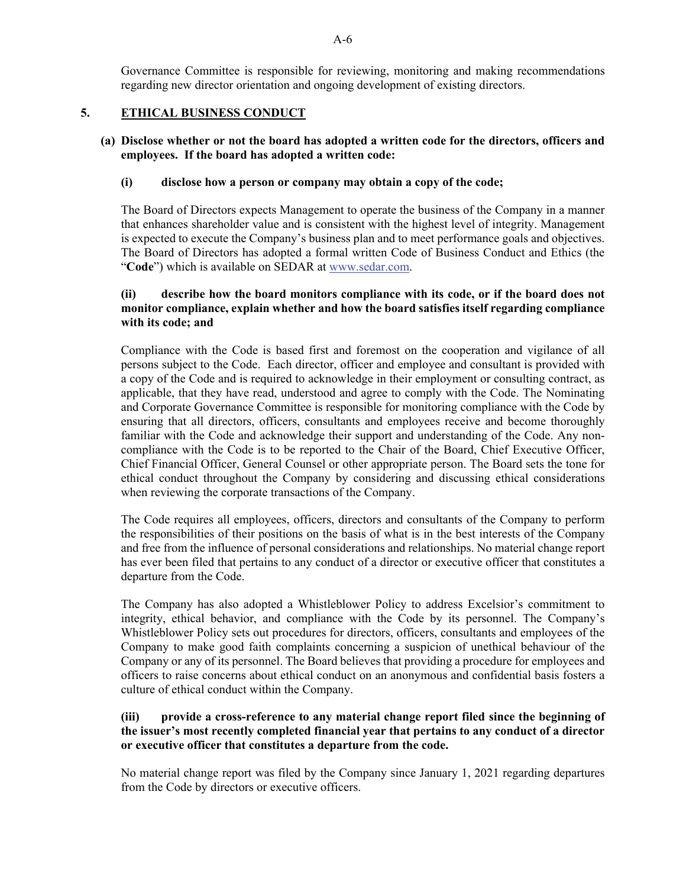Governance Committee is responsible for reviewing, monitoring and making recommendations regarding new director orientation and ongoing development of existing directors.

## 5. ETHICAL BUSINESS CONDUCT

**(a) Disclose whether or not the board has adopted a written code for the directors, officers and employees. If the board has adopted a written code:**

**(i) disclose how a person or company may obtain a copy of the code;**

The Board of Directors expects Management to operate the business of the Company in a manner that enhances shareholder value and is consistent with the highest level of integrity. Management is expected to execute the Company's business plan and to meet performance goals and objectives. The Board of Directors has adopted a formal written Code of Business Conduct and Ethics (the "**Code**") which is available on SEDAR at www.sedar.com.

**(ii) describe how the board monitors compliance with its code, or if the board does not monitor compliance, explain whether and how the board satisfies itself regarding compliance with its code; and**

Compliance with the Code is based first and foremost on the cooperation and vigilance of all persons subject to the Code. Each director, officer and employee and consultant is provided with a copy of the Code and is required to acknowledge in their employment or consulting contract, as applicable, that they have read, understood and agree to comply with the Code. The Nominating and Corporate Governance Committee is responsible for monitoring compliance with the Code by ensuring that all directors, officers, consultants and employees receive and become thoroughly familiar with the Code and acknowledge their support and understanding of the Code. Any non-compliance with the Code is to be reported to the Chair of the Board, Chief Executive Officer, Chief Financial Officer, General Counsel or other appropriate person. The Board sets the tone for ethical conduct throughout the Company by considering and discussing ethical considerations when reviewing the corporate transactions of the Company.

The Code requires all employees, officers, directors and consultants of the Company to perform the responsibilities of their positions on the basis of what is in the best interests of the Company and free from the influence of personal considerations and relationships. No material change report has ever been filed that pertains to any conduct of a director or executive officer that constitutes a departure from the Code.

The Company has also adopted a Whistleblower Policy to address Excelsior's commitment to integrity, ethical behavior, and compliance with the Code by its personnel. The Company's Whistleblower Policy sets out procedures for directors, officers, consultants and employees of the Company to make good faith complaints concerning a suspicion of unethical behaviour of the Company or any of its personnel. The Board believes that providing a procedure for employees and officers to raise concerns about ethical conduct on an anonymous and confidential basis fosters a culture of ethical conduct within the Company.

**(iii) provide a cross-reference to any material change report filed since the beginning of the issuer's most recently completed financial year that pertains to any conduct of a director or executive officer that constitutes a departure from the code.**

No material change report was filed by the Company since January 1, 2021 regarding departures from the Code by directors or executive officers.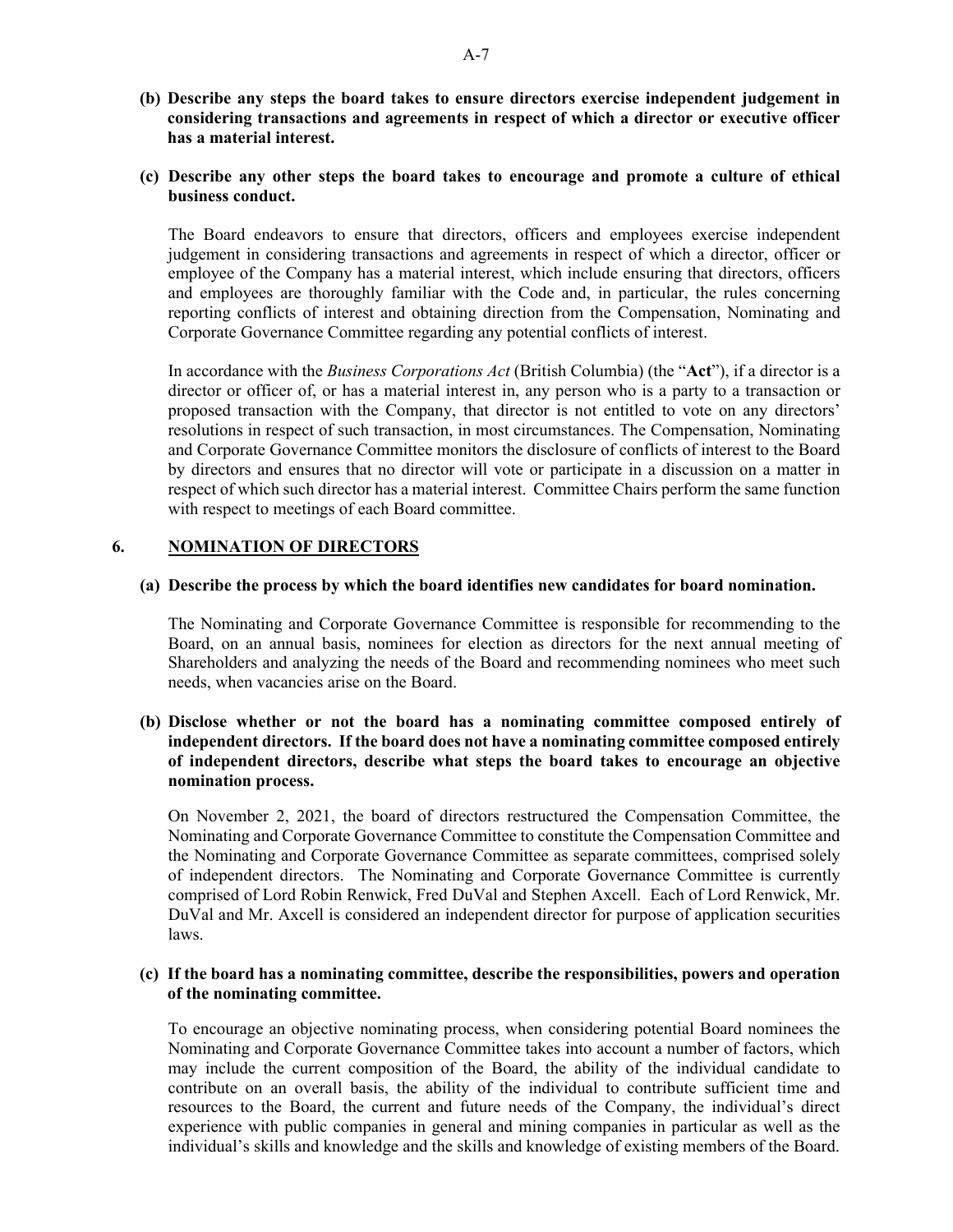**(b) Describe any steps the board takes to ensure directors exercise independent judgement in considering transactions and agreements in respect of which a director or executive officer has a material interest.**

**(c) Describe any other steps the board takes to encourage and promote a culture of ethical business conduct.**

The Board endeavors to ensure that directors, officers and employees exercise independent judgement in considering transactions and agreements in respect of which a director, officer or employee of the Company has a material interest, which include ensuring that directors, officers and employees are thoroughly familiar with the Code and, in particular, the rules concerning reporting conflicts of interest and obtaining direction from the Compensation, Nominating and Corporate Governance Committee regarding any potential conflicts of interest.

In accordance with the *Business Corporations Act* (British Columbia) (the "**Act**"), if a director is a director or officer of, or has a material interest in, any person who is a party to a transaction or proposed transaction with the Company, that director is not entitled to vote on any directors' resolutions in respect of such transaction, in most circumstances. The Compensation, Nominating and Corporate Governance Committee monitors the disclosure of conflicts of interest to the Board by directors and ensures that no director will vote or participate in a discussion on a matter in respect of which such director has a material interest. Committee Chairs perform the same function with respect to meetings of each Board committee.

## 6. NOMINATION OF DIRECTORS

**(a) Describe the process by which the board identifies new candidates for board nomination.**

The Nominating and Corporate Governance Committee is responsible for recommending to the Board, on an annual basis, nominees for election as directors for the next annual meeting of Shareholders and analyzing the needs of the Board and recommending nominees who meet such needs, when vacancies arise on the Board.

**(b) Disclose whether or not the board has a nominating committee composed entirely of independent directors. If the board does not have a nominating committee composed entirely of independent directors, describe what steps the board takes to encourage an objective nomination process.**

On November 2, 2021, the board of directors restructured the Compensation Committee, the Nominating and Corporate Governance Committee to constitute the Compensation Committee and the Nominating and Corporate Governance Committee as separate committees, comprised solely of independent directors. The Nominating and Corporate Governance Committee is currently comprised of Lord Robin Renwick, Fred DuVal and Stephen Axcell. Each of Lord Renwick, Mr. DuVal and Mr. Axcell is considered an independent director for purpose of application securities laws.

**(c) If the board has a nominating committee, describe the responsibilities, powers and operation of the nominating committee.**

To encourage an objective nominating process, when considering potential Board nominees the Nominating and Corporate Governance Committee takes into account a number of factors, which may include the current composition of the Board, the ability of the individual candidate to contribute on an overall basis, the ability of the individual to contribute sufficient time and resources to the Board, the current and future needs of the Company, the individual's direct experience with public companies in general and mining companies in particular as well as the individual's skills and knowledge and the skills and knowledge of existing members of the Board.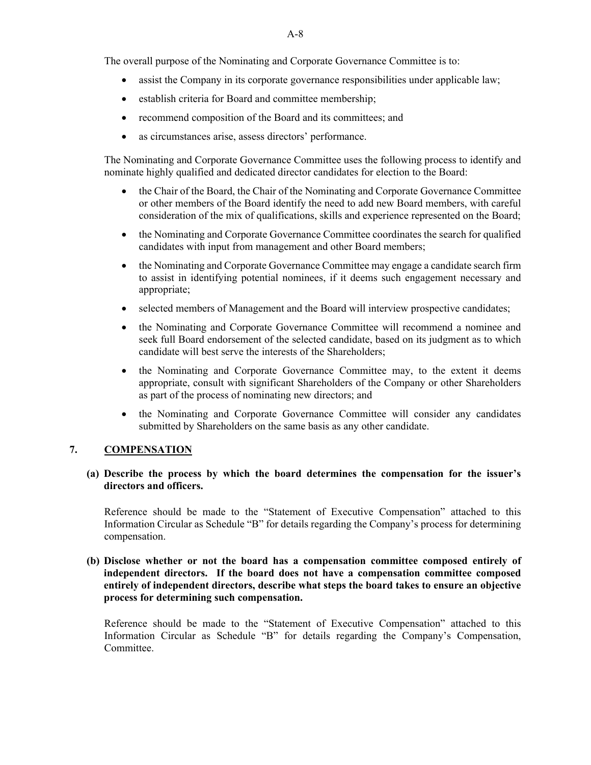The overall purpose of the Nominating and Corporate Governance Committee is to:

- assist the Company in its corporate governance responsibilities under applicable law;
- establish criteria for Board and committee membership;
- recommend composition of the Board and its committees; and
- as circumstances arise, assess directors' performance.

The Nominating and Corporate Governance Committee uses the following process to identify and nominate highly qualified and dedicated director candidates for election to the Board:

- the Chair of the Board, the Chair of the Nominating and Corporate Governance Committee or other members of the Board identify the need to add new Board members, with careful consideration of the mix of qualifications, skills and experience represented on the Board;
- the Nominating and Corporate Governance Committee coordinates the search for qualified candidates with input from management and other Board members;
- the Nominating and Corporate Governance Committee may engage a candidate search firm to assist in identifying potential nominees, if it deems such engagement necessary and appropriate;
- selected members of Management and the Board will interview prospective candidates;
- the Nominating and Corporate Governance Committee will recommend a nominee and seek full Board endorsement of the selected candidate, based on its judgment as to which candidate will best serve the interests of the Shareholders;
- the Nominating and Corporate Governance Committee may, to the extent it deems appropriate, consult with significant Shareholders of the Company or other Shareholders as part of the process of nominating new directors; and
- the Nominating and Corporate Governance Committee will consider any candidates submitted by Shareholders on the same basis as any other candidate.

## 7. COMPENSATION

**(a) Describe the process by which the board determines the compensation for the issuer's directors and officers.**

Reference should be made to the "Statement of Executive Compensation" attached to this Information Circular as Schedule "B" for details regarding the Company's process for determining compensation.

**(b) Disclose whether or not the board has a compensation committee composed entirely of independent directors. If the board does not have a compensation committee composed entirely of independent directors, describe what steps the board takes to ensure an objective process for determining such compensation.**

Reference should be made to the "Statement of Executive Compensation" attached to this Information Circular as Schedule "B" for details regarding the Company's Compensation, Committee.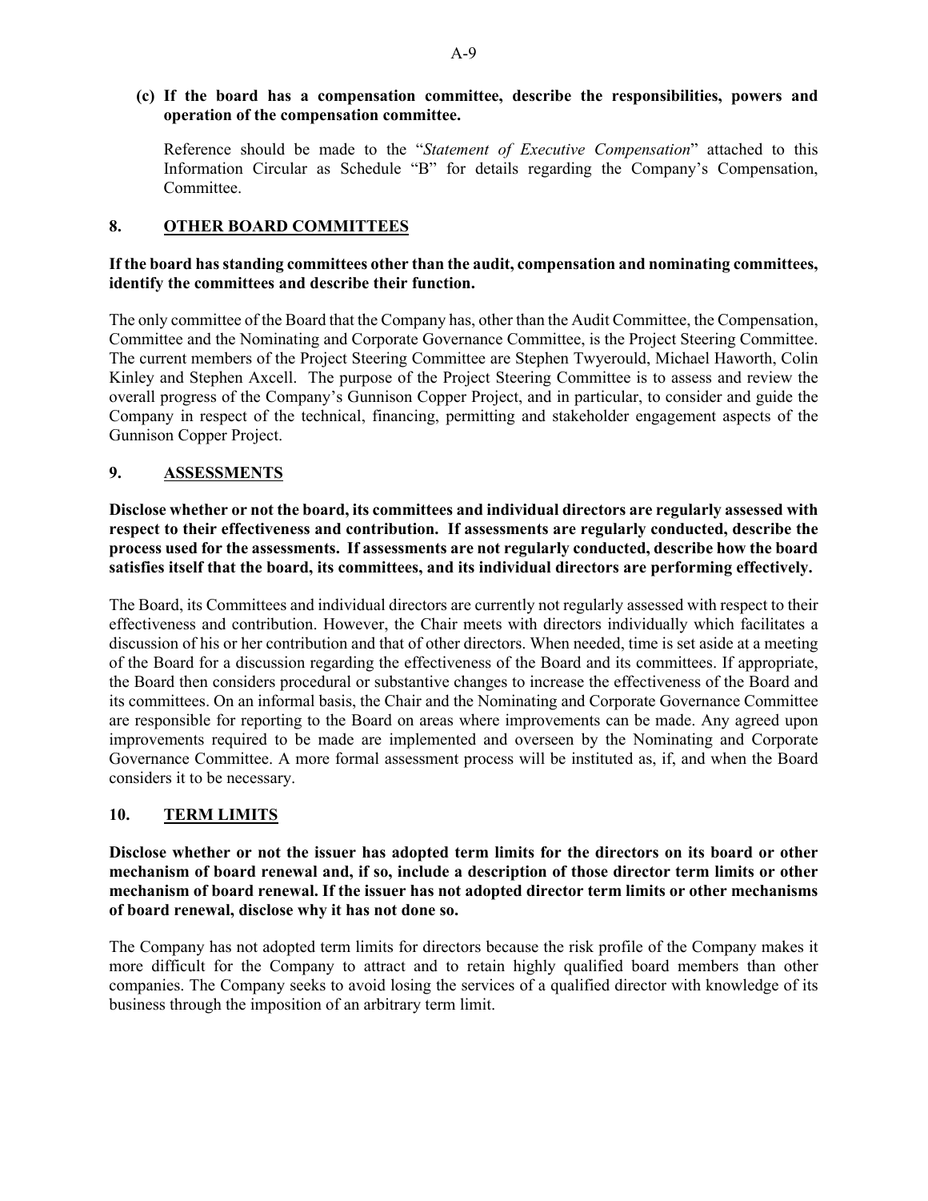**(c) If the board has a compensation committee, describe the responsibilities, powers and operation of the compensation committee.**

Reference should be made to the "*Statement of Executive Compensation*" attached to this Information Circular as Schedule "B" for details regarding the Company's Compensation, Committee.

## 8. OTHER BOARD COMMITTEES

**If the board has standing committees other than the audit, compensation and nominating committees, identify the committees and describe their function.**

The only committee of the Board that the Company has, other than the Audit Committee, the Compensation, Committee and the Nominating and Corporate Governance Committee, is the Project Steering Committee. The current members of the Project Steering Committee are Stephen Twyerould, Michael Haworth, Colin Kinley and Stephen Axcell. The purpose of the Project Steering Committee is to assess and review the overall progress of the Company's Gunnison Copper Project, and in particular, to consider and guide the Company in respect of the technical, financing, permitting and stakeholder engagement aspects of the Gunnison Copper Project.

## 9. ASSESSMENTS

**Disclose whether or not the board, its committees and individual directors are regularly assessed with respect to their effectiveness and contribution. If assessments are regularly conducted, describe the process used for the assessments. If assessments are not regularly conducted, describe how the board satisfies itself that the board, its committees, and its individual directors are performing effectively.**

The Board, its Committees and individual directors are currently not regularly assessed with respect to their effectiveness and contribution. However, the Chair meets with directors individually which facilitates a discussion of his or her contribution and that of other directors. When needed, time is set aside at a meeting of the Board for a discussion regarding the effectiveness of the Board and its committees. If appropriate, the Board then considers procedural or substantive changes to increase the effectiveness of the Board and its committees. On an informal basis, the Chair and the Nominating and Corporate Governance Committee are responsible for reporting to the Board on areas where improvements can be made. Any agreed upon improvements required to be made are implemented and overseen by the Nominating and Corporate Governance Committee. A more formal assessment process will be instituted as, if, and when the Board considers it to be necessary.

## 10. TERM LIMITS

**Disclose whether or not the issuer has adopted term limits for the directors on its board or other mechanism of board renewal and, if so, include a description of those director term limits or other mechanism of board renewal. If the issuer has not adopted director term limits or other mechanisms of board renewal, disclose why it has not done so.**

The Company has not adopted term limits for directors because the risk profile of the Company makes it more difficult for the Company to attract and to retain highly qualified board members than other companies. The Company seeks to avoid losing the services of a qualified director with knowledge of its business through the imposition of an arbitrary term limit.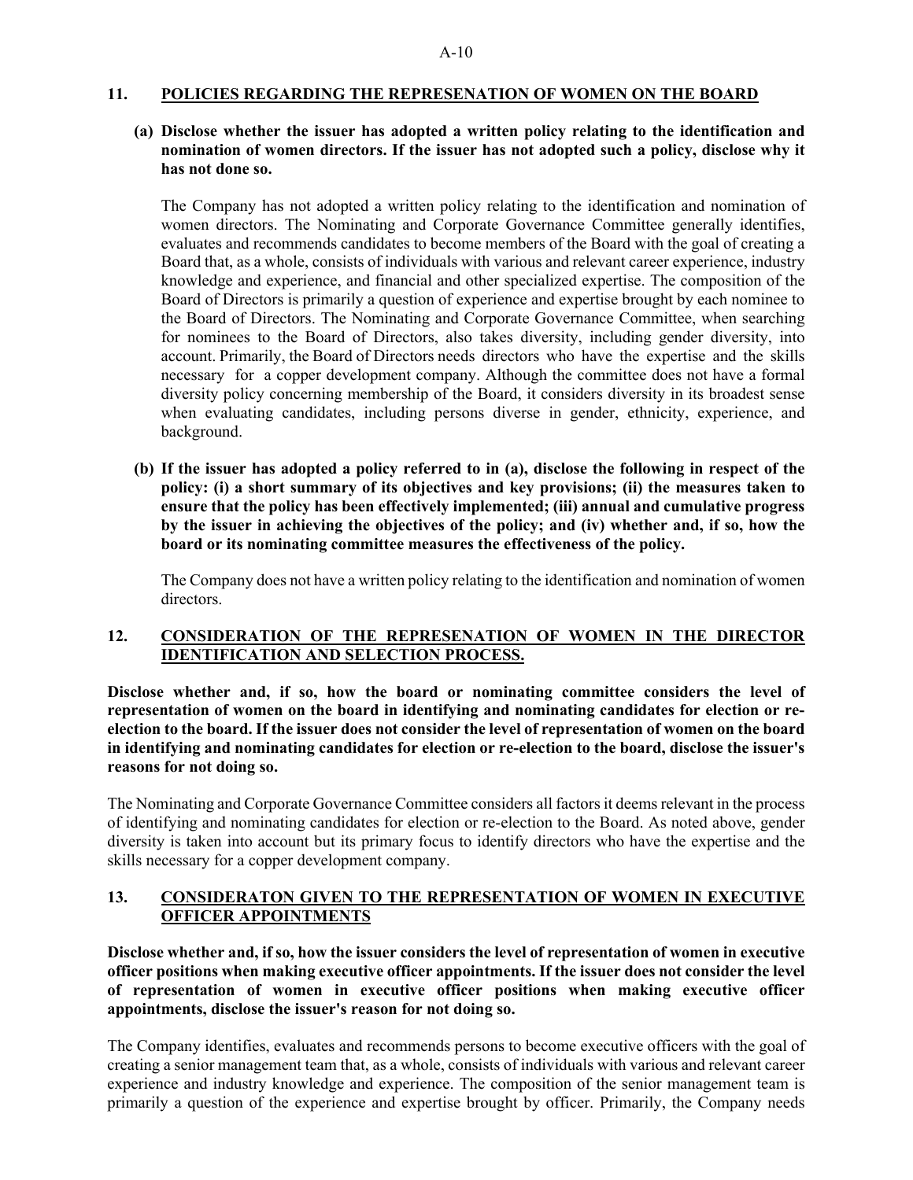## 11. POLICIES REGARDING THE REPRESENATION OF WOMEN ON THE BOARD

**(a) Disclose whether the issuer has adopted a written policy relating to the identification and nomination of women directors. If the issuer has not adopted such a policy, disclose why it has not done so.**

The Company has not adopted a written policy relating to the identification and nomination of women directors. The Nominating and Corporate Governance Committee generally identifies, evaluates and recommends candidates to become members of the Board with the goal of creating a Board that, as a whole, consists of individuals with various and relevant career experience, industry knowledge and experience, and financial and other specialized expertise. The composition of the Board of Directors is primarily a question of experience and expertise brought by each nominee to the Board of Directors. The Nominating and Corporate Governance Committee, when searching for nominees to the Board of Directors, also takes diversity, including gender diversity, into account. Primarily, the Board of Directors needs directors who have the expertise and the skills necessary for a copper development company. Although the committee does not have a formal diversity policy concerning membership of the Board, it considers diversity in its broadest sense when evaluating candidates, including persons diverse in gender, ethnicity, experience, and background.

**(b) If the issuer has adopted a policy referred to in (a), disclose the following in respect of the policy: (i) a short summary of its objectives and key provisions; (ii) the measures taken to ensure that the policy has been effectively implemented; (iii) annual and cumulative progress by the issuer in achieving the objectives of the policy; and (iv) whether and, if so, how the board or its nominating committee measures the effectiveness of the policy.**

The Company does not have a written policy relating to the identification and nomination of women directors.

## 12. CONSIDERATION OF THE REPRESENATION OF WOMEN IN THE DIRECTOR IDENTIFICATION AND SELECTION PROCESS.

**Disclose whether and, if so, how the board or nominating committee considers the level of representation of women on the board in identifying and nominating candidates for election or re-election to the board. If the issuer does not consider the level of representation of women on the board in identifying and nominating candidates for election or re-election to the board, disclose the issuer's reasons for not doing so.**

The Nominating and Corporate Governance Committee considers all factors it deems relevant in the process of identifying and nominating candidates for election or re-election to the Board. As noted above, gender diversity is taken into account but its primary focus to identify directors who have the expertise and the skills necessary for a copper development company.

## 13. CONSIDERATON GIVEN TO THE REPRESENTATION OF WOMEN IN EXECUTIVE OFFICER APPOINTMENTS

**Disclose whether and, if so, how the issuer considers the level of representation of women in executive officer positions when making executive officer appointments. If the issuer does not consider the level of representation of women in executive officer positions when making executive officer appointments, disclose the issuer's reason for not doing so.**

The Company identifies, evaluates and recommends persons to become executive officers with the goal of creating a senior management team that, as a whole, consists of individuals with various and relevant career experience and industry knowledge and experience. The composition of the senior management team is primarily a question of the experience and expertise brought by officer. Primarily, the Company needs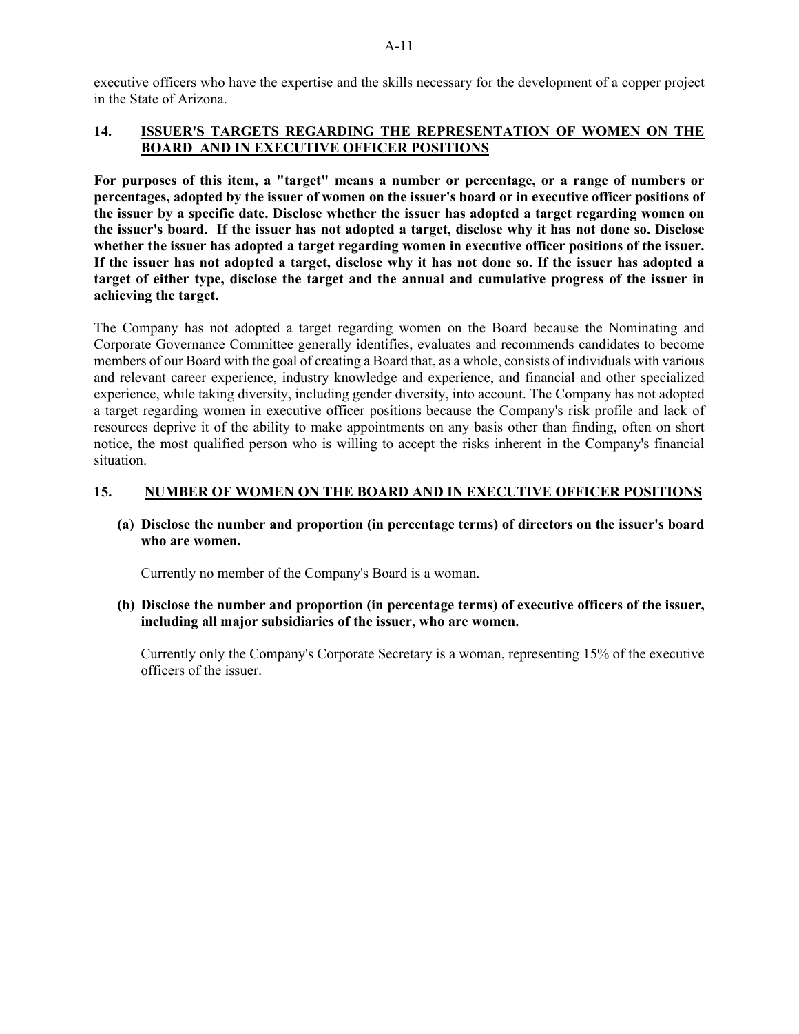executive officers who have the expertise and the skills necessary for the development of a copper project in the State of Arizona.

## 14. ISSUER'S TARGETS REGARDING THE REPRESENTATION OF WOMEN ON THE BOARD AND IN EXECUTIVE OFFICER POSITIONS

**For purposes of this item, a "target" means a number or percentage, or a range of numbers or percentages, adopted by the issuer of women on the issuer's board or in executive officer positions of the issuer by a specific date. Disclose whether the issuer has adopted a target regarding women on the issuer's board. If the issuer has not adopted a target, disclose why it has not done so. Disclose whether the issuer has adopted a target regarding women in executive officer positions of the issuer. If the issuer has not adopted a target, disclose why it has not done so. If the issuer has adopted a target of either type, disclose the target and the annual and cumulative progress of the issuer in achieving the target.**

The Company has not adopted a target regarding women on the Board because the Nominating and Corporate Governance Committee generally identifies, evaluates and recommends candidates to become members of our Board with the goal of creating a Board that, as a whole, consists of individuals with various and relevant career experience, industry knowledge and experience, and financial and other specialized experience, while taking diversity, including gender diversity, into account. The Company has not adopted a target regarding women in executive officer positions because the Company's risk profile and lack of resources deprive it of the ability to make appointments on any basis other than finding, often on short notice, the most qualified person who is willing to accept the risks inherent in the Company's financial situation.

## 15. NUMBER OF WOMEN ON THE BOARD AND IN EXECUTIVE OFFICER POSITIONS

**(a) Disclose the number and proportion (in percentage terms) of directors on the issuer's board who are women.**

Currently no member of the Company's Board is a woman.

**(b) Disclose the number and proportion (in percentage terms) of executive officers of the issuer, including all major subsidiaries of the issuer, who are women.**

Currently only the Company's Corporate Secretary is a woman, representing 15% of the executive officers of the issuer.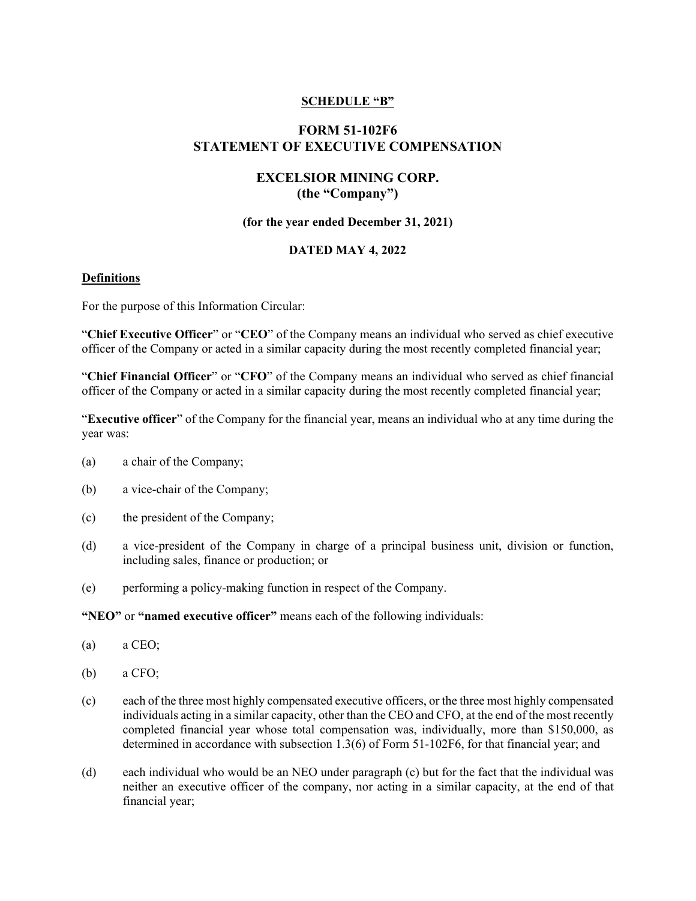**SCHEDULE "B"**

# FORM 51-102F6
# STATEMENT OF EXECUTIVE COMPENSATION

## EXCELSIOR MINING CORP.
## (the "Company")

**(for the year ended December 31, 2021)**

**DATED MAY 4, 2022**

**Definitions**

For the purpose of this Information Circular:

"**Chief Executive Officer**" or "**CEO**" of the Company means an individual who served as chief executive officer of the Company or acted in a similar capacity during the most recently completed financial year;

"**Chief Financial Officer**" or "**CFO**" of the Company means an individual who served as chief financial officer of the Company or acted in a similar capacity during the most recently completed financial year;

"**Executive officer**" of the Company for the financial year, means an individual who at any time during the year was:

(a) a chair of the Company;

(b) a vice-chair of the Company;

(c) the president of the Company;

(d) a vice-president of the Company in charge of a principal business unit, division or function, including sales, finance or production; or

(e) performing a policy-making function in respect of the Company.

**"NEO"** or **"named executive officer"** means each of the following individuals:

(a) a CEO;

(b) a CFO;

(c) each of the three most highly compensated executive officers, or the three most highly compensated individuals acting in a similar capacity, other than the CEO and CFO, at the end of the most recently completed financial year whose total compensation was, individually, more than $150,000, as determined in accordance with subsection 1.3(6) of Form 51-102F6, for that financial year; and

(d) each individual who would be an NEO under paragraph (c) but for the fact that the individual was neither an executive officer of the company, nor acting in a similar capacity, at the end of that financial year;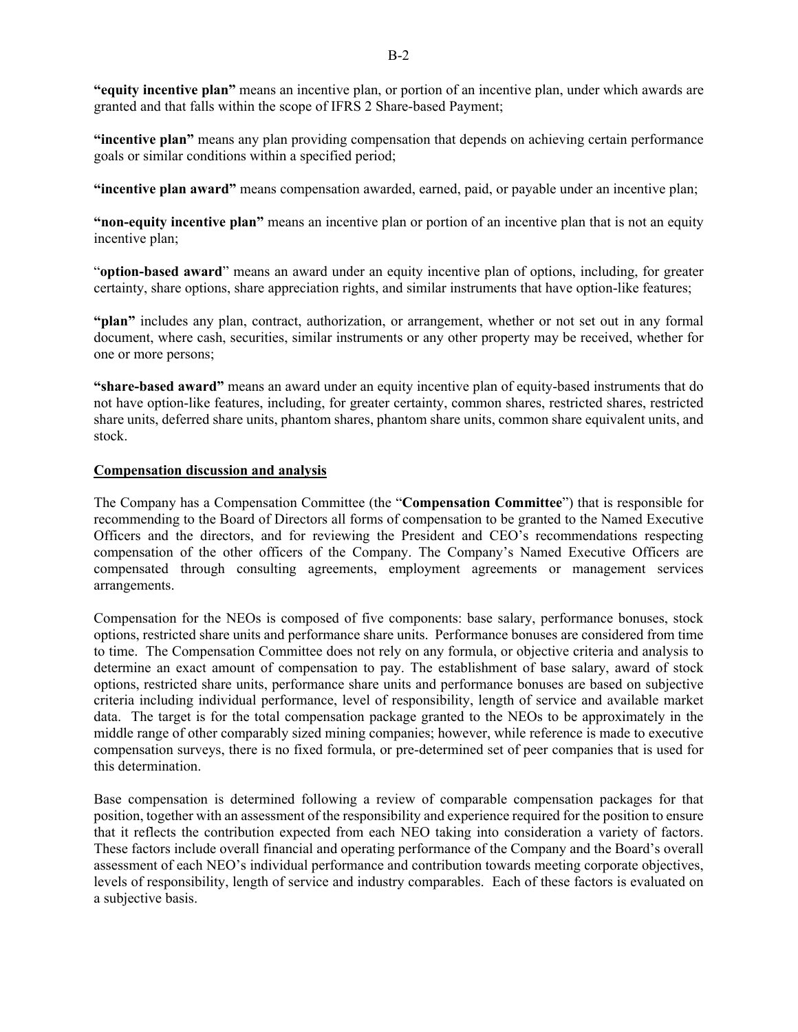**"equity incentive plan"** means an incentive plan, or portion of an incentive plan, under which awards are granted and that falls within the scope of IFRS 2 Share-based Payment;

**"incentive plan"** means any plan providing compensation that depends on achieving certain performance goals or similar conditions within a specified period;

**"incentive plan award"** means compensation awarded, earned, paid, or payable under an incentive plan;

**"non-equity incentive plan"** means an incentive plan or portion of an incentive plan that is not an equity incentive plan;

"**option-based award**" means an award under an equity incentive plan of options, including, for greater certainty, share options, share appreciation rights, and similar instruments that have option-like features;

**"plan"** includes any plan, contract, authorization, or arrangement, whether or not set out in any formal document, where cash, securities, similar instruments or any other property may be received, whether for one or more persons;

**"share-based award"** means an award under an equity incentive plan of equity-based instruments that do not have option-like features, including, for greater certainty, common shares, restricted shares, restricted share units, deferred share units, phantom shares, phantom share units, common share equivalent units, and stock.

## Compensation discussion and analysis

The Company has a Compensation Committee (the "**Compensation Committee**") that is responsible for recommending to the Board of Directors all forms of compensation to be granted to the Named Executive Officers and the directors, and for reviewing the President and CEO's recommendations respecting compensation of the other officers of the Company. The Company's Named Executive Officers are compensated through consulting agreements, employment agreements or management services arrangements.

Compensation for the NEOs is composed of five components: base salary, performance bonuses, stock options, restricted share units and performance share units. Performance bonuses are considered from time to time. The Compensation Committee does not rely on any formula, or objective criteria and analysis to determine an exact amount of compensation to pay. The establishment of base salary, award of stock options, restricted share units, performance share units and performance bonuses are based on subjective criteria including individual performance, level of responsibility, length of service and available market data. The target is for the total compensation package granted to the NEOs to be approximately in the middle range of other comparably sized mining companies; however, while reference is made to executive compensation surveys, there is no fixed formula, or pre-determined set of peer companies that is used for this determination.

Base compensation is determined following a review of comparable compensation packages for that position, together with an assessment of the responsibility and experience required for the position to ensure that it reflects the contribution expected from each NEO taking into consideration a variety of factors. These factors include overall financial and operating performance of the Company and the Board's overall assessment of each NEO's individual performance and contribution towards meeting corporate objectives, levels of responsibility, length of service and industry comparables. Each of these factors is evaluated on a subjective basis.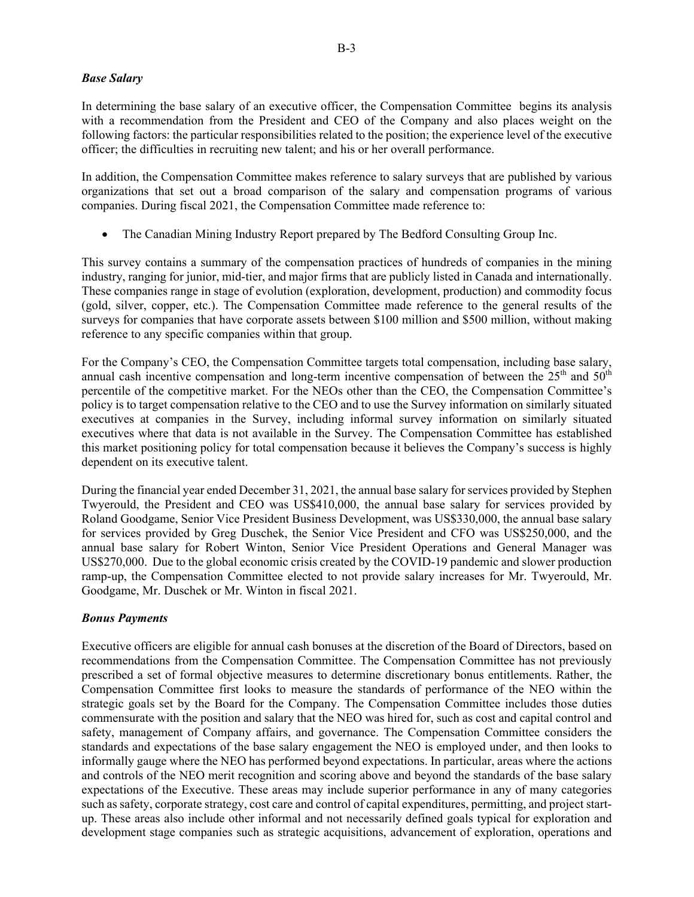### *Base Salary*

In determining the base salary of an executive officer, the Compensation Committee begins its analysis with a recommendation from the President and CEO of the Company and also places weight on the following factors: the particular responsibilities related to the position; the experience level of the executive officer; the difficulties in recruiting new talent; and his or her overall performance.

In addition, the Compensation Committee makes reference to salary surveys that are published by various organizations that set out a broad comparison of the salary and compensation programs of various companies. During fiscal 2021, the Compensation Committee made reference to:

- The Canadian Mining Industry Report prepared by The Bedford Consulting Group Inc.

This survey contains a summary of the compensation practices of hundreds of companies in the mining industry, ranging for junior, mid-tier, and major firms that are publicly listed in Canada and internationally. These companies range in stage of evolution (exploration, development, production) and commodity focus (gold, silver, copper, etc.). The Compensation Committee made reference to the general results of the surveys for companies that have corporate assets between \$100 million and \$500 million, without making reference to any specific companies within that group.

For the Company's CEO, the Compensation Committee targets total compensation, including base salary, annual cash incentive compensation and long-term incentive compensation of between the 25th and 50th percentile of the competitive market. For the NEOs other than the CEO, the Compensation Committee's policy is to target compensation relative to the CEO and to use the Survey information on similarly situated executives at companies in the Survey, including informal survey information on similarly situated executives where that data is not available in the Survey. The Compensation Committee has established this market positioning policy for total compensation because it believes the Company's success is highly dependent on its executive talent.

During the financial year ended December 31, 2021, the annual base salary for services provided by Stephen Twyerould, the President and CEO was US\$410,000, the annual base salary for services provided by Roland Goodgame, Senior Vice President Business Development, was US\$330,000, the annual base salary for services provided by Greg Duschek, the Senior Vice President and CFO was US\$250,000, and the annual base salary for Robert Winton, Senior Vice President Operations and General Manager was US\$270,000. Due to the global economic crisis created by the COVID-19 pandemic and slower production ramp-up, the Compensation Committee elected to not provide salary increases for Mr. Twyerould, Mr. Goodgame, Mr. Duschek or Mr. Winton in fiscal 2021.

### *Bonus Payments*

Executive officers are eligible for annual cash bonuses at the discretion of the Board of Directors, based on recommendations from the Compensation Committee. The Compensation Committee has not previously prescribed a set of formal objective measures to determine discretionary bonus entitlements. Rather, the Compensation Committee first looks to measure the standards of performance of the NEO within the strategic goals set by the Board for the Company. The Compensation Committee includes those duties commensurate with the position and salary that the NEO was hired for, such as cost and capital control and safety, management of Company affairs, and governance. The Compensation Committee considers the standards and expectations of the base salary engagement the NEO is employed under, and then looks to informally gauge where the NEO has performed beyond expectations. In particular, areas where the actions and controls of the NEO merit recognition and scoring above and beyond the standards of the base salary expectations of the Executive. These areas may include superior performance in any of many categories such as safety, corporate strategy, cost care and control of capital expenditures, permitting, and project start-up. These areas also include other informal and not necessarily defined goals typical for exploration and development stage companies such as strategic acquisitions, advancement of exploration, operations and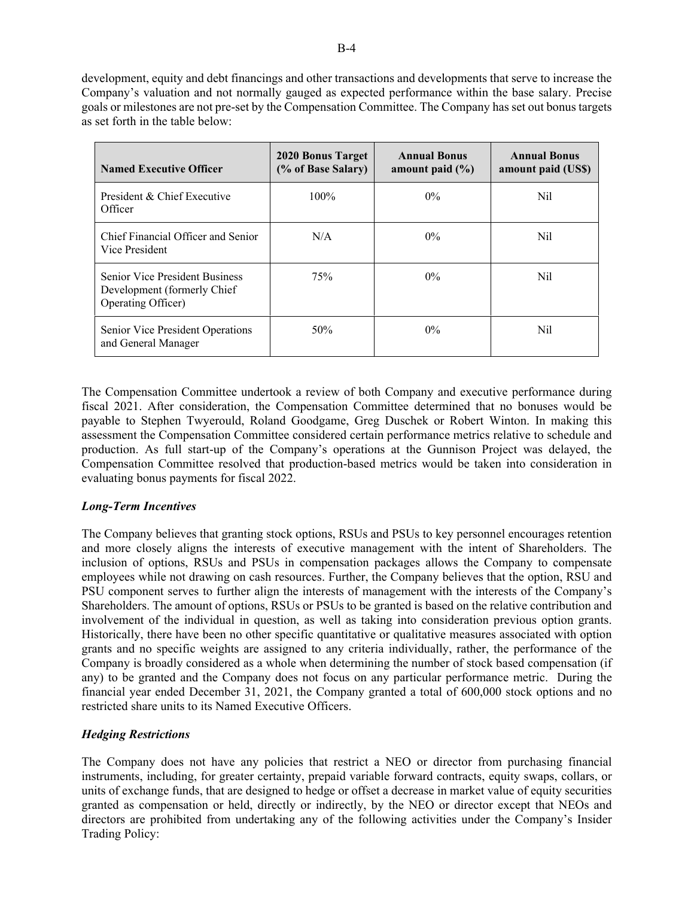development, equity and debt financings and other transactions and developments that serve to increase the Company's valuation and not normally gauged as expected performance within the base salary. Precise goals or milestones are not pre-set by the Compensation Committee. The Company has set out bonus targets as set forth in the table below:

| Named Executive Officer | 2020 Bonus Target (% of Base Salary) | Annual Bonus amount paid (%) | Annual Bonus amount paid (US$) |
| --- | --- | --- | --- |
| President & Chief Executive Officer | 100% | 0% | Nil |
| Chief Financial Officer and Senior Vice President | N/A | 0% | Nil |
| Senior Vice President Business Development (formerly Chief Operating Officer) | 75% | 0% | Nil |
| Senior Vice President Operations and General Manager | 50% | 0% | Nil |

The Compensation Committee undertook a review of both Company and executive performance during fiscal 2021. After consideration, the Compensation Committee determined that no bonuses would be payable to Stephen Twyerould, Roland Goodgame, Greg Duschek or Robert Winton. In making this assessment the Compensation Committee considered certain performance metrics relative to schedule and production. As full start-up of the Company's operations at the Gunnison Project was delayed, the Compensation Committee resolved that production-based metrics would be taken into consideration in evaluating bonus payments for fiscal 2022.

### *Long-Term Incentives*

The Company believes that granting stock options, RSUs and PSUs to key personnel encourages retention and more closely aligns the interests of executive management with the intent of Shareholders. The inclusion of options, RSUs and PSUs in compensation packages allows the Company to compensate employees while not drawing on cash resources. Further, the Company believes that the option, RSU and PSU component serves to further align the interests of management with the interests of the Company's Shareholders. The amount of options, RSUs or PSUs to be granted is based on the relative contribution and involvement of the individual in question, as well as taking into consideration previous option grants. Historically, there have been no other specific quantitative or qualitative measures associated with option grants and no specific weights are assigned to any criteria individually, rather, the performance of the Company is broadly considered as a whole when determining the number of stock based compensation (if any) to be granted and the Company does not focus on any particular performance metric. During the financial year ended December 31, 2021, the Company granted a total of 600,000 stock options and no restricted share units to its Named Executive Officers.

### *Hedging Restrictions*

The Company does not have any policies that restrict a NEO or director from purchasing financial instruments, including, for greater certainty, prepaid variable forward contracts, equity swaps, collars, or units of exchange funds, that are designed to hedge or offset a decrease in market value of equity securities granted as compensation or held, directly or indirectly, by the NEO or director except that NEOs and directors are prohibited from undertaking any of the following activities under the Company's Insider Trading Policy: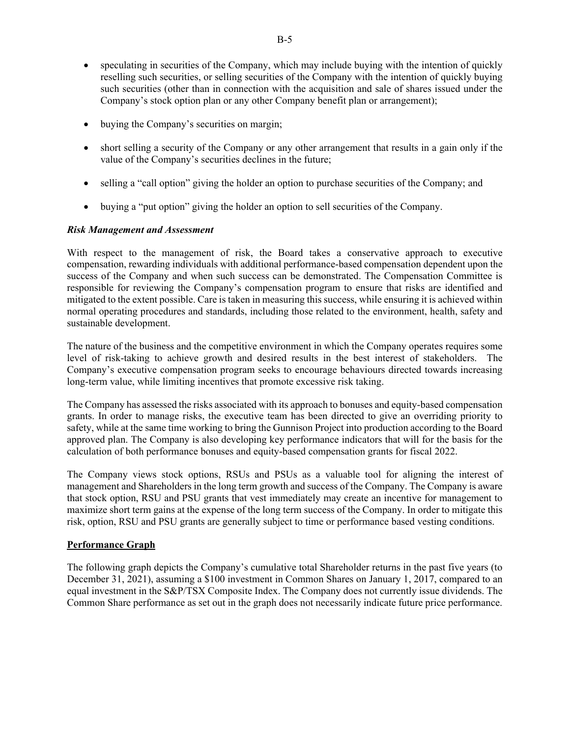- speculating in securities of the Company, which may include buying with the intention of quickly reselling such securities, or selling securities of the Company with the intention of quickly buying such securities (other than in connection with the acquisition and sale of shares issued under the Company's stock option plan or any other Company benefit plan or arrangement);
- buying the Company's securities on margin;
- short selling a security of the Company or any other arrangement that results in a gain only if the value of the Company's securities declines in the future;
- selling a "call option" giving the holder an option to purchase securities of the Company; and
- buying a "put option" giving the holder an option to sell securities of the Company.

***Risk Management and Assessment***

With respect to the management of risk, the Board takes a conservative approach to executive compensation, rewarding individuals with additional performance-based compensation dependent upon the success of the Company and when such success can be demonstrated. The Compensation Committee is responsible for reviewing the Company's compensation program to ensure that risks are identified and mitigated to the extent possible. Care is taken in measuring this success, while ensuring it is achieved within normal operating procedures and standards, including those related to the environment, health, safety and sustainable development.

The nature of the business and the competitive environment in which the Company operates requires some level of risk-taking to achieve growth and desired results in the best interest of stakeholders. The Company's executive compensation program seeks to encourage behaviours directed towards increasing long-term value, while limiting incentives that promote excessive risk taking.

The Company has assessed the risks associated with its approach to bonuses and equity-based compensation grants. In order to manage risks, the executive team has been directed to give an overriding priority to safety, while at the same time working to bring the Gunnison Project into production according to the Board approved plan. The Company is also developing key performance indicators that will for the basis for the calculation of both performance bonuses and equity-based compensation grants for fiscal 2022.

The Company views stock options, RSUs and PSUs as a valuable tool for aligning the interest of management and Shareholders in the long term growth and success of the Company. The Company is aware that stock option, RSU and PSU grants that vest immediately may create an incentive for management to maximize short term gains at the expense of the long term success of the Company. In order to mitigate this risk, option, RSU and PSU grants are generally subject to time or performance based vesting conditions.

## Performance Graph

The following graph depicts the Company's cumulative total Shareholder returns in the past five years (to December 31, 2021), assuming a $100 investment in Common Shares on January 1, 2017, compared to an equal investment in the S&P/TSX Composite Index. The Company does not currently issue dividends. The Common Share performance as set out in the graph does not necessarily indicate future price performance.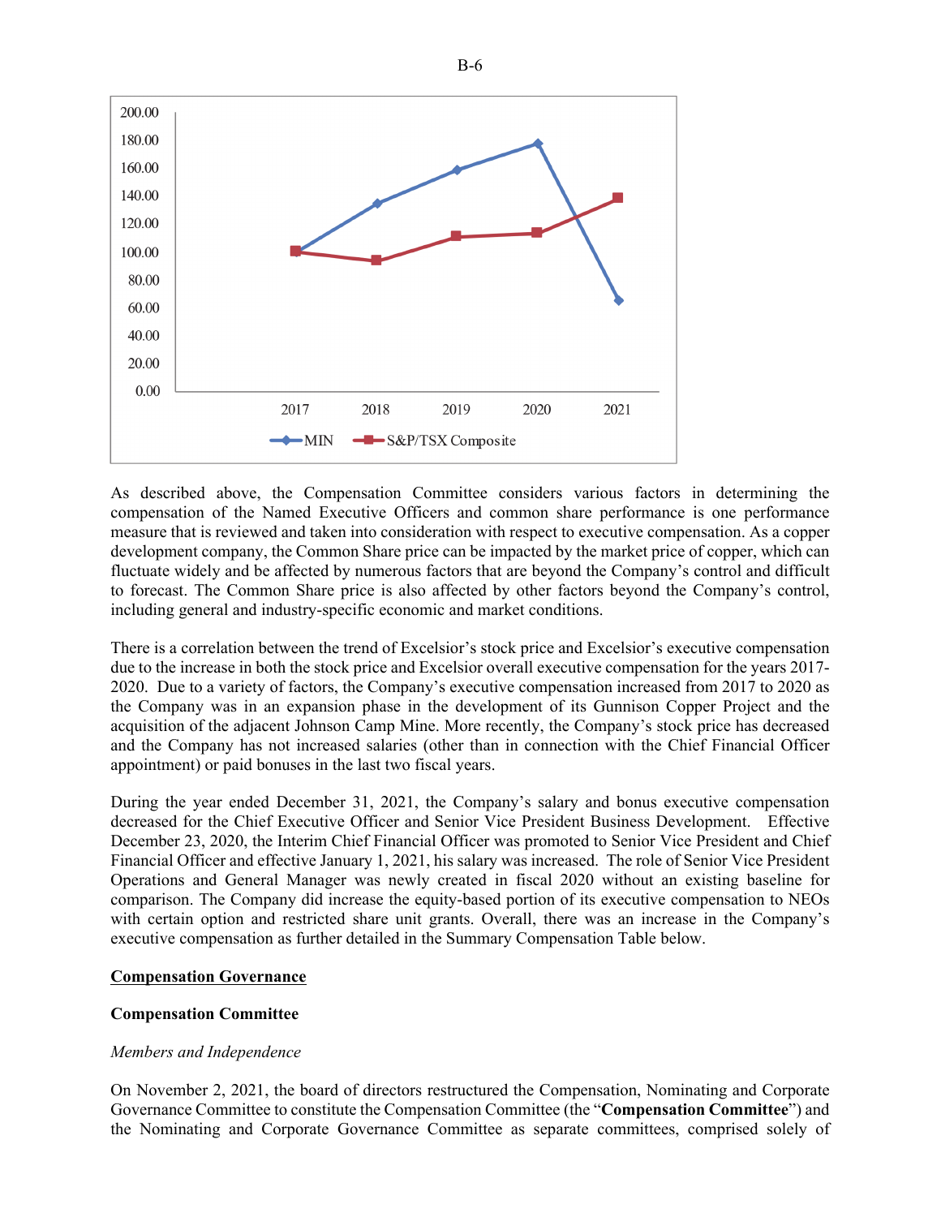As described above, the Compensation Committee considers various factors in determining the compensation of the Named Executive Officers and common share performance is one performance measure that is reviewed and taken into consideration with respect to executive compensation. As a copper development company, the Common Share price can be impacted by the market price of copper, which can fluctuate widely and be affected by numerous factors that are beyond the Company's control and difficult to forecast. The Common Share price is also affected by other factors beyond the Company's control, including general and industry-specific economic and market conditions.

There is a correlation between the trend of Excelsior's stock price and Excelsior's executive compensation due to the increase in both the stock price and Excelsior overall executive compensation for the years 2017-2020. Due to a variety of factors, the Company's executive compensation increased from 2017 to 2020 as the Company was in an expansion phase in the development of its Gunnison Copper Project and the acquisition of the adjacent Johnson Camp Mine. More recently, the Company's stock price has decreased and the Company has not increased salaries (other than in connection with the Chief Financial Officer appointment) or paid bonuses in the last two fiscal years.

During the year ended December 31, 2021, the Company's salary and bonus executive compensation decreased for the Chief Executive Officer and Senior Vice President Business Development. Effective December 23, 2020, the Interim Chief Financial Officer was promoted to Senior Vice President and Chief Financial Officer and effective January 1, 2021, his salary was increased. The role of Senior Vice President Operations and General Manager was newly created in fiscal 2020 without an existing baseline for comparison. The Company did increase the equity-based portion of its executive compensation to NEOs with certain option and restricted share unit grants. Overall, there was an increase in the Company's executive compensation as further detailed in the Summary Compensation Table below.

## Compensation Governance

### Compensation Committee

*Members and Independence*

On November 2, 2021, the board of directors restructured the Compensation, Nominating and Corporate Governance Committee to constitute the Compensation Committee (the "**Compensation Committee**") and the Nominating and Corporate Governance Committee as separate committees, comprised solely of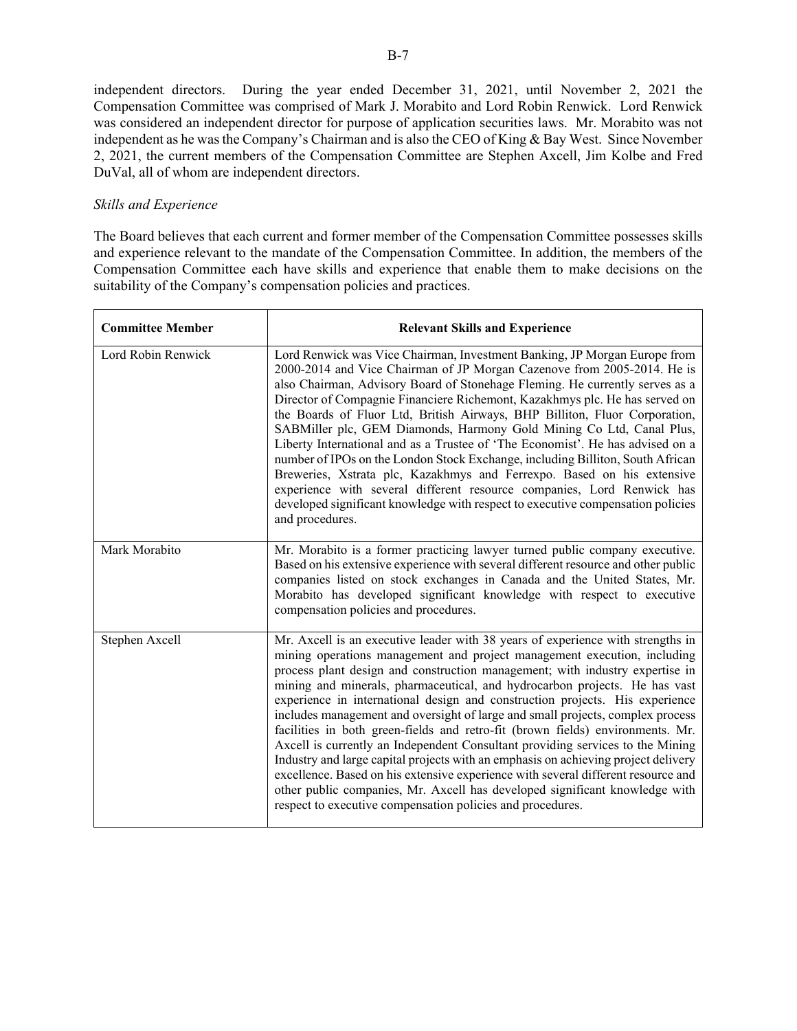independent directors. During the year ended December 31, 2021, until November 2, 2021 the Compensation Committee was comprised of Mark J. Morabito and Lord Robin Renwick. Lord Renwick was considered an independent director for purpose of application securities laws. Mr. Morabito was not independent as he was the Company's Chairman and is also the CEO of King & Bay West. Since November 2, 2021, the current members of the Compensation Committee are Stephen Axcell, Jim Kolbe and Fred DuVal, all of whom are independent directors.

*Skills and Experience*

The Board believes that each current and former member of the Compensation Committee possesses skills and experience relevant to the mandate of the Compensation Committee. In addition, the members of the Compensation Committee each have skills and experience that enable them to make decisions on the suitability of the Company's compensation policies and practices.

| Committee Member | Relevant Skills and Experience |
|---|---|
| Lord Robin Renwick | Lord Renwick was Vice Chairman, Investment Banking, JP Morgan Europe from 2000-2014 and Vice Chairman of JP Morgan Cazenove from 2005-2014. He is also Chairman, Advisory Board of Stonehage Fleming. He currently serves as a Director of Compagnie Financiere Richemont, Kazakhmys plc. He has served on the Boards of Fluor Ltd, British Airways, BHP Billiton, Fluor Corporation, SABMiller plc, GEM Diamonds, Harmony Gold Mining Co Ltd, Canal Plus, Liberty International and as a Trustee of 'The Economist'. He has advised on a number of IPOs on the London Stock Exchange, including Billiton, South African Breweries, Xstrata plc, Kazakhmys and Ferrexpo. Based on his extensive experience with several different resource companies, Lord Renwick has developed significant knowledge with respect to executive compensation policies and procedures. |
| Mark Morabito | Mr. Morabito is a former practicing lawyer turned public company executive. Based on his extensive experience with several different resource and other public companies listed on stock exchanges in Canada and the United States, Mr. Morabito has developed significant knowledge with respect to executive compensation policies and procedures. |
| Stephen Axcell | Mr. Axcell is an executive leader with 38 years of experience with strengths in mining operations management and project management execution, including process plant design and construction management; with industry expertise in mining and minerals, pharmaceutical, and hydrocarbon projects. He has vast experience in international design and construction projects. His experience includes management and oversight of large and small projects, complex process facilities in both green-fields and retro-fit (brown fields) environments. Mr. Axcell is currently an Independent Consultant providing services to the Mining Industry and large capital projects with an emphasis on achieving project delivery excellence. Based on his extensive experience with several different resource and other public companies, Mr. Axcell has developed significant knowledge with respect to executive compensation policies and procedures. |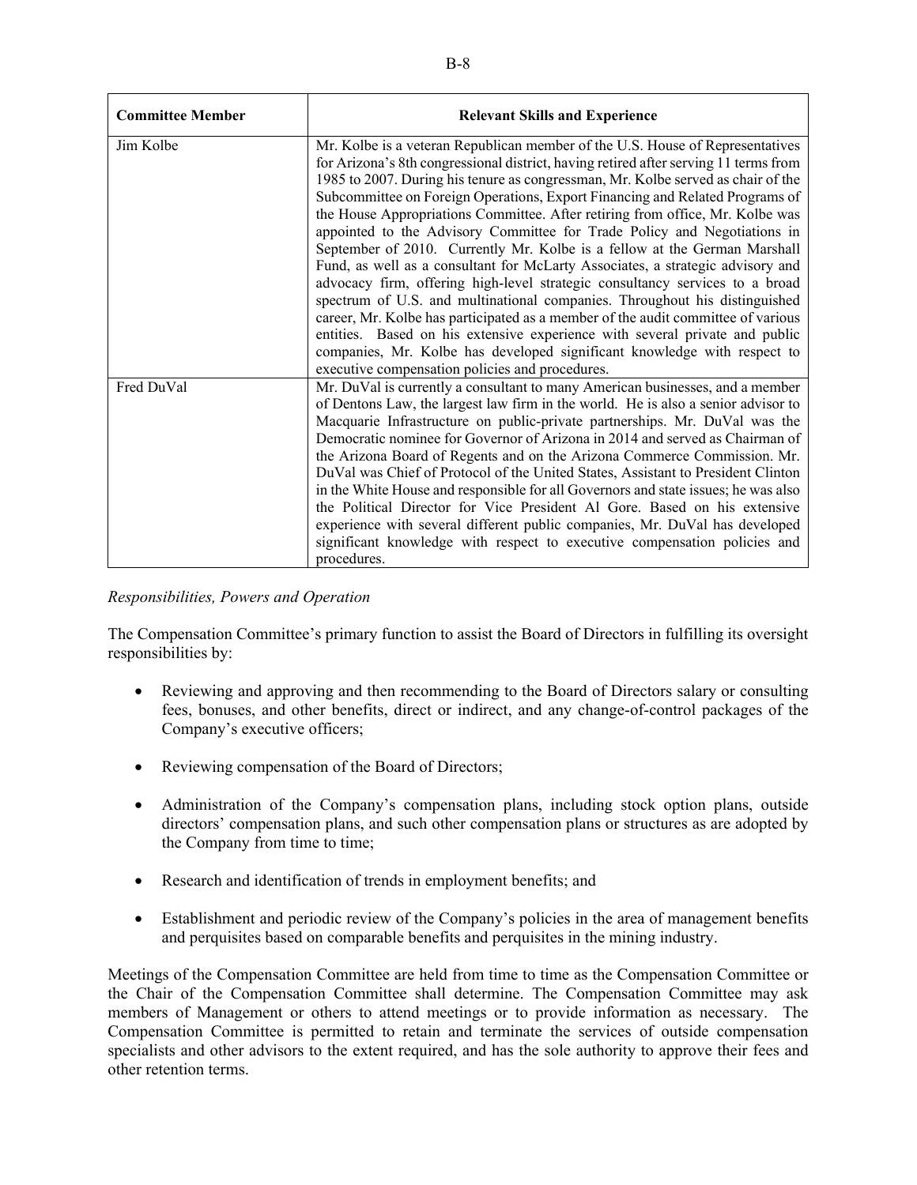| Committee Member | Relevant Skills and Experience |
|---|---|
| Jim Kolbe | Mr. Kolbe is a veteran Republican member of the U.S. House of Representatives for Arizona's 8th congressional district, having retired after serving 11 terms from 1985 to 2007. During his tenure as congressman, Mr. Kolbe served as chair of the Subcommittee on Foreign Operations, Export Financing and Related Programs of the House Appropriations Committee. After retiring from office, Mr. Kolbe was appointed to the Advisory Committee for Trade Policy and Negotiations in September of 2010. Currently Mr. Kolbe is a fellow at the German Marshall Fund, as well as a consultant for McLarty Associates, a strategic advisory and advocacy firm, offering high-level strategic consultancy services to a broad spectrum of U.S. and multinational companies. Throughout his distinguished career, Mr. Kolbe has participated as a member of the audit committee of various entities. Based on his extensive experience with several private and public companies, Mr. Kolbe has developed significant knowledge with respect to executive compensation policies and procedures. |
| Fred DuVal | Mr. DuVal is currently a consultant to many American businesses, and a member of Dentons Law, the largest law firm in the world. He is also a senior advisor to Macquarie Infrastructure on public-private partnerships. Mr. DuVal was the Democratic nominee for Governor of Arizona in 2014 and served as Chairman of the Arizona Board of Regents and on the Arizona Commerce Commission. Mr. DuVal was Chief of Protocol of the United States, Assistant to President Clinton in the White House and responsible for all Governors and state issues; he was also the Political Director for Vice President Al Gore. Based on his extensive experience with several different public companies, Mr. DuVal has developed significant knowledge with respect to executive compensation policies and procedures. |

*Responsibilities, Powers and Operation*

The Compensation Committee's primary function to assist the Board of Directors in fulfilling its oversight responsibilities by:

- Reviewing and approving and then recommending to the Board of Directors salary or consulting fees, bonuses, and other benefits, direct or indirect, and any change-of-control packages of the Company's executive officers;
- Reviewing compensation of the Board of Directors;
- Administration of the Company's compensation plans, including stock option plans, outside directors' compensation plans, and such other compensation plans or structures as are adopted by the Company from time to time;
- Research and identification of trends in employment benefits; and
- Establishment and periodic review of the Company's policies in the area of management benefits and perquisites based on comparable benefits and perquisites in the mining industry.

Meetings of the Compensation Committee are held from time to time as the Compensation Committee or the Chair of the Compensation Committee shall determine. The Compensation Committee may ask members of Management or others to attend meetings or to provide information as necessary. The Compensation Committee is permitted to retain and terminate the services of outside compensation specialists and other advisors to the extent required, and has the sole authority to approve their fees and other retention terms.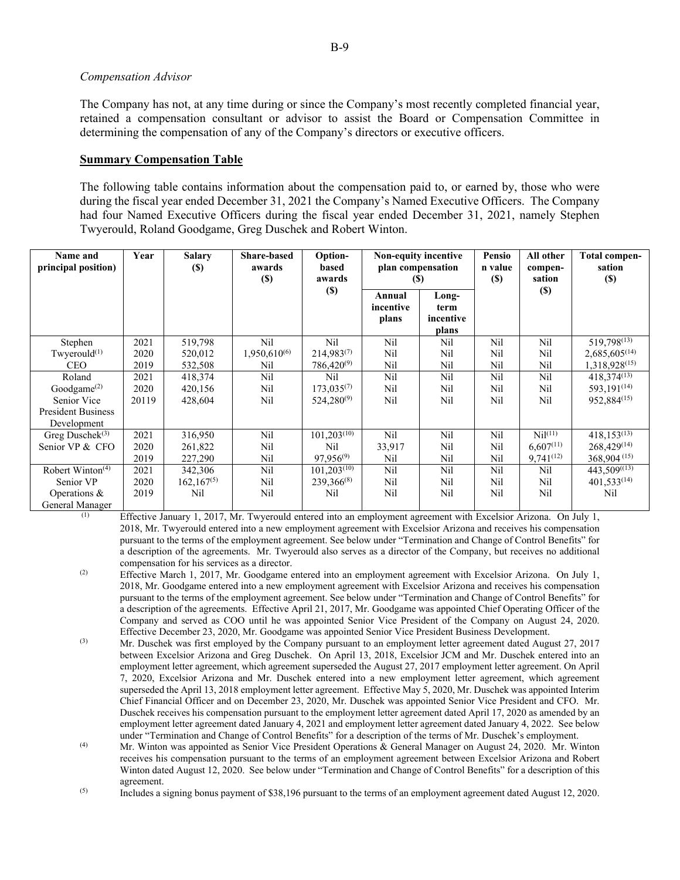*Compensation Advisor*

The Company has not, at any time during or since the Company's most recently completed financial year, retained a compensation consultant or advisor to assist the Board or Compensation Committee in determining the compensation of any of the Company's directors or executive officers.

**Summary Compensation Table**

The following table contains information about the compensation paid to, or earned by, those who were during the fiscal year ended December 31, 2021 the Company's Named Executive Officers. The Company had four Named Executive Officers during the fiscal year ended December 31, 2021, namely Stephen Twyerould, Roland Goodgame, Greg Duschek and Robert Winton.

| Name and principal position) | Year | Salary ($) | Share-based awards ($) | Option-based awards ($) | Non-equity incentive plan compensation ($) | | Pension value ($) | All other compen-sation ($) | Total compen-sation ($) |
|---|---|---|---|---|---|---|---|---|---|
| | | | | | Annual incentive plans | Long-term incentive plans | | | |
| Stephen Twyerould[(1)] CEO | 2021 | 519,798 | Nil | Nil | Nil | Nil | Nil | Nil | 519,798[(13)] |
| | 2020 | 520,012 | 1,950,610[(6)] | 214,983[(7)] | Nil | Nil | Nil | Nil | 2,685,605[(14)] |
| | 2019 | 532,508 | Nil | 786,420[(9)] | Nil | Nil | Nil | Nil | 1,318,928[(15)] |
| Roland Goodgame[(2)] Senior Vice President Business Development | 2021 | 418,374 | Nil | Nil | Nil | Nil | Nil | Nil | 418,374[(13)] |
| | 2020 | 420,156 | Nil | 173,035[(7)] | Nil | Nil | Nil | Nil | 593,191[(14)] |
| | 20119 | 428,604 | Nil | 524,280[(9)] | Nil | Nil | Nil | Nil | 952,884[(15)] |
| Greg Duschek[(3)] Senior VP & CFO | 2021 | 316,950 | Nil | 101,203[(10)] | Nil | Nil | Nil | Nil[(11)] | 418,153[(13)] |
| | 2020 | 261,822 | Nil | Nil | 33,917 | Nil | Nil | 6,607[(11)] | 268,429[(14)] |
| | 2019 | 227,290 | Nil | 97,956[(9)] | Nil | Nil | Nil | 9,741[(12)] | 368,904[(15)] |
| Robert Winton[(4)] Senior VP Operations & General Manager | 2021 | 342,306 | Nil | 101,203[(10)] | Nil | Nil | Nil | Nil | 443,509[(13)] |
| | 2020 | 162,167[(5)] | Nil | 239,366[(8)] | Nil | Nil | Nil | Nil | 401,533[(14)] |
| | 2019 | Nil | Nil | Nil | Nil | Nil | Nil | Nil | Nil |

(1) Effective January 1, 2017, Mr. Twyerould entered into an employment agreement with Excelsior Arizona. On July 1, 2018, Mr. Twyerould entered into a new employment agreement with Excelsior Arizona and receives his compensation pursuant to the terms of the employment agreement. See below under "Termination and Change of Control Benefits" for a description of the agreements. Mr. Twyerould also serves as a director of the Company, but receives no additional compensation for his services as a director.

(2) Effective March 1, 2017, Mr. Goodgame entered into an employment agreement with Excelsior Arizona. On July 1, 2018, Mr. Goodgame entered into a new employment agreement with Excelsior Arizona and receives his compensation pursuant to the terms of the employment agreement. See below under "Termination and Change of Control Benefits" for a description of the agreements. Effective April 21, 2017, Mr. Goodgame was appointed Chief Operating Officer of the Company and served as COO until he was appointed Senior Vice President of the Company on August 24, 2020. Effective December 23, 2020, Mr. Goodgame was appointed Senior Vice President Business Development.

(3) Mr. Duschek was first employed by the Company pursuant to an employment letter agreement dated August 27, 2017 between Excelsior Arizona and Greg Duschek. On April 13, 2018, Excelsior JCM and Mr. Duschek entered into an employment letter agreement, which agreement superseded the August 27, 2017 employment letter agreement. On April 7, 2020, Excelsior Arizona and Mr. Duschek entered into a new employment letter agreement, which agreement superseded the April 13, 2018 employment letter agreement. Effective May 5, 2020, Mr. Duschek was appointed Interim Chief Financial Officer and on December 23, 2020, Mr. Duschek was appointed Senior Vice President and CFO. Mr. Duschek receives his compensation pursuant to the employment letter agreement dated April 17, 2020 as amended by an employment letter agreement dated January 4, 2021 and employment letter agreement dated January 4, 2022. See below under "Termination and Change of Control Benefits" for a description of the terms of Mr. Duschek's employment.

(4) Mr. Winton was appointed as Senior Vice President Operations & General Manager on August 24, 2020. Mr. Winton receives his compensation pursuant to the terms of an employment agreement between Excelsior Arizona and Robert Winton dated August 12, 2020. See below under "Termination and Change of Control Benefits" for a description of this agreement.

(5) Includes a signing bonus payment of $38,196 pursuant to the terms of an employment agreement dated August 12, 2020.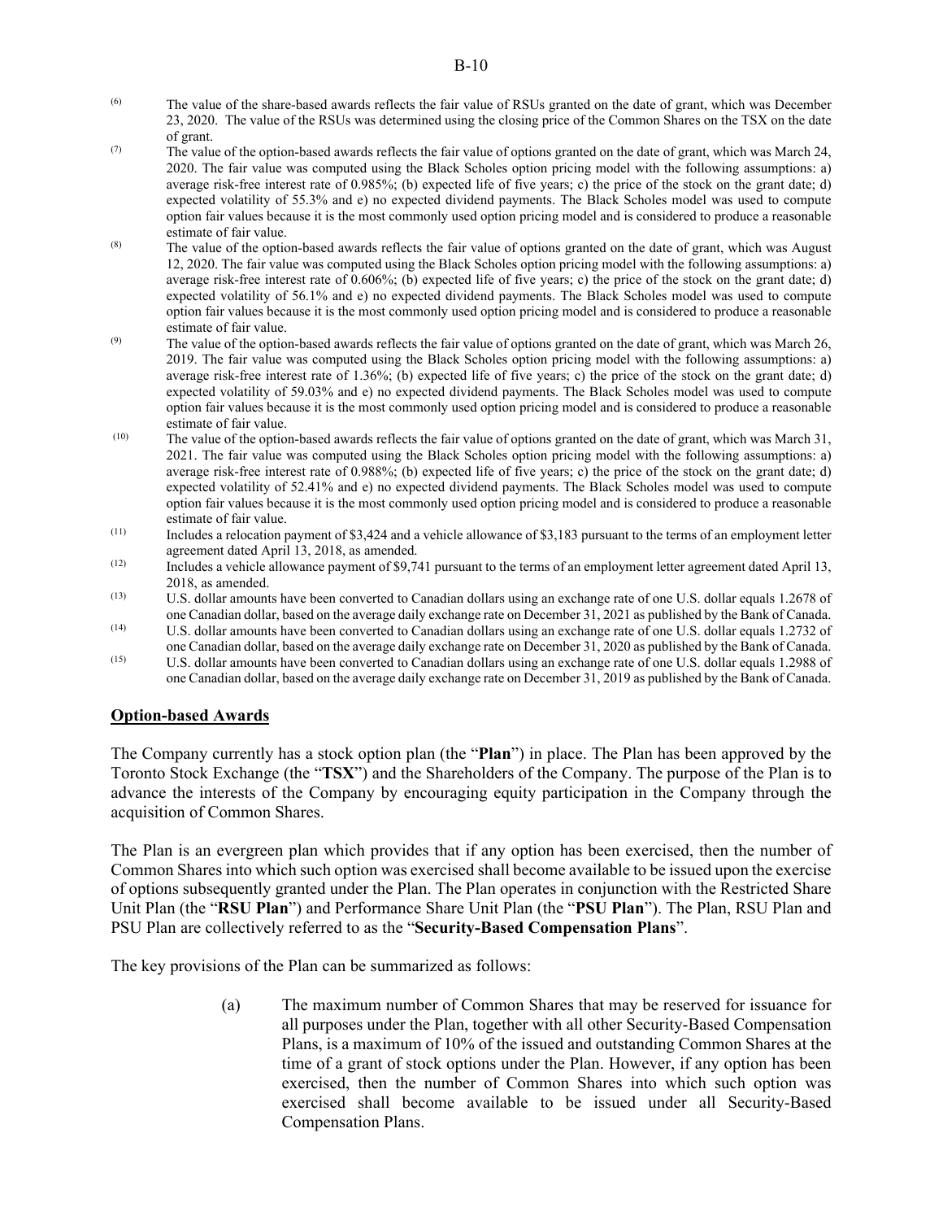(6) The value of the share-based awards reflects the fair value of RSUs granted on the date of grant, which was December 23, 2020. The value of the RSUs was determined using the closing price of the Common Shares on the TSX on the date of grant.

(7) The value of the option-based awards reflects the fair value of options granted on the date of grant, which was March 24, 2020. The fair value was computed using the Black Scholes option pricing model with the following assumptions: a) average risk-free interest rate of 0.985%; (b) expected life of five years; c) the price of the stock on the grant date; d) expected volatility of 55.3% and e) no expected dividend payments. The Black Scholes model was used to compute option fair values because it is the most commonly used option pricing model and is considered to produce a reasonable estimate of fair value.

(8) The value of the option-based awards reflects the fair value of options granted on the date of grant, which was August 12, 2020. The fair value was computed using the Black Scholes option pricing model with the following assumptions: a) average risk-free interest rate of 0.606%; (b) expected life of five years; c) the price of the stock on the grant date; d) expected volatility of 56.1% and e) no expected dividend payments. The Black Scholes model was used to compute option fair values because it is the most commonly used option pricing model and is considered to produce a reasonable estimate of fair value.

(9) The value of the option-based awards reflects the fair value of options granted on the date of grant, which was March 26, 2019. The fair value was computed using the Black Scholes option pricing model with the following assumptions: a) average risk-free interest rate of 1.36%; (b) expected life of five years; c) the price of the stock on the grant date; d) expected volatility of 59.03% and e) no expected dividend payments. The Black Scholes model was used to compute option fair values because it is the most commonly used option pricing model and is considered to produce a reasonable estimate of fair value.

(10) The value of the option-based awards reflects the fair value of options granted on the date of grant, which was March 31, 2021. The fair value was computed using the Black Scholes option pricing model with the following assumptions: a) average risk-free interest rate of 0.988%; (b) expected life of five years; c) the price of the stock on the grant date; d) expected volatility of 52.41% and e) no expected dividend payments. The Black Scholes model was used to compute option fair values because it is the most commonly used option pricing model and is considered to produce a reasonable estimate of fair value.

(11) Includes a relocation payment of $3,424 and a vehicle allowance of $3,183 pursuant to the terms of an employment letter agreement dated April 13, 2018, as amended.

(12) Includes a vehicle allowance payment of $9,741 pursuant to the terms of an employment letter agreement dated April 13, 2018, as amended.

(13) U.S. dollar amounts have been converted to Canadian dollars using an exchange rate of one U.S. dollar equals 1.2678 of one Canadian dollar, based on the average daily exchange rate on December 31, 2021 as published by the Bank of Canada.

(14) U.S. dollar amounts have been converted to Canadian dollars using an exchange rate of one U.S. dollar equals 1.2732 of one Canadian dollar, based on the average daily exchange rate on December 31, 2020 as published by the Bank of Canada.

(15) U.S. dollar amounts have been converted to Canadian dollars using an exchange rate of one U.S. dollar equals 1.2988 of one Canadian dollar, based on the average daily exchange rate on December 31, 2019 as published by the Bank of Canada.

## Option-based Awards

The Company currently has a stock option plan (the "**Plan**") in place. The Plan has been approved by the Toronto Stock Exchange (the "**TSX**") and the Shareholders of the Company. The purpose of the Plan is to advance the interests of the Company by encouraging equity participation in the Company through the acquisition of Common Shares.

The Plan is an evergreen plan which provides that if any option has been exercised, then the number of Common Shares into which such option was exercised shall become available to be issued upon the exercise of options subsequently granted under the Plan. The Plan operates in conjunction with the Restricted Share Unit Plan (the "**RSU Plan**") and Performance Share Unit Plan (the "**PSU Plan**"). The Plan, RSU Plan and PSU Plan are collectively referred to as the "**Security-Based Compensation Plans**".

The key provisions of the Plan can be summarized as follows:

(a) The maximum number of Common Shares that may be reserved for issuance for all purposes under the Plan, together with all other Security-Based Compensation Plans, is a maximum of 10% of the issued and outstanding Common Shares at the time of a grant of stock options under the Plan. However, if any option has been exercised, then the number of Common Shares into which such option was exercised shall become available to be issued under all Security-Based Compensation Plans.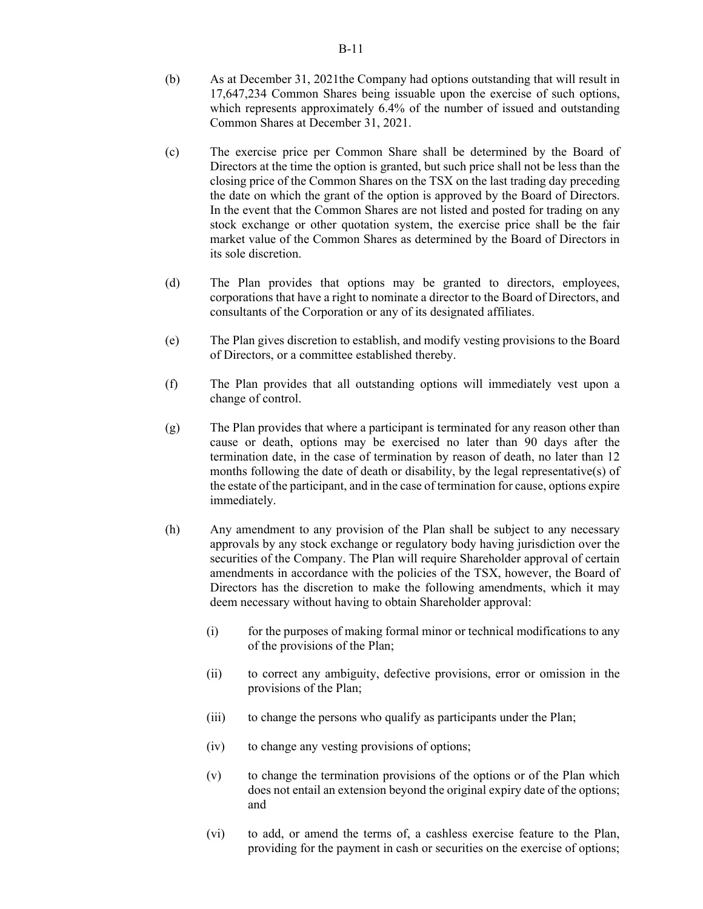(b) As at December 31, 2021the Company had options outstanding that will result in 17,647,234 Common Shares being issuable upon the exercise of such options, which represents approximately 6.4% of the number of issued and outstanding Common Shares at December 31, 2021.

(c) The exercise price per Common Share shall be determined by the Board of Directors at the time the option is granted, but such price shall not be less than the closing price of the Common Shares on the TSX on the last trading day preceding the date on which the grant of the option is approved by the Board of Directors. In the event that the Common Shares are not listed and posted for trading on any stock exchange or other quotation system, the exercise price shall be the fair market value of the Common Shares as determined by the Board of Directors in its sole discretion.

(d) The Plan provides that options may be granted to directors, employees, corporations that have a right to nominate a director to the Board of Directors, and consultants of the Corporation or any of its designated affiliates.

(e) The Plan gives discretion to establish, and modify vesting provisions to the Board of Directors, or a committee established thereby.

(f) The Plan provides that all outstanding options will immediately vest upon a change of control.

(g) The Plan provides that where a participant is terminated for any reason other than cause or death, options may be exercised no later than 90 days after the termination date, in the case of termination by reason of death, no later than 12 months following the date of death or disability, by the legal representative(s) of the estate of the participant, and in the case of termination for cause, options expire immediately.

(h) Any amendment to any provision of the Plan shall be subject to any necessary approvals by any stock exchange or regulatory body having jurisdiction over the securities of the Company. The Plan will require Shareholder approval of certain amendments in accordance with the policies of the TSX, however, the Board of Directors has the discretion to make the following amendments, which it may deem necessary without having to obtain Shareholder approval:

  (i) for the purposes of making formal minor or technical modifications to any of the provisions of the Plan;

  (ii) to correct any ambiguity, defective provisions, error or omission in the provisions of the Plan;

  (iii) to change the persons who qualify as participants under the Plan;

  (iv) to change any vesting provisions of options;

  (v) to change the termination provisions of the options or of the Plan which does not entail an extension beyond the original expiry date of the options; and

  (vi) to add, or amend the terms of, a cashless exercise feature to the Plan, providing for the payment in cash or securities on the exercise of options;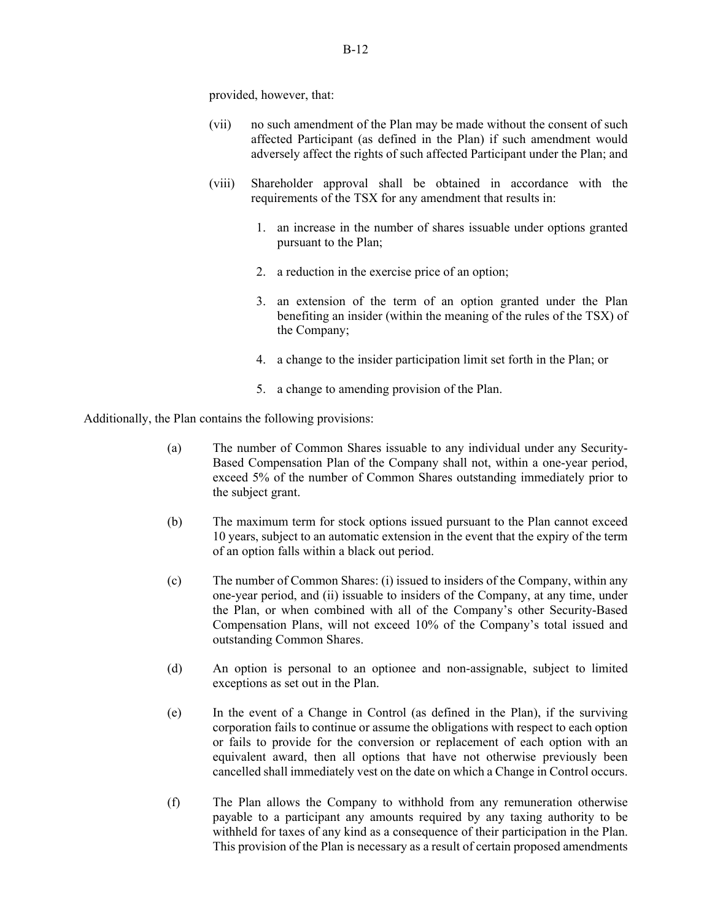provided, however, that:

(vii) no such amendment of the Plan may be made without the consent of such affected Participant (as defined in the Plan) if such amendment would adversely affect the rights of such affected Participant under the Plan; and

(viii) Shareholder approval shall be obtained in accordance with the requirements of the TSX for any amendment that results in:

1. an increase in the number of shares issuable under options granted pursuant to the Plan;
2. a reduction in the exercise price of an option;
3. an extension of the term of an option granted under the Plan benefiting an insider (within the meaning of the rules of the TSX) of the Company;
4. a change to the insider participation limit set forth in the Plan; or
5. a change to amending provision of the Plan.

Additionally, the Plan contains the following provisions:

(a) The number of Common Shares issuable to any individual under any Security-Based Compensation Plan of the Company shall not, within a one-year period, exceed 5% of the number of Common Shares outstanding immediately prior to the subject grant.

(b) The maximum term for stock options issued pursuant to the Plan cannot exceed 10 years, subject to an automatic extension in the event that the expiry of the term of an option falls within a black out period.

(c) The number of Common Shares: (i) issued to insiders of the Company, within any one-year period, and (ii) issuable to insiders of the Company, at any time, under the Plan, or when combined with all of the Company's other Security-Based Compensation Plans, will not exceed 10% of the Company's total issued and outstanding Common Shares.

(d) An option is personal to an optionee and non-assignable, subject to limited exceptions as set out in the Plan.

(e) In the event of a Change in Control (as defined in the Plan), if the surviving corporation fails to continue or assume the obligations with respect to each option or fails to provide for the conversion or replacement of each option with an equivalent award, then all options that have not otherwise previously been cancelled shall immediately vest on the date on which a Change in Control occurs.

(f) The Plan allows the Company to withhold from any remuneration otherwise payable to a participant any amounts required by any taxing authority to be withheld for taxes of any kind as a consequence of their participation in the Plan. This provision of the Plan is necessary as a result of certain proposed amendments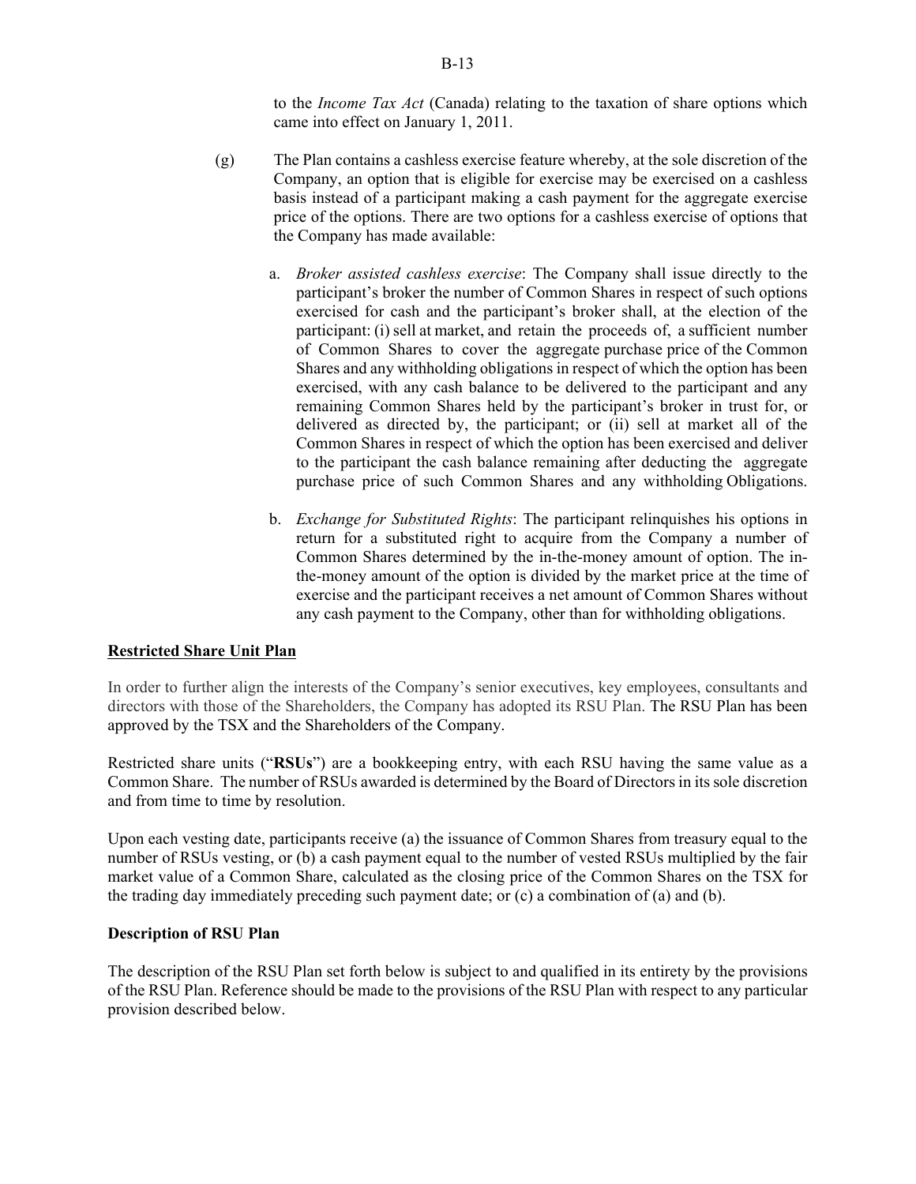to the *Income Tax Act* (Canada) relating to the taxation of share options which came into effect on January 1, 2011.

(g) The Plan contains a cashless exercise feature whereby, at the sole discretion of the Company, an option that is eligible for exercise may be exercised on a cashless basis instead of a participant making a cash payment for the aggregate exercise price of the options. There are two options for a cashless exercise of options that the Company has made available:

a. *Broker assisted cashless exercise*: The Company shall issue directly to the participant's broker the number of Common Shares in respect of such options exercised for cash and the participant's broker shall, at the election of the participant: (i) sell at market, and retain the proceeds of, a sufficient number of Common Shares to cover the aggregate purchase price of the Common Shares and any withholding obligations in respect of which the option has been exercised, with any cash balance to be delivered to the participant and any remaining Common Shares held by the participant's broker in trust for, or delivered as directed by, the participant; or (ii) sell at market all of the Common Shares in respect of which the option has been exercised and deliver to the participant the cash balance remaining after deducting the aggregate purchase price of such Common Shares and any withholding Obligations.

b. *Exchange for Substituted Rights*: The participant relinquishes his options in return for a substituted right to acquire from the Company a number of Common Shares determined by the in-the-money amount of option. The in-the-money amount of the option is divided by the market price at the time of exercise and the participant receives a net amount of Common Shares without any cash payment to the Company, other than for withholding obligations.

**Restricted Share Unit Plan**

In order to further align the interests of the Company's senior executives, key employees, consultants and directors with those of the Shareholders, the Company has adopted its RSU Plan. The RSU Plan has been approved by the TSX and the Shareholders of the Company.

Restricted share units ("**RSUs**") are a bookkeeping entry, with each RSU having the same value as a Common Share. The number of RSUs awarded is determined by the Board of Directors in its sole discretion and from time to time by resolution.

Upon each vesting date, participants receive (a) the issuance of Common Shares from treasury equal to the number of RSUs vesting, or (b) a cash payment equal to the number of vested RSUs multiplied by the fair market value of a Common Share, calculated as the closing price of the Common Shares on the TSX for the trading day immediately preceding such payment date; or (c) a combination of (a) and (b).

**Description of RSU Plan**

The description of the RSU Plan set forth below is subject to and qualified in its entirety by the provisions of the RSU Plan. Reference should be made to the provisions of the RSU Plan with respect to any particular provision described below.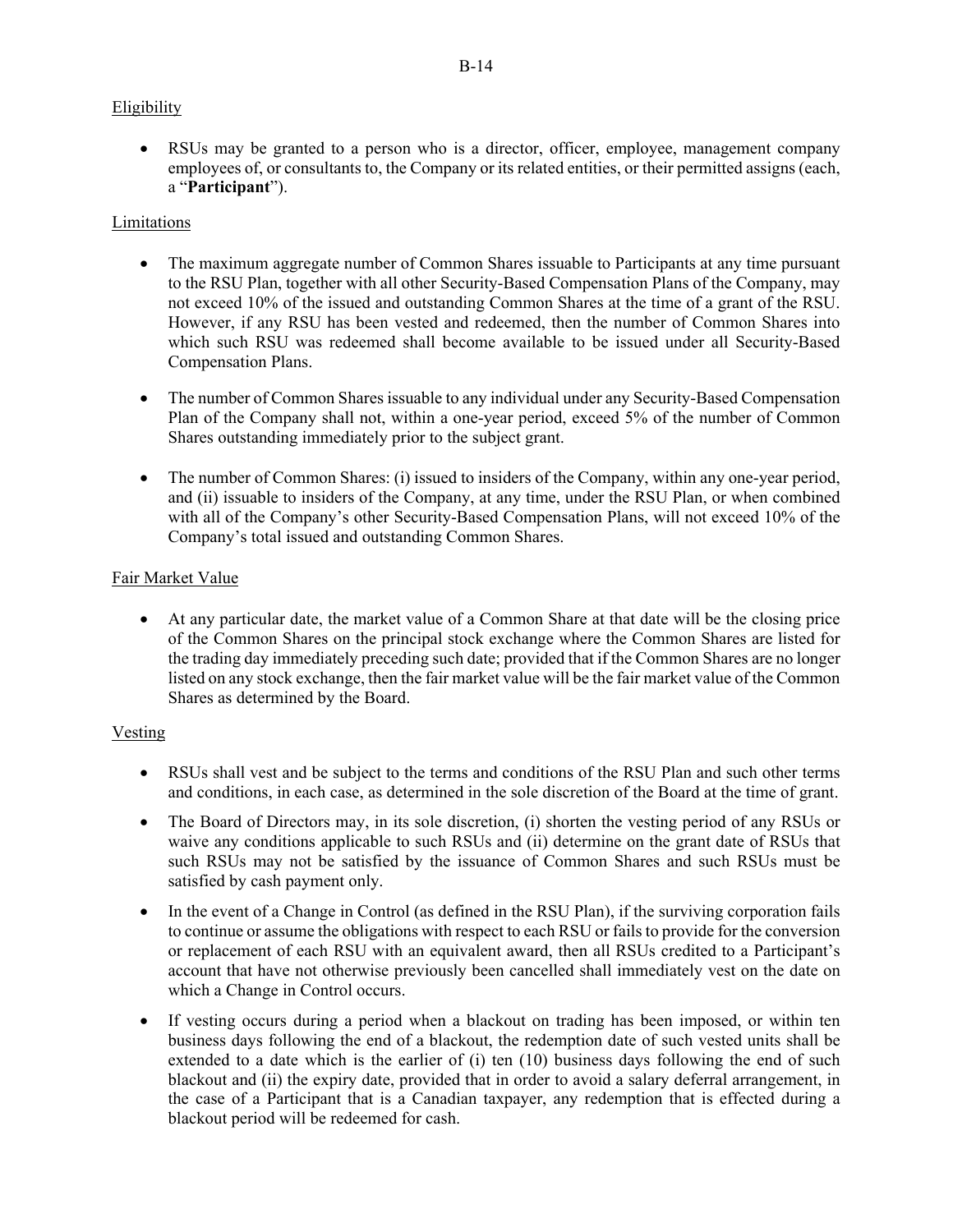Eligibility

- RSUs may be granted to a person who is a director, officer, employee, management company employees of, or consultants to, the Company or its related entities, or their permitted assigns (each, a "**Participant**").

Limitations

- The maximum aggregate number of Common Shares issuable to Participants at any time pursuant to the RSU Plan, together with all other Security-Based Compensation Plans of the Company, may not exceed 10% of the issued and outstanding Common Shares at the time of a grant of the RSU. However, if any RSU has been vested and redeemed, then the number of Common Shares into which such RSU was redeemed shall become available to be issued under all Security-Based Compensation Plans.

- The number of Common Shares issuable to any individual under any Security-Based Compensation Plan of the Company shall not, within a one-year period, exceed 5% of the number of Common Shares outstanding immediately prior to the subject grant.

- The number of Common Shares: (i) issued to insiders of the Company, within any one-year period, and (ii) issuable to insiders of the Company, at any time, under the RSU Plan, or when combined with all of the Company's other Security-Based Compensation Plans, will not exceed 10% of the Company's total issued and outstanding Common Shares.

Fair Market Value

- At any particular date, the market value of a Common Share at that date will be the closing price of the Common Shares on the principal stock exchange where the Common Shares are listed for the trading day immediately preceding such date; provided that if the Common Shares are no longer listed on any stock exchange, then the fair market value will be the fair market value of the Common Shares as determined by the Board.

Vesting

- RSUs shall vest and be subject to the terms and conditions of the RSU Plan and such other terms and conditions, in each case, as determined in the sole discretion of the Board at the time of grant.
- The Board of Directors may, in its sole discretion, (i) shorten the vesting period of any RSUs or waive any conditions applicable to such RSUs and (ii) determine on the grant date of RSUs that such RSUs may not be satisfied by the issuance of Common Shares and such RSUs must be satisfied by cash payment only.
- In the event of a Change in Control (as defined in the RSU Plan), if the surviving corporation fails to continue or assume the obligations with respect to each RSU or fails to provide for the conversion or replacement of each RSU with an equivalent award, then all RSUs credited to a Participant's account that have not otherwise previously been cancelled shall immediately vest on the date on which a Change in Control occurs.
- If vesting occurs during a period when a blackout on trading has been imposed, or within ten business days following the end of a blackout, the redemption date of such vested units shall be extended to a date which is the earlier of (i) ten (10) business days following the end of such blackout and (ii) the expiry date, provided that in order to avoid a salary deferral arrangement, in the case of a Participant that is a Canadian taxpayer, any redemption that is effected during a blackout period will be redeemed for cash.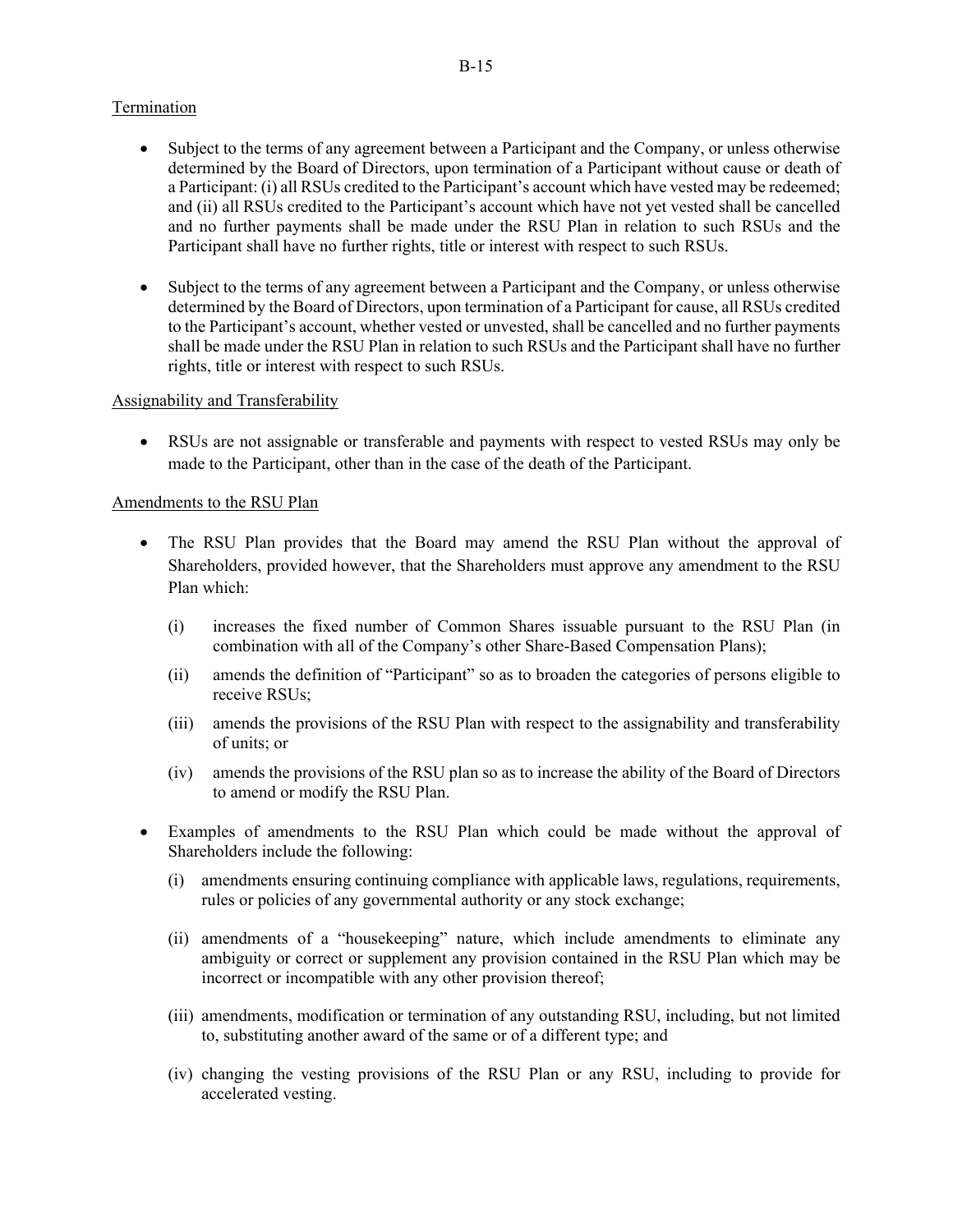Termination

- Subject to the terms of any agreement between a Participant and the Company, or unless otherwise determined by the Board of Directors, upon termination of a Participant without cause or death of a Participant: (i) all RSUs credited to the Participant's account which have vested may be redeemed; and (ii) all RSUs credited to the Participant's account which have not yet vested shall be cancelled and no further payments shall be made under the RSU Plan in relation to such RSUs and the Participant shall have no further rights, title or interest with respect to such RSUs.

- Subject to the terms of any agreement between a Participant and the Company, or unless otherwise determined by the Board of Directors, upon termination of a Participant for cause, all RSUs credited to the Participant's account, whether vested or unvested, shall be cancelled and no further payments shall be made under the RSU Plan in relation to such RSUs and the Participant shall have no further rights, title or interest with respect to such RSUs.

Assignability and Transferability

- RSUs are not assignable or transferable and payments with respect to vested RSUs may only be made to the Participant, other than in the case of the death of the Participant.

Amendments to the RSU Plan

- The RSU Plan provides that the Board may amend the RSU Plan without the approval of Shareholders, provided however, that the Shareholders must approve any amendment to the RSU Plan which:

  (i) increases the fixed number of Common Shares issuable pursuant to the RSU Plan (in combination with all of the Company's other Share-Based Compensation Plans);

  (ii) amends the definition of "Participant" so as to broaden the categories of persons eligible to receive RSUs;

  (iii) amends the provisions of the RSU Plan with respect to the assignability and transferability of units; or

  (iv) amends the provisions of the RSU plan so as to increase the ability of the Board of Directors to amend or modify the RSU Plan.

- Examples of amendments to the RSU Plan which could be made without the approval of Shareholders include the following:

  (i) amendments ensuring continuing compliance with applicable laws, regulations, requirements, rules or policies of any governmental authority or any stock exchange;

  (ii) amendments of a "housekeeping" nature, which include amendments to eliminate any ambiguity or correct or supplement any provision contained in the RSU Plan which may be incorrect or incompatible with any other provision thereof;

  (iii) amendments, modification or termination of any outstanding RSU, including, but not limited to, substituting another award of the same or of a different type; and

  (iv) changing the vesting provisions of the RSU Plan or any RSU, including to provide for accelerated vesting.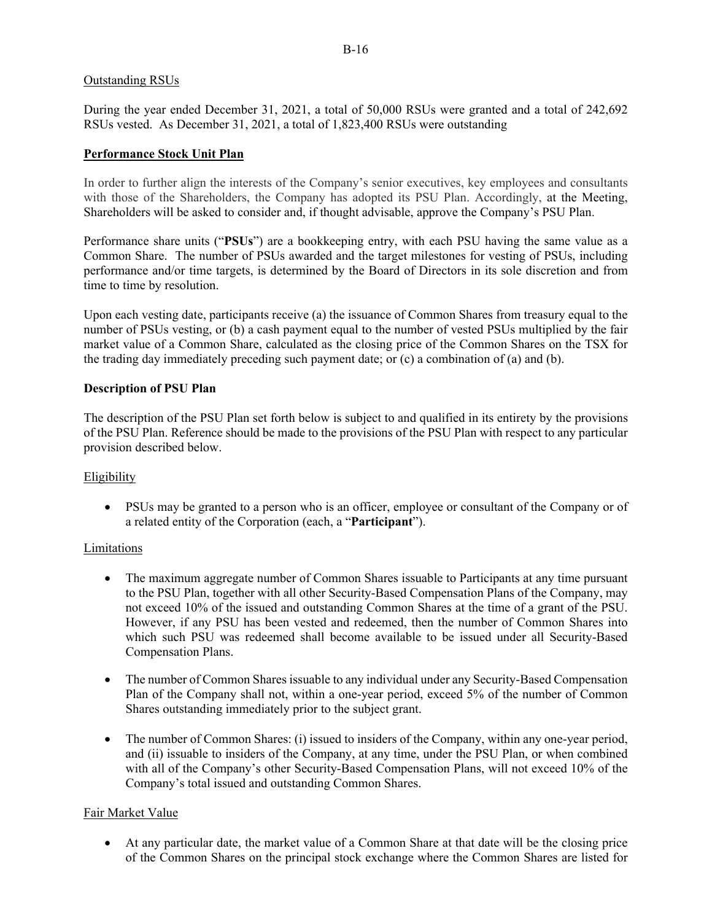Outstanding RSUs

During the year ended December 31, 2021, a total of 50,000 RSUs were granted and a total of 242,692 RSUs vested. As December 31, 2021, a total of 1,823,400 RSUs were outstanding

## **Performance Stock Unit Plan**

In order to further align the interests of the Company's senior executives, key employees and consultants with those of the Shareholders, the Company has adopted its PSU Plan. Accordingly, at the Meeting, Shareholders will be asked to consider and, if thought advisable, approve the Company's PSU Plan.

Performance share units ("**PSUs**") are a bookkeeping entry, with each PSU having the same value as a Common Share. The number of PSUs awarded and the target milestones for vesting of PSUs, including performance and/or time targets, is determined by the Board of Directors in its sole discretion and from time to time by resolution.

Upon each vesting date, participants receive (a) the issuance of Common Shares from treasury equal to the number of PSUs vesting, or (b) a cash payment equal to the number of vested PSUs multiplied by the fair market value of a Common Share, calculated as the closing price of the Common Shares on the TSX for the trading day immediately preceding such payment date; or (c) a combination of (a) and (b).

### **Description of PSU Plan**

The description of the PSU Plan set forth below is subject to and qualified in its entirety by the provisions of the PSU Plan. Reference should be made to the provisions of the PSU Plan with respect to any particular provision described below.

Eligibility

- PSUs may be granted to a person who is an officer, employee or consultant of the Company or of a related entity of the Corporation (each, a "**Participant**").

Limitations

- The maximum aggregate number of Common Shares issuable to Participants at any time pursuant to the PSU Plan, together with all other Security-Based Compensation Plans of the Company, may not exceed 10% of the issued and outstanding Common Shares at the time of a grant of the PSU. However, if any PSU has been vested and redeemed, then the number of Common Shares into which such PSU was redeemed shall become available to be issued under all Security-Based Compensation Plans.
- The number of Common Shares issuable to any individual under any Security-Based Compensation Plan of the Company shall not, within a one-year period, exceed 5% of the number of Common Shares outstanding immediately prior to the subject grant.
- The number of Common Shares: (i) issued to insiders of the Company, within any one-year period, and (ii) issuable to insiders of the Company, at any time, under the PSU Plan, or when combined with all of the Company's other Security-Based Compensation Plans, will not exceed 10% of the Company's total issued and outstanding Common Shares.

Fair Market Value

- At any particular date, the market value of a Common Share at that date will be the closing price of the Common Shares on the principal stock exchange where the Common Shares are listed for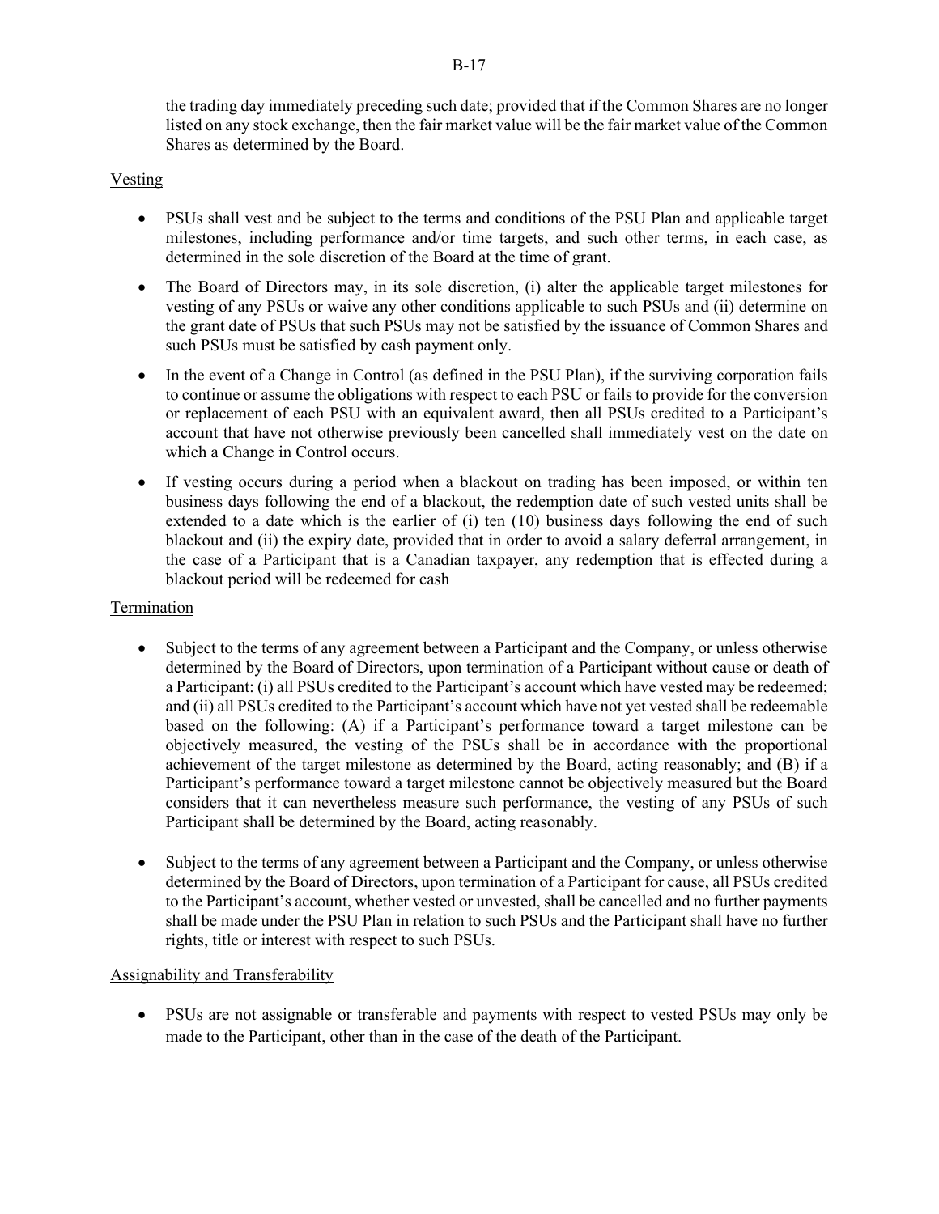the trading day immediately preceding such date; provided that if the Common Shares are no longer listed on any stock exchange, then the fair market value will be the fair market value of the Common Shares as determined by the Board.

Vesting

- PSUs shall vest and be subject to the terms and conditions of the PSU Plan and applicable target milestones, including performance and/or time targets, and such other terms, in each case, as determined in the sole discretion of the Board at the time of grant.
- The Board of Directors may, in its sole discretion, (i) alter the applicable target milestones for vesting of any PSUs or waive any other conditions applicable to such PSUs and (ii) determine on the grant date of PSUs that such PSUs may not be satisfied by the issuance of Common Shares and such PSUs must be satisfied by cash payment only.
- In the event of a Change in Control (as defined in the PSU Plan), if the surviving corporation fails to continue or assume the obligations with respect to each PSU or fails to provide for the conversion or replacement of each PSU with an equivalent award, then all PSUs credited to a Participant's account that have not otherwise previously been cancelled shall immediately vest on the date on which a Change in Control occurs.
- If vesting occurs during a period when a blackout on trading has been imposed, or within ten business days following the end of a blackout, the redemption date of such vested units shall be extended to a date which is the earlier of (i) ten (10) business days following the end of such blackout and (ii) the expiry date, provided that in order to avoid a salary deferral arrangement, in the case of a Participant that is a Canadian taxpayer, any redemption that is effected during a blackout period will be redeemed for cash

Termination

- Subject to the terms of any agreement between a Participant and the Company, or unless otherwise determined by the Board of Directors, upon termination of a Participant without cause or death of a Participant: (i) all PSUs credited to the Participant's account which have vested may be redeemed; and (ii) all PSUs credited to the Participant's account which have not yet vested shall be redeemable based on the following: (A) if a Participant's performance toward a target milestone can be objectively measured, the vesting of the PSUs shall be in accordance with the proportional achievement of the target milestone as determined by the Board, acting reasonably; and (B) if a Participant's performance toward a target milestone cannot be objectively measured but the Board considers that it can nevertheless measure such performance, the vesting of any PSUs of such Participant shall be determined by the Board, acting reasonably.
- Subject to the terms of any agreement between a Participant and the Company, or unless otherwise determined by the Board of Directors, upon termination of a Participant for cause, all PSUs credited to the Participant's account, whether vested or unvested, shall be cancelled and no further payments shall be made under the PSU Plan in relation to such PSUs and the Participant shall have no further rights, title or interest with respect to such PSUs.

Assignability and Transferability

- PSUs are not assignable or transferable and payments with respect to vested PSUs may only be made to the Participant, other than in the case of the death of the Participant.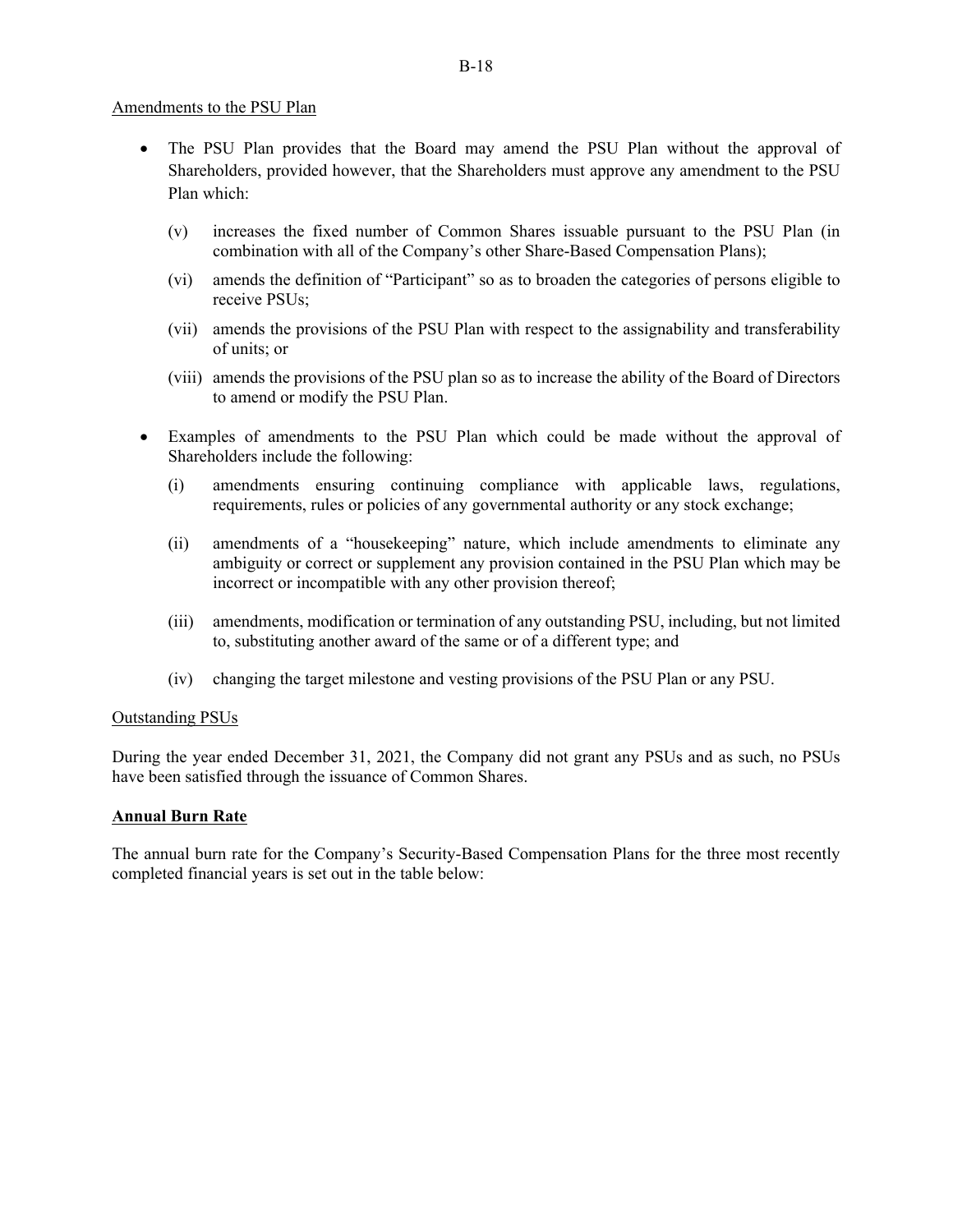Amendments to the PSU Plan

- The PSU Plan provides that the Board may amend the PSU Plan without the approval of Shareholders, provided however, that the Shareholders must approve any amendment to the PSU Plan which:
  - (v) increases the fixed number of Common Shares issuable pursuant to the PSU Plan (in combination with all of the Company's other Share-Based Compensation Plans);
  - (vi) amends the definition of "Participant" so as to broaden the categories of persons eligible to receive PSUs;
  - (vii) amends the provisions of the PSU Plan with respect to the assignability and transferability of units; or
  - (viii) amends the provisions of the PSU plan so as to increase the ability of the Board of Directors to amend or modify the PSU Plan.
- Examples of amendments to the PSU Plan which could be made without the approval of Shareholders include the following:
  - (i) amendments ensuring continuing compliance with applicable laws, regulations, requirements, rules or policies of any governmental authority or any stock exchange;
  - (ii) amendments of a "housekeeping" nature, which include amendments to eliminate any ambiguity or correct or supplement any provision contained in the PSU Plan which may be incorrect or incompatible with any other provision thereof;
  - (iii) amendments, modification or termination of any outstanding PSU, including, but not limited to, substituting another award of the same or of a different type; and
  - (iv) changing the target milestone and vesting provisions of the PSU Plan or any PSU.

Outstanding PSUs

During the year ended December 31, 2021, the Company did not grant any PSUs and as such, no PSUs have been satisfied through the issuance of Common Shares.

**Annual Burn Rate**

The annual burn rate for the Company's Security-Based Compensation Plans for the three most recently completed financial years is set out in the table below: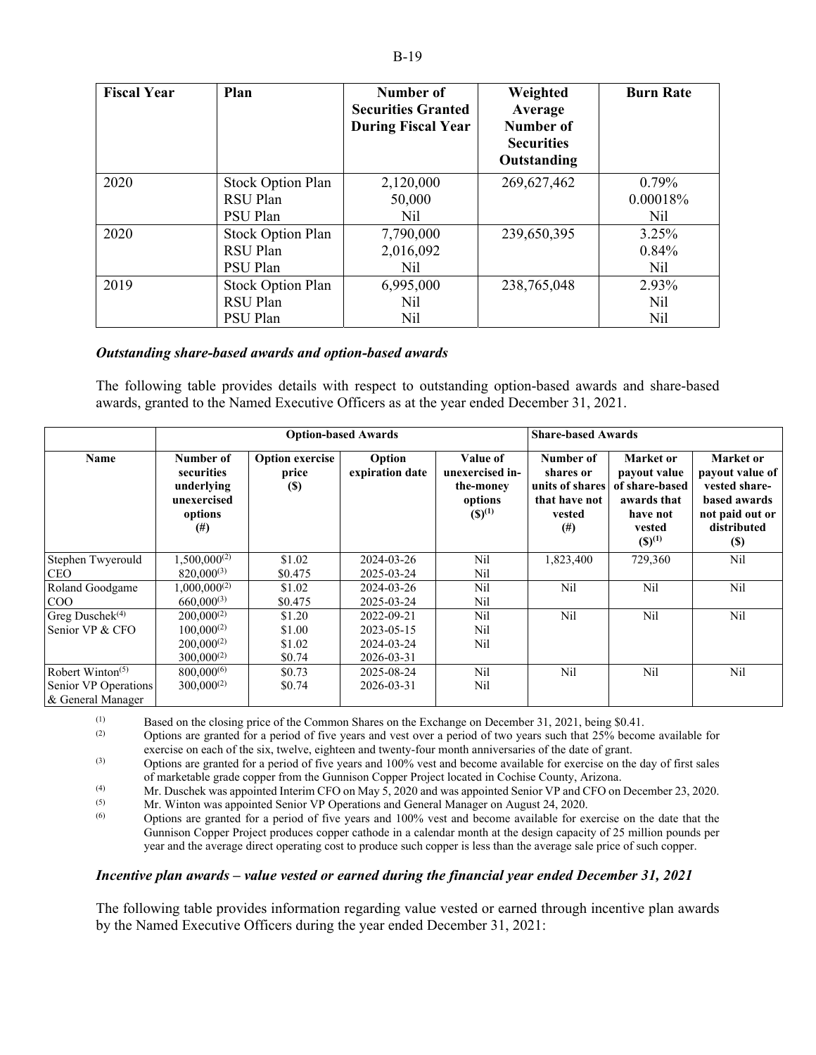| Fiscal Year | Plan | Number of Securities Granted During Fiscal Year | Weighted Average Number of Securities Outstanding | Burn Rate |
|---|---|---|---|---|
| 2020 | Stock Option Plan<br>RSU Plan<br>PSU Plan | 2,120,000<br>50,000<br>Nil | 269,627,462 | 0.79%<br>0.00018%<br>Nil |
| 2020 | Stock Option Plan<br>RSU Plan<br>PSU Plan | 7,790,000<br>2,016,092<br>Nil | 239,650,395 | 3.25%<br>0.84%<br>Nil |
| 2019 | Stock Option Plan<br>RSU Plan<br>PSU Plan | 6,995,000<br>Nil<br>Nil | 238,765,048 | 2.93%<br>Nil<br>Nil |

***Outstanding share-based awards and option-based awards***

The following table provides details with respect to outstanding option-based awards and share-based awards, granted to the Named Executive Officers as at the year ended December 31, 2021.

| | Option-based Awards | | | | Share-based Awards | | |
|---|---|---|---|---|---|---|---|
| Name | Number of securities underlying unexercised options (#) | Option exercise price ($) | Option expiration date | Value of unexercised in-the-money options ($)[1] | Number of shares or units of shares that have not vested (#) | Market or payout value of share-based awards that have not vested ($)[1] | Market or payout value of vested share-based awards not paid out or distributed ($) |
| Stephen Twyerould CEO | 1,500,000[2]<br>820,000[3] | \$1.02<br>\$0.475 | 2024-03-26<br>2025-03-24 | Nil<br>Nil | 1,823,400 | 729,360 | Nil |
| Roland Goodgame COO | 1,000,000[2]<br>660,000[3] | \$1.02<br>\$0.475 | 2024-03-26<br>2025-03-24 | Nil<br>Nil | Nil | Nil | Nil |
| Greg Duschek[4] Senior VP & CFO | 200,000[2]<br>100,000[2]<br>200,000[2]<br>300,000[2] | \$1.20<br>\$1.00<br>\$1.02<br>\$0.74 | 2022-09-21<br>2023-05-15<br>2024-03-24<br>2026-03-31 | Nil<br>Nil<br>Nil | Nil | Nil | Nil |
| Robert Winton[5] Senior VP Operations & General Manager | 800,000[6]<br>300,000[2] | \$0.73<br>\$0.74 | 2025-08-24<br>2026-03-31 | Nil<br>Nil | Nil | Nil | Nil |

(1) Based on the closing price of the Common Shares on the Exchange on December 31, 2021, being \$0.41.

(2) Options are granted for a period of five years and vest over a period of two years such that 25% become available for exercise on each of the six, twelve, eighteen and twenty-four month anniversaries of the date of grant.

(3) Options are granted for a period of five years and 100% vest and become available for exercise on the day of first sales of marketable grade copper from the Gunnison Copper Project located in Cochise County, Arizona.

(4) Mr. Duschek was appointed Interim CFO on May 5, 2020 and was appointed Senior VP and CFO on December 23, 2020.

(5) Mr. Winton was appointed Senior VP Operations and General Manager on August 24, 2020.

(6) Options are granted for a period of five years and 100% vest and become available for exercise on the date that the Gunnison Copper Project produces copper cathode in a calendar month at the design capacity of 25 million pounds per year and the average direct operating cost to produce such copper is less than the average sale price of such copper.

***Incentive plan awards – value vested or earned during the financial year ended December 31, 2021***

The following table provides information regarding value vested or earned through incentive plan awards by the Named Executive Officers during the year ended December 31, 2021: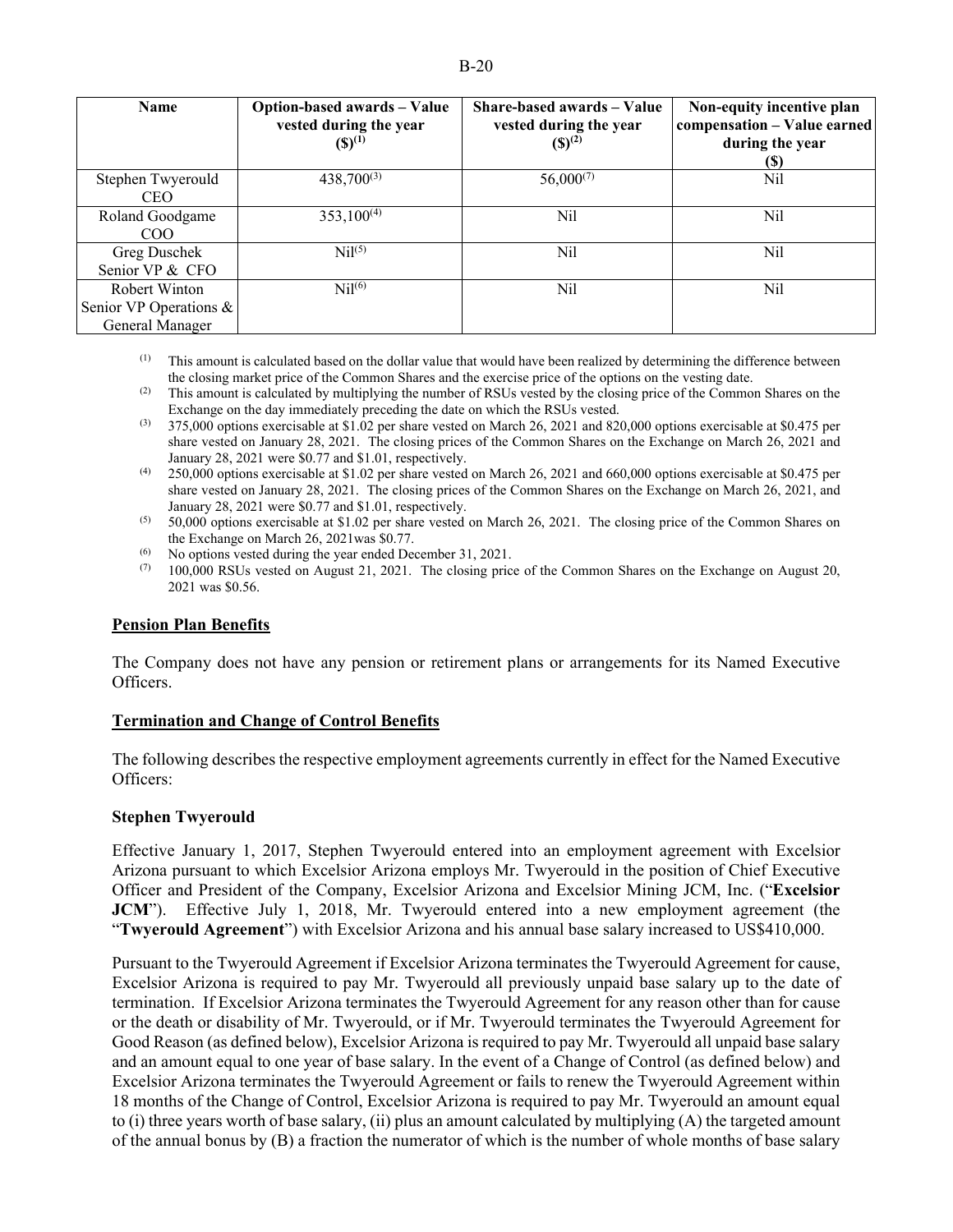| Name | Option-based awards – Value vested during the year ($)[1] | Share-based awards – Value vested during the year ($)[2] | Non-equity incentive plan compensation – Value earned during the year ($) |
|---|---|---|---|
| Stephen Twyerould CEO | 438,700[3] | 56,000[7] | Nil |
| Roland Goodgame COO | 353,100[4] | Nil | Nil |
| Greg Duschek Senior VP & CFO | Nil[5] | Nil | Nil |
| Robert Winton Senior VP Operations & General Manager | Nil[6] | Nil | Nil |

(1) This amount is calculated based on the dollar value that would have been realized by determining the difference between the closing market price of the Common Shares and the exercise price of the options on the vesting date.

(2) This amount is calculated by multiplying the number of RSUs vested by the closing price of the Common Shares on the Exchange on the day immediately preceding the date on which the RSUs vested.

(3) 375,000 options exercisable at $1.02 per share vested on March 26, 2021 and 820,000 options exercisable at $0.475 per share vested on January 28, 2021. The closing prices of the Common Shares on the Exchange on March 26, 2021 and January 28, 2021 were $0.77 and $1.01, respectively.

(4) 250,000 options exercisable at $1.02 per share vested on March 26, 2021 and 660,000 options exercisable at $0.475 per share vested on January 28, 2021. The closing prices of the Common Shares on the Exchange on March 26, 2021, and January 28, 2021 were $0.77 and $1.01, respectively.

(5) 50,000 options exercisable at $1.02 per share vested on March 26, 2021. The closing price of the Common Shares on the Exchange on March 26, 2021was $0.77.

(6) No options vested during the year ended December 31, 2021.

(7) 100,000 RSUs vested on August 21, 2021. The closing price of the Common Shares on the Exchange on August 20, 2021 was $0.56.

**Pension Plan Benefits**

The Company does not have any pension or retirement plans or arrangements for its Named Executive Officers.

**Termination and Change of Control Benefits**

The following describes the respective employment agreements currently in effect for the Named Executive Officers:

**Stephen Twyerould**

Effective January 1, 2017, Stephen Twyerould entered into an employment agreement with Excelsior Arizona pursuant to which Excelsior Arizona employs Mr. Twyerould in the position of Chief Executive Officer and President of the Company, Excelsior Arizona and Excelsior Mining JCM, Inc. ("**Excelsior JCM**"). Effective July 1, 2018, Mr. Twyerould entered into a new employment agreement (the "**Twyerould Agreement**") with Excelsior Arizona and his annual base salary increased to US$410,000.

Pursuant to the Twyerould Agreement if Excelsior Arizona terminates the Twyerould Agreement for cause, Excelsior Arizona is required to pay Mr. Twyerould all previously unpaid base salary up to the date of termination. If Excelsior Arizona terminates the Twyerould Agreement for any reason other than for cause or the death or disability of Mr. Twyerould, or if Mr. Twyerould terminates the Twyerould Agreement for Good Reason (as defined below), Excelsior Arizona is required to pay Mr. Twyerould all unpaid base salary and an amount equal to one year of base salary. In the event of a Change of Control (as defined below) and Excelsior Arizona terminates the Twyerould Agreement or fails to renew the Twyerould Agreement within 18 months of the Change of Control, Excelsior Arizona is required to pay Mr. Twyerould an amount equal to (i) three years worth of base salary, (ii) plus an amount calculated by multiplying (A) the targeted amount of the annual bonus by (B) a fraction the numerator of which is the number of whole months of base salary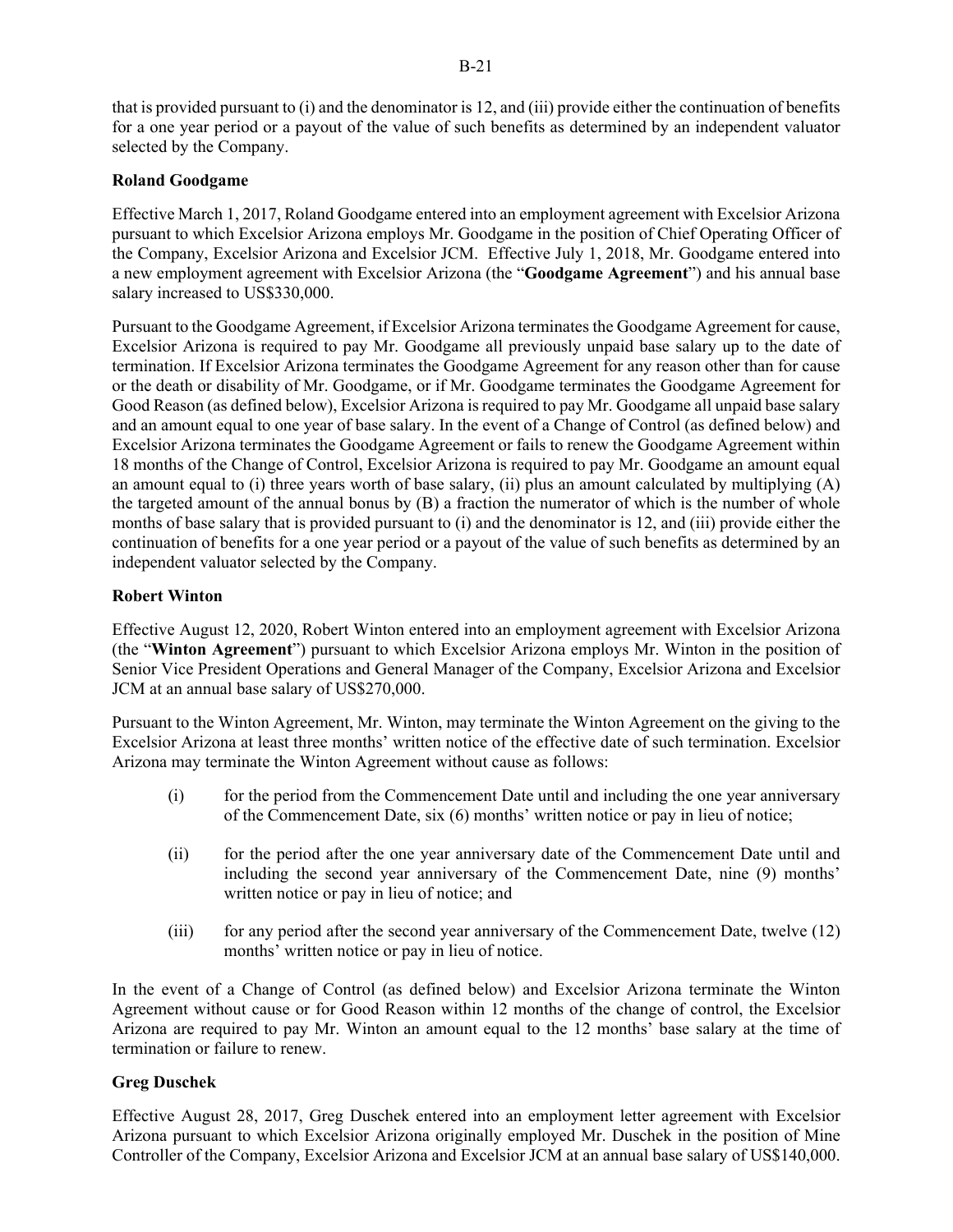that is provided pursuant to (i) and the denominator is 12, and (iii) provide either the continuation of benefits for a one year period or a payout of the value of such benefits as determined by an independent valuator selected by the Company.

**Roland Goodgame**

Effective March 1, 2017, Roland Goodgame entered into an employment agreement with Excelsior Arizona pursuant to which Excelsior Arizona employs Mr. Goodgame in the position of Chief Operating Officer of the Company, Excelsior Arizona and Excelsior JCM. Effective July 1, 2018, Mr. Goodgame entered into a new employment agreement with Excelsior Arizona (the "**Goodgame Agreement**") and his annual base salary increased to US$330,000.

Pursuant to the Goodgame Agreement, if Excelsior Arizona terminates the Goodgame Agreement for cause, Excelsior Arizona is required to pay Mr. Goodgame all previously unpaid base salary up to the date of termination. If Excelsior Arizona terminates the Goodgame Agreement for any reason other than for cause or the death or disability of Mr. Goodgame, or if Mr. Goodgame terminates the Goodgame Agreement for Good Reason (as defined below), Excelsior Arizona is required to pay Mr. Goodgame all unpaid base salary and an amount equal to one year of base salary. In the event of a Change of Control (as defined below) and Excelsior Arizona terminates the Goodgame Agreement or fails to renew the Goodgame Agreement within 18 months of the Change of Control, Excelsior Arizona is required to pay Mr. Goodgame an amount equal an amount equal to (i) three years worth of base salary, (ii) plus an amount calculated by multiplying (A) the targeted amount of the annual bonus by (B) a fraction the numerator of which is the number of whole months of base salary that is provided pursuant to (i) and the denominator is 12, and (iii) provide either the continuation of benefits for a one year period or a payout of the value of such benefits as determined by an independent valuator selected by the Company.

**Robert Winton**

Effective August 12, 2020, Robert Winton entered into an employment agreement with Excelsior Arizona (the "**Winton Agreement**") pursuant to which Excelsior Arizona employs Mr. Winton in the position of Senior Vice President Operations and General Manager of the Company, Excelsior Arizona and Excelsior JCM at an annual base salary of US$270,000.

Pursuant to the Winton Agreement, Mr. Winton, may terminate the Winton Agreement on the giving to the Excelsior Arizona at least three months' written notice of the effective date of such termination. Excelsior Arizona may terminate the Winton Agreement without cause as follows:

(i) for the period from the Commencement Date until and including the one year anniversary of the Commencement Date, six (6) months' written notice or pay in lieu of notice;

(ii) for the period after the one year anniversary date of the Commencement Date until and including the second year anniversary of the Commencement Date, nine (9) months' written notice or pay in lieu of notice; and

(iii) for any period after the second year anniversary of the Commencement Date, twelve (12) months' written notice or pay in lieu of notice.

In the event of a Change of Control (as defined below) and Excelsior Arizona terminate the Winton Agreement without cause or for Good Reason within 12 months of the change of control, the Excelsior Arizona are required to pay Mr. Winton an amount equal to the 12 months' base salary at the time of termination or failure to renew.

**Greg Duschek**

Effective August 28, 2017, Greg Duschek entered into an employment letter agreement with Excelsior Arizona pursuant to which Excelsior Arizona originally employed Mr. Duschek in the position of Mine Controller of the Company, Excelsior Arizona and Excelsior JCM at an annual base salary of US$140,000.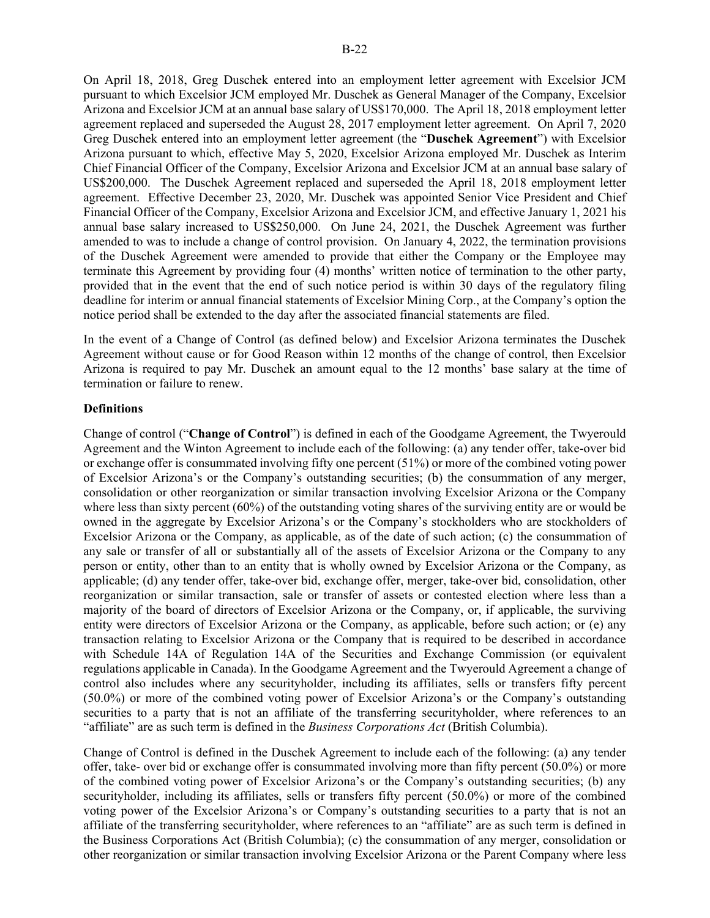On April 18, 2018, Greg Duschek entered into an employment letter agreement with Excelsior JCM pursuant to which Excelsior JCM employed Mr. Duschek as General Manager of the Company, Excelsior Arizona and Excelsior JCM at an annual base salary of US$170,000. The April 18, 2018 employment letter agreement replaced and superseded the August 28, 2017 employment letter agreement. On April 7, 2020 Greg Duschek entered into an employment letter agreement (the "**Duschek Agreement**") with Excelsior Arizona pursuant to which, effective May 5, 2020, Excelsior Arizona employed Mr. Duschek as Interim Chief Financial Officer of the Company, Excelsior Arizona and Excelsior JCM at an annual base salary of US$200,000. The Duschek Agreement replaced and superseded the April 18, 2018 employment letter agreement. Effective December 23, 2020, Mr. Duschek was appointed Senior Vice President and Chief Financial Officer of the Company, Excelsior Arizona and Excelsior JCM, and effective January 1, 2021 his annual base salary increased to US$250,000. On June 24, 2021, the Duschek Agreement was further amended to was to include a change of control provision. On January 4, 2022, the termination provisions of the Duschek Agreement were amended to provide that either the Company or the Employee may terminate this Agreement by providing four (4) months' written notice of termination to the other party, provided that in the event that the end of such notice period is within 30 days of the regulatory filing deadline for interim or annual financial statements of Excelsior Mining Corp., at the Company's option the notice period shall be extended to the day after the associated financial statements are filed.

In the event of a Change of Control (as defined below) and Excelsior Arizona terminates the Duschek Agreement without cause or for Good Reason within 12 months of the change of control, then Excelsior Arizona is required to pay Mr. Duschek an amount equal to the 12 months' base salary at the time of termination or failure to renew.

**Definitions**

Change of control ("**Change of Control**") is defined in each of the Goodgame Agreement, the Twyerould Agreement and the Winton Agreement to include each of the following: (a) any tender offer, take-over bid or exchange offer is consummated involving fifty one percent (51%) or more of the combined voting power of Excelsior Arizona's or the Company's outstanding securities; (b) the consummation of any merger, consolidation or other reorganization or similar transaction involving Excelsior Arizona or the Company where less than sixty percent (60%) of the outstanding voting shares of the surviving entity are or would be owned in the aggregate by Excelsior Arizona's or the Company's stockholders who are stockholders of Excelsior Arizona or the Company, as applicable, as of the date of such action; (c) the consummation of any sale or transfer of all or substantially all of the assets of Excelsior Arizona or the Company to any person or entity, other than to an entity that is wholly owned by Excelsior Arizona or the Company, as applicable; (d) any tender offer, take-over bid, exchange offer, merger, take-over bid, consolidation, other reorganization or similar transaction, sale or transfer of assets or contested election where less than a majority of the board of directors of Excelsior Arizona or the Company, or, if applicable, the surviving entity were directors of Excelsior Arizona or the Company, as applicable, before such action; or (e) any transaction relating to Excelsior Arizona or the Company that is required to be described in accordance with Schedule 14A of Regulation 14A of the Securities and Exchange Commission (or equivalent regulations applicable in Canada). In the Goodgame Agreement and the Twyerould Agreement a change of control also includes where any securityholder, including its affiliates, sells or transfers fifty percent (50.0%) or more of the combined voting power of Excelsior Arizona's or the Company's outstanding securities to a party that is not an affiliate of the transferring securityholder, where references to an "affiliate" are as such term is defined in the *Business Corporations Act* (British Columbia).

Change of Control is defined in the Duschek Agreement to include each of the following: (a) any tender offer, take- over bid or exchange offer is consummated involving more than fifty percent (50.0%) or more of the combined voting power of Excelsior Arizona's or the Company's outstanding securities; (b) any securityholder, including its affiliates, sells or transfers fifty percent (50.0%) or more of the combined voting power of the Excelsior Arizona's or Company's outstanding securities to a party that is not an affiliate of the transferring securityholder, where references to an "affiliate" are as such term is defined in the Business Corporations Act (British Columbia); (c) the consummation of any merger, consolidation or other reorganization or similar transaction involving Excelsior Arizona or the Parent Company where less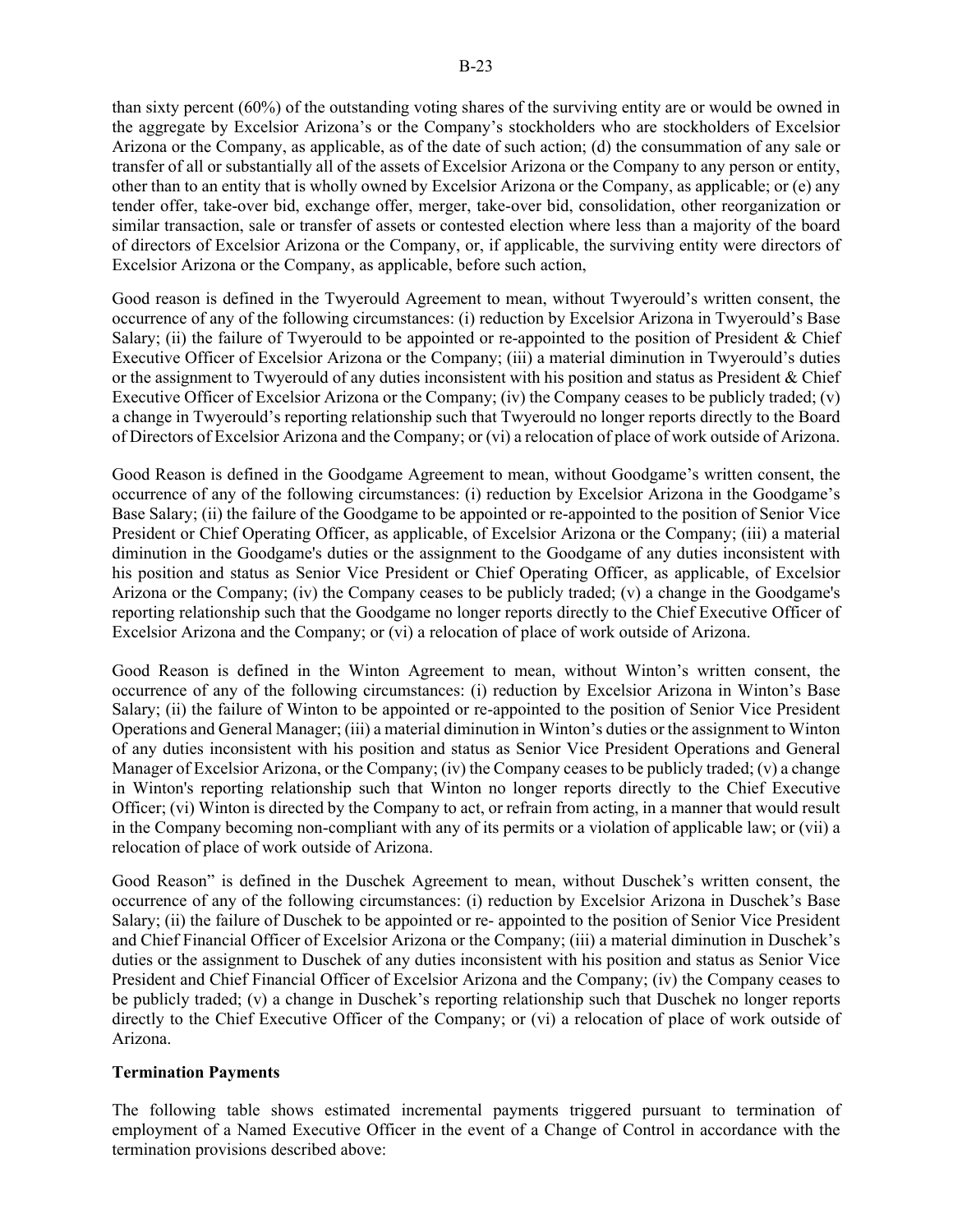than sixty percent (60%) of the outstanding voting shares of the surviving entity are or would be owned in the aggregate by Excelsior Arizona's or the Company's stockholders who are stockholders of Excelsior Arizona or the Company, as applicable, as of the date of such action; (d) the consummation of any sale or transfer of all or substantially all of the assets of Excelsior Arizona or the Company to any person or entity, other than to an entity that is wholly owned by Excelsior Arizona or the Company, as applicable; or (e) any tender offer, take-over bid, exchange offer, merger, take-over bid, consolidation, other reorganization or similar transaction, sale or transfer of assets or contested election where less than a majority of the board of directors of Excelsior Arizona or the Company, or, if applicable, the surviving entity were directors of Excelsior Arizona or the Company, as applicable, before such action,

Good reason is defined in the Twyerould Agreement to mean, without Twyerould's written consent, the occurrence of any of the following circumstances: (i) reduction by Excelsior Arizona in Twyerould's Base Salary; (ii) the failure of Twyerould to be appointed or re-appointed to the position of President & Chief Executive Officer of Excelsior Arizona or the Company; (iii) a material diminution in Twyerould's duties or the assignment to Twyerould of any duties inconsistent with his position and status as President & Chief Executive Officer of Excelsior Arizona or the Company; (iv) the Company ceases to be publicly traded; (v) a change in Twyerould's reporting relationship such that Twyerould no longer reports directly to the Board of Directors of Excelsior Arizona and the Company; or (vi) a relocation of place of work outside of Arizona.

Good Reason is defined in the Goodgame Agreement to mean, without Goodgame's written consent, the occurrence of any of the following circumstances: (i) reduction by Excelsior Arizona in the Goodgame's Base Salary; (ii) the failure of the Goodgame to be appointed or re-appointed to the position of Senior Vice President or Chief Operating Officer, as applicable, of Excelsior Arizona or the Company; (iii) a material diminution in the Goodgame's duties or the assignment to the Goodgame of any duties inconsistent with his position and status as Senior Vice President or Chief Operating Officer, as applicable, of Excelsior Arizona or the Company; (iv) the Company ceases to be publicly traded; (v) a change in the Goodgame's reporting relationship such that the Goodgame no longer reports directly to the Chief Executive Officer of Excelsior Arizona and the Company; or (vi) a relocation of place of work outside of Arizona.

Good Reason is defined in the Winton Agreement to mean, without Winton's written consent, the occurrence of any of the following circumstances: (i) reduction by Excelsior Arizona in Winton's Base Salary; (ii) the failure of Winton to be appointed or re-appointed to the position of Senior Vice President Operations and General Manager; (iii) a material diminution in Winton's duties or the assignment to Winton of any duties inconsistent with his position and status as Senior Vice President Operations and General Manager of Excelsior Arizona, or the Company; (iv) the Company ceases to be publicly traded; (v) a change in Winton's reporting relationship such that Winton no longer reports directly to the Chief Executive Officer; (vi) Winton is directed by the Company to act, or refrain from acting, in a manner that would result in the Company becoming non-compliant with any of its permits or a violation of applicable law; or (vii) a relocation of place of work outside of Arizona.

Good Reason" is defined in the Duschek Agreement to mean, without Duschek's written consent, the occurrence of any of the following circumstances: (i) reduction by Excelsior Arizona in Duschek's Base Salary; (ii) the failure of Duschek to be appointed or re- appointed to the position of Senior Vice President and Chief Financial Officer of Excelsior Arizona or the Company; (iii) a material diminution in Duschek's duties or the assignment to Duschek of any duties inconsistent with his position and status as Senior Vice President and Chief Financial Officer of Excelsior Arizona and the Company; (iv) the Company ceases to be publicly traded; (v) a change in Duschek's reporting relationship such that Duschek no longer reports directly to the Chief Executive Officer of the Company; or (vi) a relocation of place of work outside of Arizona.

**Termination Payments**

The following table shows estimated incremental payments triggered pursuant to termination of employment of a Named Executive Officer in the event of a Change of Control in accordance with the termination provisions described above: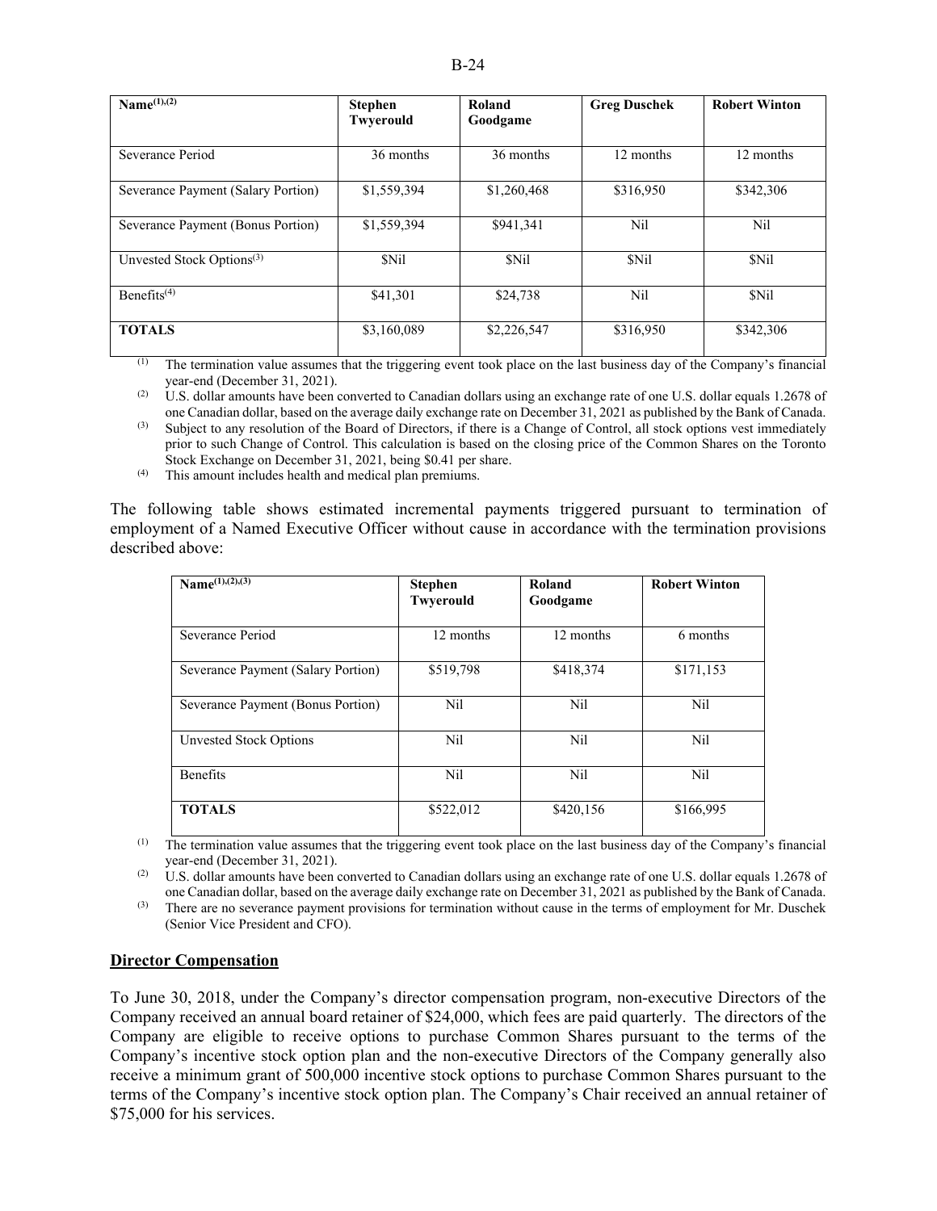| Name[(1),(2)] | Stephen Twyerould | Roland Goodgame | Greg Duschek | Robert Winton |
|---|---|---|---|---|
| Severance Period | 36 months | 36 months | 12 months | 12 months |
| Severance Payment (Salary Portion) | $1,559,394 | $1,260,468 | $316,950 | $342,306 |
| Severance Payment (Bonus Portion) | $1,559,394 | $941,341 | Nil | Nil |
| Unvested Stock Options[(3)] | $Nil | $Nil | $Nil | $Nil |
| Benefits[(4)] | $41,301 | $24,738 | Nil | $Nil |
| **TOTALS** | $3,160,089 | $2,226,547 | $316,950 | $342,306 |

(1) The termination value assumes that the triggering event took place on the last business day of the Company's financial year-end (December 31, 2021).

(2) U.S. dollar amounts have been converted to Canadian dollars using an exchange rate of one U.S. dollar equals 1.2678 of one Canadian dollar, based on the average daily exchange rate on December 31, 2021 as published by the Bank of Canada.

(3) Subject to any resolution of the Board of Directors, if there is a Change of Control, all stock options vest immediately prior to such Change of Control. This calculation is based on the closing price of the Common Shares on the Toronto Stock Exchange on December 31, 2021, being $0.41 per share.

(4) This amount includes health and medical plan premiums.

The following table shows estimated incremental payments triggered pursuant to termination of employment of a Named Executive Officer without cause in accordance with the termination provisions described above:

| Name[(1),(2),(3)] | Stephen Twyerould | Roland Goodgame | Robert Winton |
|---|---|---|---|
| Severance Period | 12 months | 12 months | 6 months |
| Severance Payment (Salary Portion) | $519,798 | $418,374 | $171,153 |
| Severance Payment (Bonus Portion) | Nil | Nil | Nil |
| Unvested Stock Options | Nil | Nil | Nil |
| Benefits | Nil | Nil | Nil |
| **TOTALS** | $522,012 | $420,156 | $166,995 |

(1) The termination value assumes that the triggering event took place on the last business day of the Company's financial year-end (December 31, 2021).

(2) U.S. dollar amounts have been converted to Canadian dollars using an exchange rate of one U.S. dollar equals 1.2678 of one Canadian dollar, based on the average daily exchange rate on December 31, 2021 as published by the Bank of Canada.

(3) There are no severance payment provisions for termination without cause in the terms of employment for Mr. Duschek (Senior Vice President and CFO).

## Director Compensation

To June 30, 2018, under the Company's director compensation program, non-executive Directors of the Company received an annual board retainer of $24,000, which fees are paid quarterly. The directors of the Company are eligible to receive options to purchase Common Shares pursuant to the terms of the Company's incentive stock option plan and the non-executive Directors of the Company generally also receive a minimum grant of 500,000 incentive stock options to purchase Common Shares pursuant to the terms of the Company's incentive stock option plan. The Company's Chair received an annual retainer of $75,000 for his services.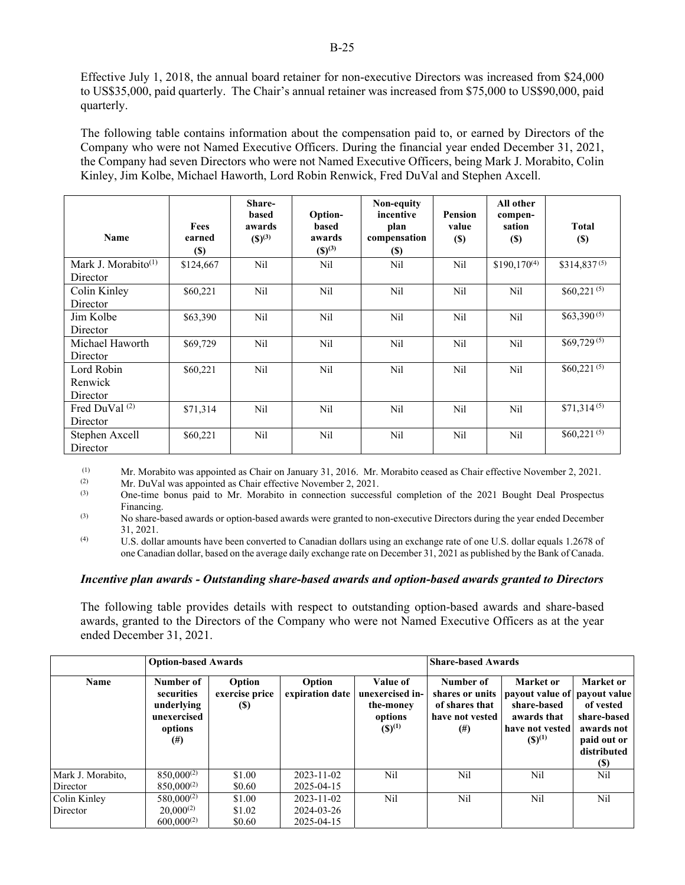Effective July 1, 2018, the annual board retainer for non-executive Directors was increased from $24,000 to US$35,000, paid quarterly. The Chair's annual retainer was increased from $75,000 to US$90,000, paid quarterly.

The following table contains information about the compensation paid to, or earned by Directors of the Company who were not Named Executive Officers. During the financial year ended December 31, 2021, the Company had seven Directors who were not Named Executive Officers, being Mark J. Morabito, Colin Kinley, Jim Kolbe, Michael Haworth, Lord Robin Renwick, Fred DuVal and Stephen Axcell.

| Name | Fees earned ($) | Share-based awards ($)[3] | Option-based awards ($)[3] | Non-equity incentive plan compensation ($) | Pension value ($) | All other compen-sation ($) | Total ($) |
|---|---|---|---|---|---|---|---|
| Mark J. Morabito[1] Director | $124,667 | Nil | Nil | Nil | Nil | $190,170[4] | $314,837[5] |
| Colin Kinley Director | $60,221 | Nil | Nil | Nil | Nil | Nil | $60,221[5] |
| Jim Kolbe Director | $63,390 | Nil | Nil | Nil | Nil | Nil | $63,390[5] |
| Michael Haworth Director | $69,729 | Nil | Nil | Nil | Nil | Nil | $69,729[5] |
| Lord Robin Renwick Director | $60,221 | Nil | Nil | Nil | Nil | Nil | $60,221[5] |
| Fred DuVal[2] Director | $71,314 | Nil | Nil | Nil | Nil | Nil | $71,314[5] |
| Stephen Axcell Director | $60,221 | Nil | Nil | Nil | Nil | Nil | $60,221[5] |

(1) Mr. Morabito was appointed as Chair on January 31, 2016. Mr. Morabito ceased as Chair effective November 2, 2021.

(2) Mr. DuVal was appointed as Chair effective November 2, 2021.

(3) One-time bonus paid to Mr. Morabito in connection successful completion of the 2021 Bought Deal Prospectus Financing.

(3) No share-based awards or option-based awards were granted to non-executive Directors during the year ended December 31, 2021.

(4) U.S. dollar amounts have been converted to Canadian dollars using an exchange rate of one U.S. dollar equals 1.2678 of one Canadian dollar, based on the average daily exchange rate on December 31, 2021 as published by the Bank of Canada.

### *Incentive plan awards - Outstanding share-based awards and option-based awards granted to Directors*

The following table provides details with respect to outstanding option-based awards and share-based awards, granted to the Directors of the Company who were not Named Executive Officers as at the year ended December 31, 2021.

| | Option-based Awards | | | | Share-based Awards | | |
|---|---|---|---|---|---|---|---|
| Name | Number of securities underlying unexercised options (#) | Option exercise price ($) | Option expiration date | Value of unexercised in-the-money options ($)[1] | Number of shares or units of shares that have not vested (#) | Market or payout value of share-based awards that have not vested ($)[1] | Market or payout value of vested share-based awards not paid out or distributed ($) |
| Mark J. Morabito, Director | 850,000[2]<br>850,000[2] | $1.00<br>$0.60 | 2023-11-02<br>2025-04-15 | Nil | Nil | Nil | Nil |
| Colin Kinley Director | 580,000[2]<br>20,000[2]<br>600,000[2] | $1.00<br>$1.02<br>$0.60 | 2023-11-02<br>2024-03-26<br>2025-04-15 | Nil | Nil | Nil | Nil |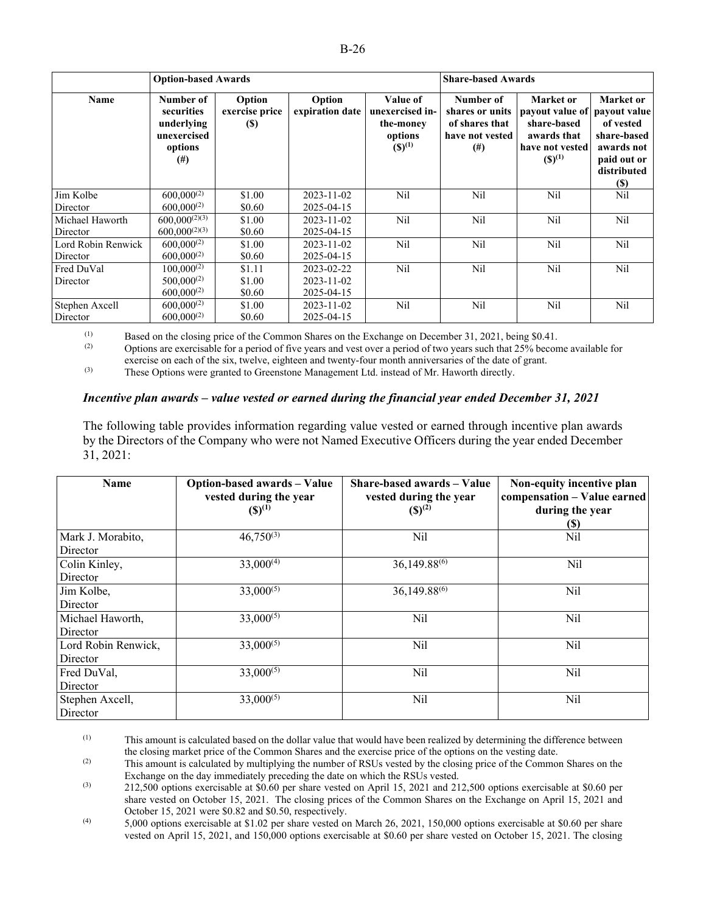| | Option-based Awards | | | | Share-based Awards | | |
|---|---|---|---|---|---|---|---|
| **Name** | **Number of securities underlying unexercised options (#)** | **Option exercise price ($)** | **Option expiration date** | **Value of unexercised in-the-money options ($)[1]** | **Number of shares or units of shares that have not vested (#)** | **Market or payout value of share-based awards that have not vested ($)[1]** | **Market or payout value of vested share-based awards not paid out or distributed ($)** |
| Jim Kolbe<br>Director | 600,000[2]<br>600,000[2] | \$1.00<br>\$0.60 | 2023-11-02<br>2025-04-15 | Nil | Nil | Nil | Nil |
| Michael Haworth<br>Director | 600,000[2][3]<br>600,000[2][3] | \$1.00<br>\$0.60 | 2023-11-02<br>2025-04-15 | Nil | Nil | Nil | Nil |
| Lord Robin Renwick<br>Director | 600,000[2]<br>600,000[2] | \$1.00<br>\$0.60 | 2023-11-02<br>2025-04-15 | Nil | Nil | Nil | Nil |
| Fred DuVal<br>Director | 100,000[2]<br>500,000[2]<br>600,000[2] | \$1.11<br>\$1.00<br>\$0.60 | 2023-02-22<br>2023-11-02<br>2025-04-15 | Nil | Nil | Nil | Nil |
| Stephen Axcell<br>Director | 600,000[2]<br>600,000[2] | \$1.00<br>\$0.60 | 2023-11-02<br>2025-04-15 | Nil | Nil | Nil | Nil |

(1) Based on the closing price of the Common Shares on the Exchange on December 31, 2021, being \$0.41.

(2) Options are exercisable for a period of five years and vest over a period of two years such that 25% become available for exercise on each of the six, twelve, eighteen and twenty-four month anniversaries of the date of grant.

(3) These Options were granted to Greenstone Management Ltd. instead of Mr. Haworth directly.

### *Incentive plan awards – value vested or earned during the financial year ended December 31, 2021*

The following table provides information regarding value vested or earned through incentive plan awards by the Directors of the Company who were not Named Executive Officers during the year ended December 31, 2021:

| Name | Option-based awards – Value vested during the year ($)[1] | Share-based awards – Value vested during the year ($)[2] | Non-equity incentive plan compensation – Value earned during the year ($) |
|---|---|---|---|
| Mark J. Morabito,<br>Director | 46,750[3] | Nil | Nil |
| Colin Kinley,<br>Director | 33,000[4] | 36,149.88[6] | Nil |
| Jim Kolbe,<br>Director | 33,000[5] | 36,149.88[6] | Nil |
| Michael Haworth,<br>Director | 33,000[5] | Nil | Nil |
| Lord Robin Renwick,<br>Director | 33,000[5] | Nil | Nil |
| Fred DuVal,<br>Director | 33,000[5] | Nil | Nil |
| Stephen Axcell,<br>Director | 33,000[5] | Nil | Nil |

(1) This amount is calculated based on the dollar value that would have been realized by determining the difference between the closing market price of the Common Shares and the exercise price of the options on the vesting date.

(2) This amount is calculated by multiplying the number of RSUs vested by the closing price of the Common Shares on the Exchange on the day immediately preceding the date on which the RSUs vested.

(3) 212,500 options exercisable at \$0.60 per share vested on April 15, 2021 and 212,500 options exercisable at \$0.60 per share vested on October 15, 2021. The closing prices of the Common Shares on the Exchange on April 15, 2021 and October 15, 2021 were \$0.82 and \$0.50, respectively.

(4) 5,000 options exercisable at \$1.02 per share vested on March 26, 2021, 150,000 options exercisable at \$0.60 per share vested on April 15, 2021, and 150,000 options exercisable at \$0.60 per share vested on October 15, 2021. The closing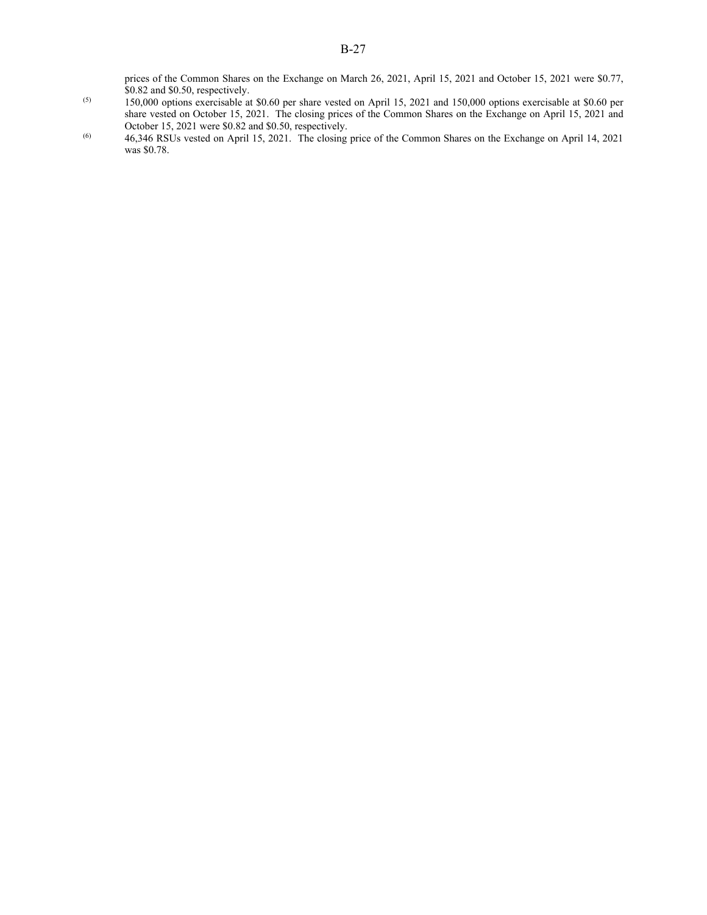prices of the Common Shares on the Exchange on March 26, 2021, April 15, 2021 and October 15, 2021 were $0.77, $0.82 and $0.50, respectively.

(5) 150,000 options exercisable at $0.60 per share vested on April 15, 2021 and 150,000 options exercisable at $0.60 per share vested on October 15, 2021. The closing prices of the Common Shares on the Exchange on April 15, 2021 and October 15, 2021 were $0.82 and $0.50, respectively.

(6) 46,346 RSUs vested on April 15, 2021. The closing price of the Common Shares on the Exchange on April 14, 2021 was $0.78.